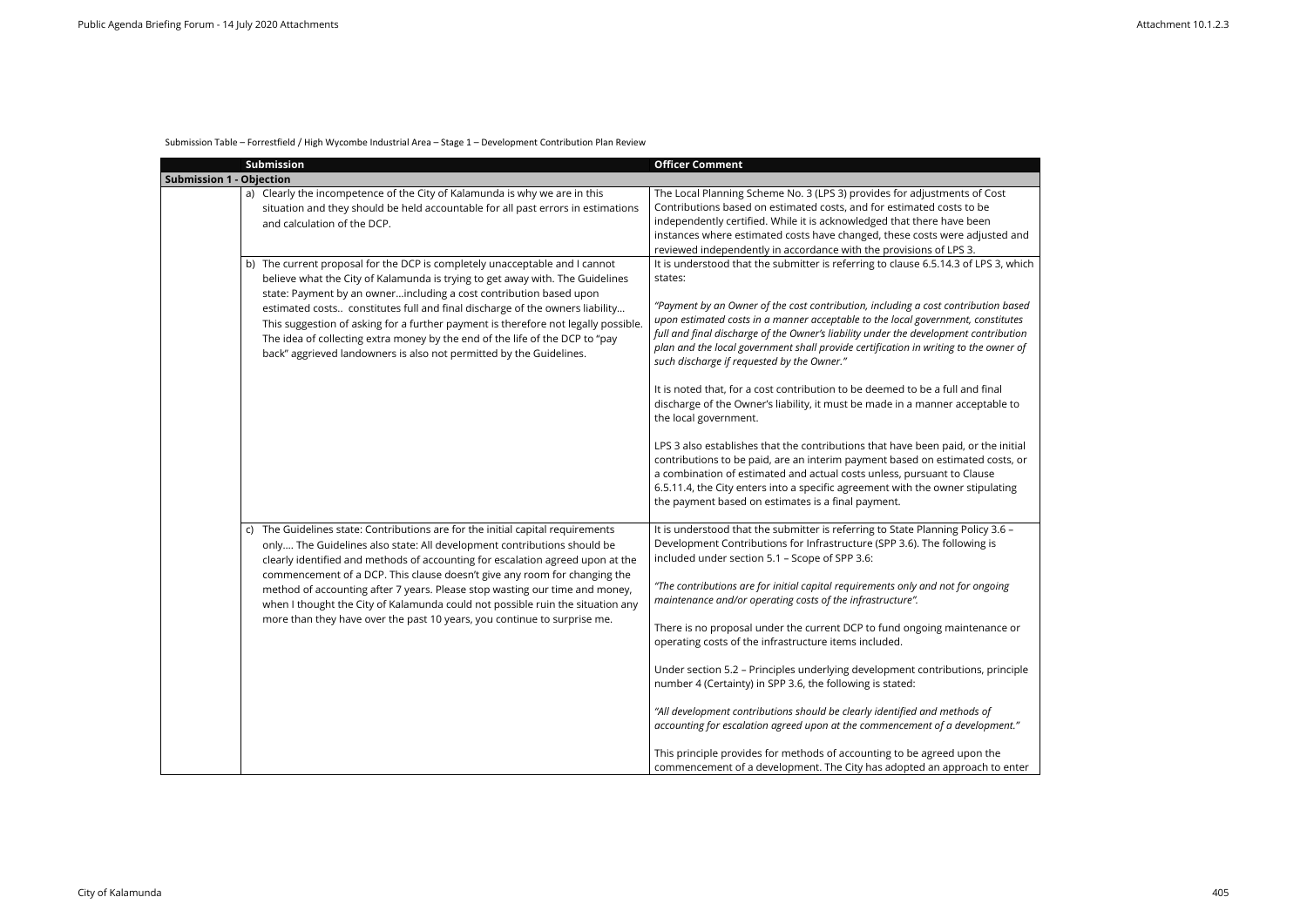Submission Table – Forrestfield / High Wycombe Industrial Area – Stage 1 – Development Contribution Plan Review

| | Submission | Officer Comment |
|---|---|---|
| **Submission 1 - Objection** | | |
| | a) Clearly the incompetence of the City of Kalamunda is why we are in this situation and they should be held accountable for all past errors in estimations and calculation of the DCP. | The Local Planning Scheme No. 3 (LPS 3) provides for adjustments of Cost Contributions based on estimated costs, and for estimated costs to be independently certified. While it is acknowledged that there have been instances where estimated costs have changed, these costs were adjusted and reviewed independently in accordance with the provisions of LPS 3. |
| | b) The current proposal for the DCP is completely unacceptable and I cannot believe what the City of Kalamunda is trying to get away with. The Guidelines state: Payment by an owner…including a cost contribution based upon estimated costs.. constitutes full and final discharge of the owners liability… This suggestion of asking for a further payment is therefore not legally possible. The idea of collecting extra money by the end of the life of the DCP to "pay back" aggrieved landowners is also not permitted by the Guidelines. | It is understood that the submitter is referring to clause 6.5.14.3 of LPS 3, which states:<br><br>*"Payment by an Owner of the cost contribution, including a cost contribution based upon estimated costs in a manner acceptable to the local government, constitutes full and final discharge of the Owner's liability under the development contribution plan and the local government shall provide certification in writing to the owner of such discharge if requested by the Owner."*<br><br>It is noted that, for a cost contribution to be deemed to be a full and final discharge of the Owner's liability, it must be made in a manner acceptable to the local government.<br><br>LPS 3 also establishes that the contributions that have been paid, or the initial contributions to be paid, are an interim payment based on estimated costs, or a combination of estimated and actual costs unless, pursuant to Clause 6.5.11.4, the City enters into a specific agreement with the owner stipulating the payment based on estimates is a final payment. |
| | c) The Guidelines state: Contributions are for the initial capital requirements only…. The Guidelines also state: All development contributions should be clearly identified and methods of accounting for escalation agreed upon at the commencement of a DCP. This clause doesn't give any room for changing the method of accounting after 7 years. Please stop wasting our time and money, when I thought the City of Kalamunda could not possible ruin the situation any more than they have over the past 10 years, you continue to surprise me. | It is understood that the submitter is referring to State Planning Policy 3.6 – Development Contributions for Infrastructure (SPP 3.6). The following is included under section 5.1 – Scope of SPP 3.6:<br><br>*"The contributions are for initial capital requirements only and not for ongoing maintenance and/or operating costs of the infrastructure".*<br><br>There is no proposal under the current DCP to fund ongoing maintenance or operating costs of the infrastructure items included.<br><br>Under section 5.2 – Principles underlying development contributions, principle number 4 (Certainty) in SPP 3.6, the following is stated:<br><br>*"All development contributions should be clearly identified and methods of accounting for escalation agreed upon at the commencement of a development."*<br><br>This principle provides for methods of accounting to be agreed upon the commencement of a development. The City has adopted an approach to enter |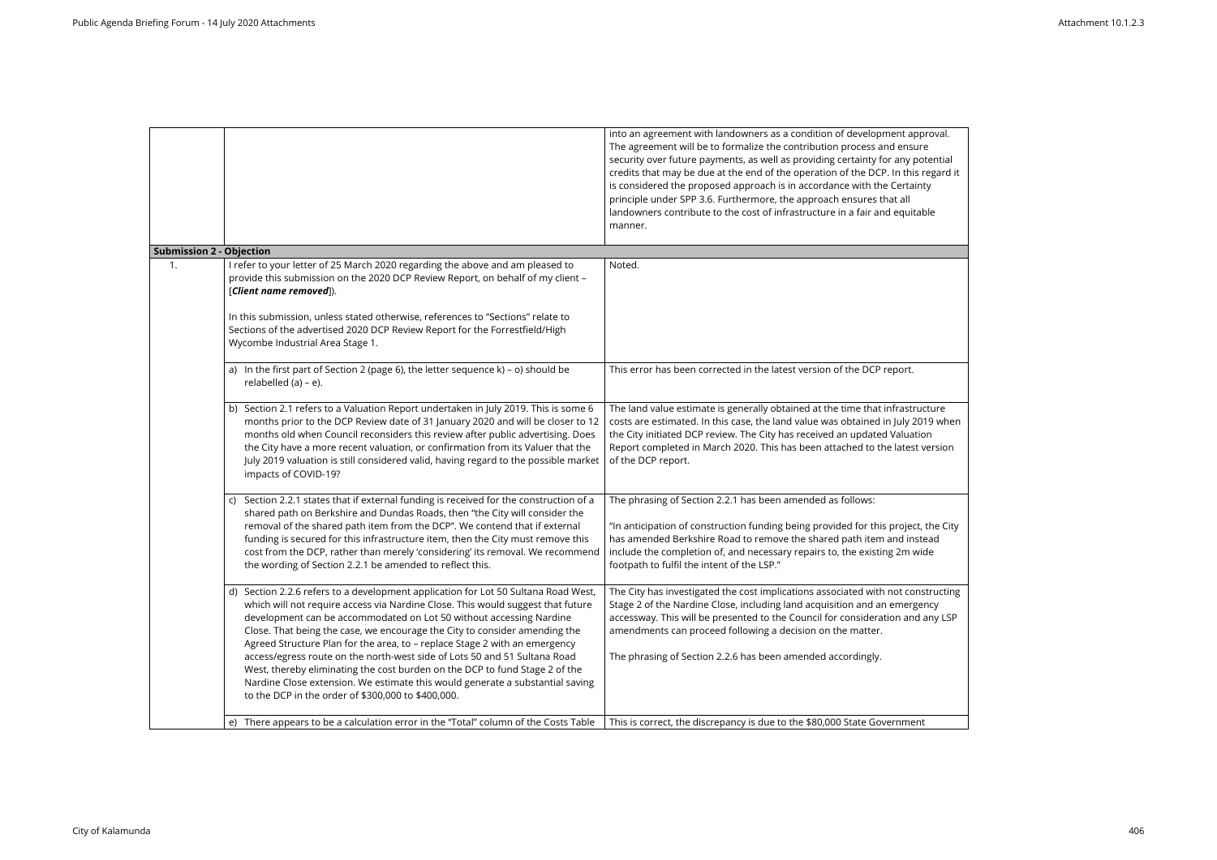| | | |
|---|---|---|
| | | into an agreement with landowners as a condition of development approval. The agreement will be to formalize the contribution process and ensure security over future payments, as well as providing certainty for any potential credits that may be due at the end of the operation of the DCP. In this regard it is considered the proposed approach is in accordance with the Certainty principle under SPP 3.6. Furthermore, the approach ensures that all landowners contribute to the cost of infrastructure in a fair and equitable manner. |
| **Submission 2 - Objection** | | |
| 1. | I refer to your letter of 25 March 2020 regarding the above and am pleased to provide this submission on the 2020 DCP Review Report, on behalf of my client – [***Client name removed***]).<br><br>In this submission, unless stated otherwise, references to "Sections" relate to Sections of the advertised 2020 DCP Review Report for the Forrestfield/High Wycombe Industrial Area Stage 1. | Noted. |
| | a) In the first part of Section 2 (page 6), the letter sequence k) – o) should be relabelled (a) – e). | This error has been corrected in the latest version of the DCP report. |
| | b) Section 2.1 refers to a Valuation Report undertaken in July 2019. This is some 6 months prior to the DCP Review date of 31 January 2020 and will be closer to 12 months old when Council reconsiders this review after public advertising. Does the City have a more recent valuation, or confirmation from its Valuer that the July 2019 valuation is still considered valid, having regard to the possible market impacts of COVID-19? | The land value estimate is generally obtained at the time that infrastructure costs are estimated. In this case, the land value was obtained in July 2019 when the City initiated DCP review. The City has received an updated Valuation Report completed in March 2020. This has been attached to the latest version of the DCP report. |
| | c) Section 2.2.1 states that if external funding is received for the construction of a shared path on Berkshire and Dundas Roads, then "the City will consider the removal of the shared path item from the DCP". We contend that if external funding is secured for this infrastructure item, then the City must remove this cost from the DCP, rather than merely 'considering' its removal. We recommend the wording of Section 2.2.1 be amended to reflect this. | The phrasing of Section 2.2.1 has been amended as follows:<br><br>"In anticipation of construction funding being provided for this project, the City has amended Berkshire Road to remove the shared path item and instead include the completion of, and necessary repairs to, the existing 2m wide footpath to fulfil the intent of the LSP." |
| | d) Section 2.2.6 refers to a development application for Lot 50 Sultana Road West, which will not require access via Nardine Close. This would suggest that future development can be accommodated on Lot 50 without accessing Nardine Close. That being the case, we encourage the City to consider amending the Agreed Structure Plan for the area, to – replace Stage 2 with an emergency access/egress route on the north-west side of Lots 50 and 51 Sultana Road West, thereby eliminating the cost burden on the DCP to fund Stage 2 of the Nardine Close extension. We estimate this would generate a substantial saving to the DCP in the order of $300,000 to $400,000. | The City has investigated the cost implications associated with not constructing Stage 2 of the Nardine Close, including land acquisition and an emergency accessway. This will be presented to the Council for consideration and any LSP amendments can proceed following a decision on the matter.<br><br>The phrasing of Section 2.2.6 has been amended accordingly. |
| | e) There appears to be a calculation error in the "Total" column of the Costs Table | This is correct, the discrepancy is due to the $80,000 State Government |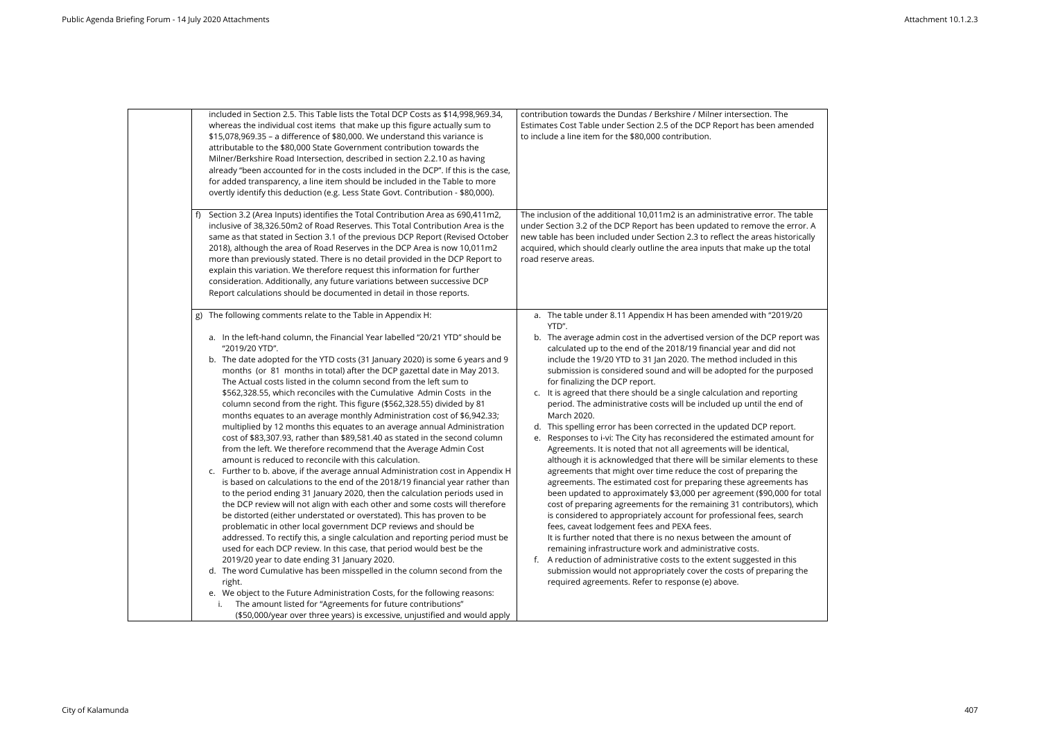| | Submission | Response |
|---|---|---|
| | included in Section 2.5. This Table lists the Total DCP Costs as $14,998,969.34, whereas the individual cost items that make up this figure actually sum to $15,078,969.35 – a difference of $80,000. We understand this variance is attributable to the $80,000 State Government contribution towards the Milner/Berkshire Road Intersection, described in section 2.2.10 as having already "been accounted for in the costs included in the DCP". If this is the case, for added transparency, a line item should be included in the Table to more overtly identify this deduction (e.g. Less State Govt. Contribution - $80,000). | contribution towards the Dundas / Berkshire / Milner intersection. The Estimates Cost Table under Section 2.5 of the DCP Report has been amended to include a line item for the $80,000 contribution. |
| | f) Section 3.2 (Area Inputs) identifies the Total Contribution Area as 690,411m2, inclusive of 38,326.50m2 of Road Reserves. This Total Contribution Area is the same as that stated in Section 3.1 of the previous DCP Report (Revised October 2018), although the area of Road Reserves in the DCP Area is now 10,011m2 more than previously stated. There is no detail provided in the DCP Report to explain this variation. We therefore request this information for further consideration. Additionally, any future variations between successive DCP Report calculations should be documented in detail in those reports. | The inclusion of the additional 10,011m2 is an administrative error. The table under Section 3.2 of the DCP Report has been updated to remove the error. A new table has been included under Section 2.3 to reflect the areas historically acquired, which should clearly outline the area inputs that make up the total road reserve areas. |
| | g) The following comments relate to the Table in Appendix H:<br><br>a. In the left-hand column, the Financial Year labelled "20/21 YTD" should be "2019/20 YTD".<br>b. The date adopted for the YTD costs (31 January 2020) is some 6 years and 9 months (or 81 months in total) after the DCP gazettal date in May 2013. The Actual costs listed in the column second from the left sum to $562,328.55, which reconciles with the Cumulative Admin Costs in the column second from the right. This figure ($562,328.55) divided by 81 months equates to an average monthly Administration cost of $6,942.33; multiplied by 12 months this equates to an average annual Administration cost of $83,307.93, rather than $89,581.40 as stated in the second column from the left. We therefore recommend that the Average Admin Cost amount is reduced to reconcile with this calculation.<br>c. Further to b. above, if the average annual Administration cost in Appendix H is based on calculations to the end of the 2018/19 financial year rather than to the period ending 31 January 2020, then the calculation periods used in the DCP review will not align with each other and some costs will therefore be distorted (either understated or overstated). This has proven to be problematic in other local government DCP reviews and should be addressed. To rectify this, a single calculation and reporting period must be used for each DCP review. In this case, that period would best be the 2019/20 year to date ending 31 January 2020.<br>d. The word Cumulative has been misspelled in the column second from the right.<br>e. We object to the Future Administration Costs, for the following reasons:<br>i. The amount listed for "Agreements for future contributions" ($50,000/year over three years) is excessive, unjustified and would apply | a. The table under 8.11 Appendix H has been amended with "2019/20 YTD".<br>b. The average admin cost in the advertised version of the DCP report was calculated up to the end of the 2018/19 financial year and did not include the 19/20 YTD to 31 Jan 2020. The method included in this submission is considered sound and will be adopted for the purposed for finalizing the DCP report.<br>c. It is agreed that there should be a single calculation and reporting period. The administrative costs will be included up until the end of March 2020.<br>d. This spelling error has been corrected in the updated DCP report.<br>e. Responses to i-vi: The City has reconsidered the estimated amount for Agreements. It is noted that not all agreements will be identical, although it is acknowledged that there will be similar elements to these agreements that might over time reduce the cost of preparing the agreements. The estimated cost for preparing these agreements has been updated to approximately $3,000 per agreement ($90,000 for total cost of preparing agreements for the remaining 31 contributors), which is considered to appropriately account for professional fees, search fees, caveat lodgement fees and PEXA fees.<br>It is further noted that there is no nexus between the amount of remaining infrastructure work and administrative costs.<br>f. A reduction of administrative costs to the extent suggested in this submission would not appropriately cover the costs of preparing the required agreements. Refer to response (e) above. |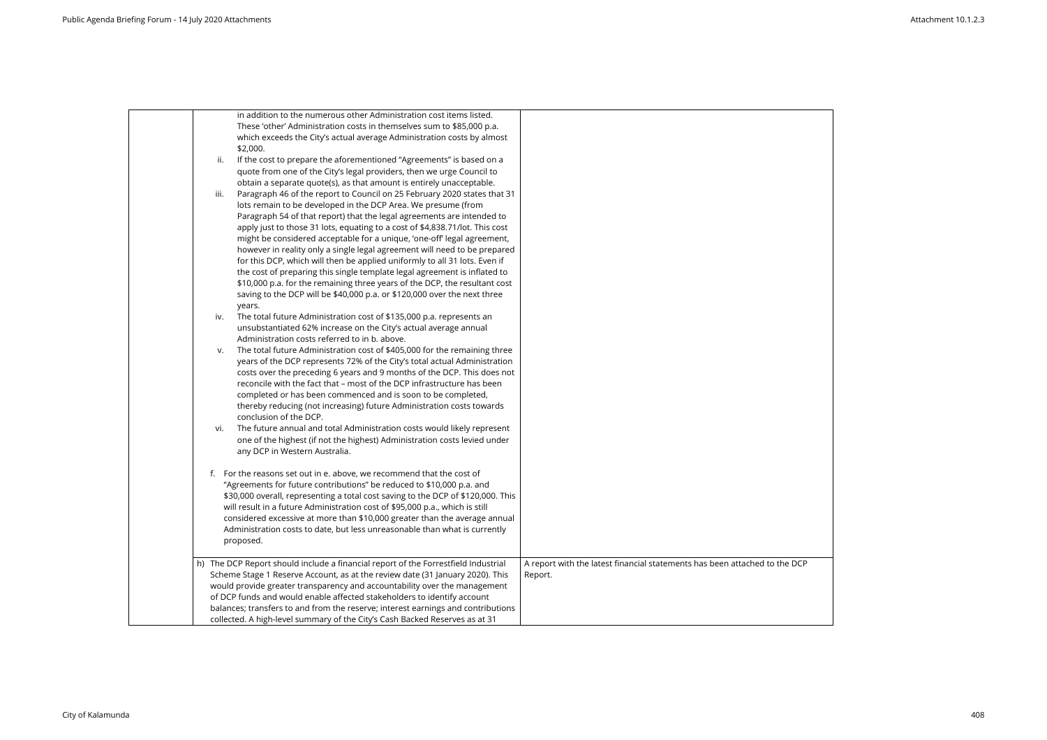| | | |
|---|---|---|
| | in addition to the numerous other Administration cost items listed. These 'other' Administration costs in themselves sum to $85,000 p.a. which exceeds the City's actual average Administration costs by almost $2,000.<br>ii. If the cost to prepare the aforementioned "Agreements" is based on a quote from one of the City's legal providers, then we urge Council to obtain a separate quote(s), as that amount is entirely unacceptable.<br>iii. Paragraph 46 of the report to Council on 25 February 2020 states that 31 lots remain to be developed in the DCP Area. We presume (from Paragraph 54 of that report) that the legal agreements are intended to apply just to those 31 lots, equating to a cost of $4,838.71/lot. This cost might be considered acceptable for a unique, 'one-off' legal agreement, however in reality only a single legal agreement will need to be prepared for this DCP, which will then be applied uniformly to all 31 lots. Even if the cost of preparing this single template legal agreement is inflated to $10,000 p.a. for the remaining three years of the DCP, the resultant cost saving to the DCP will be $40,000 p.a. or $120,000 over the next three years.<br>iv. The total future Administration cost of $135,000 p.a. represents an unsubstantiated 62% increase on the City's actual average annual Administration costs referred to in b. above.<br>v. The total future Administration cost of $405,000 for the remaining three years of the DCP represents 72% of the City's total actual Administration costs over the preceding 6 years and 9 months of the DCP. This does not reconcile with the fact that – most of the DCP infrastructure has been completed or has been commenced and is soon to be completed, thereby reducing (not increasing) future Administration costs towards conclusion of the DCP.<br>vi. The future annual and total Administration costs would likely represent one of the highest (if not the highest) Administration costs levied under any DCP in Western Australia.<br><br>f. For the reasons set out in e. above, we recommend that the cost of "Agreements for future contributions" be reduced to $10,000 p.a. and $30,000 overall, representing a total cost saving to the DCP of $120,000. This will result in a future Administration cost of $95,000 p.a., which is still considered excessive at more than $10,000 greater than the average annual Administration costs to date, but less unreasonable than what is currently proposed. | |
| | h) The DCP Report should include a financial report of the Forrestfield Industrial Scheme Stage 1 Reserve Account, as at the review date (31 January 2020). This would provide greater transparency and accountability over the management of DCP funds and would enable affected stakeholders to identify account balances; transfers to and from the reserve; interest earnings and contributions collected. A high-level summary of the City's Cash Backed Reserves as at 31 | A report with the latest financial statements has been attached to the DCP Report. |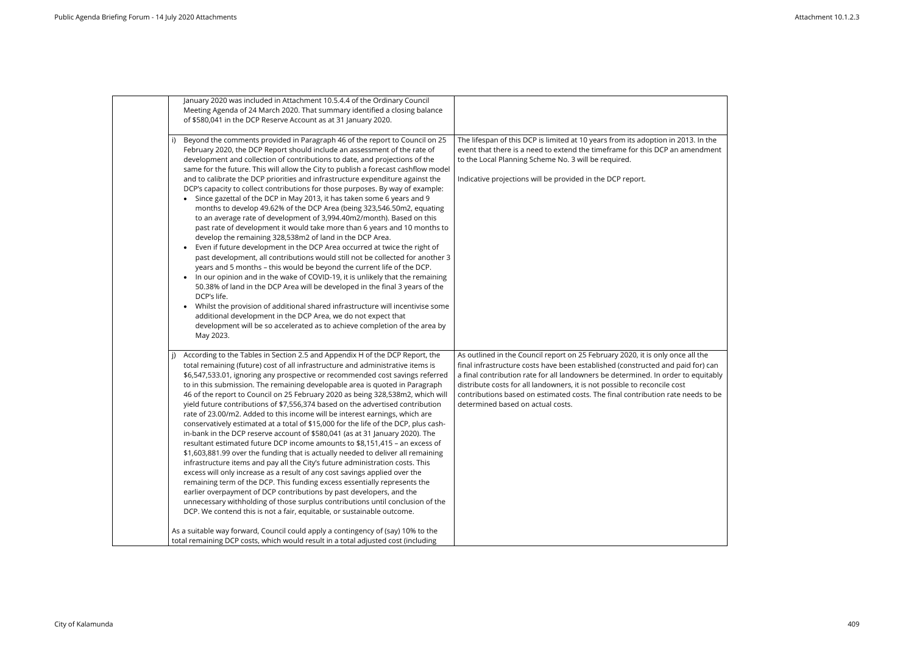| | | |
|---|---|---|
| | January 2020 was included in Attachment 10.5.4.4 of the Ordinary Council Meeting Agenda of 24 March 2020. That summary identified a closing balance of $580,041 in the DCP Reserve Account as at 31 January 2020. | |
| | i) Beyond the comments provided in Paragraph 46 of the report to Council on 25 February 2020, the DCP Report should include an assessment of the rate of development and collection of contributions to date, and projections of the same for the future. This will allow the City to publish a forecast cashflow model and to calibrate the DCP priorities and infrastructure expenditure against the DCP's capacity to collect contributions for those purposes. By way of example:<br>• Since gazettal of the DCP in May 2013, it has taken some 6 years and 9 months to develop 49.62% of the DCP Area (being 323,546.50m2, equating to an average rate of development of 3,994.40m2/month). Based on this past rate of development it would take more than 6 years and 10 months to develop the remaining 328,538m2 of land in the DCP Area.<br>• Even if future development in the DCP Area occurred at twice the right of past development, all contributions would still not be collected for another 3 years and 5 months – this would be beyond the current life of the DCP.<br>• In our opinion and in the wake of COVID-19, it is unlikely that the remaining 50.38% of land in the DCP Area will be developed in the final 3 years of the DCP's life.<br>• Whilst the provision of additional shared infrastructure will incentivise some additional development in the DCP Area, we do not expect that development will be so accelerated as to achieve completion of the area by May 2023. | The lifespan of this DCP is limited at 10 years from its adoption in 2013. In the event that there is a need to extend the timeframe for this DCP an amendment to the Local Planning Scheme No. 3 will be required.<br><br>Indicative projections will be provided in the DCP report. |
| | j) According to the Tables in Section 2.5 and Appendix H of the DCP Report, the total remaining (future) cost of all infrastructure and administrative items is $6,547,533.01, ignoring any prospective or recommended cost savings referred to in this submission. The remaining developable area is quoted in Paragraph 46 of the report to Council on 25 February 2020 as being 328,538m2, which will yield future contributions of $7,556,374 based on the advertised contribution rate of 23.00/m2. Added to this income will be interest earnings, which are conservatively estimated at a total of $15,000 for the life of the DCP, plus cash-in-bank in the DCP reserve account of $580,041 (as at 31 January 2020). The resultant estimated future DCP income amounts to $8,151,415 – an excess of $1,603,881.99 over the funding that is actually needed to deliver all remaining infrastructure items and pay all the City's future administration costs. This excess will only increase as a result of any cost savings applied over the remaining term of the DCP. This funding excess essentially represents the earlier overpayment of DCP contributions by past developers, and the unnecessary withholding of those surplus contributions until conclusion of the DCP. We contend this is not a fair, equitable, or sustainable outcome.<br><br>As a suitable way forward, Council could apply a contingency of (say) 10% to the total remaining DCP costs, which would result in a total adjusted cost (including | As outlined in the Council report on 25 February 2020, it is only once all the final infrastructure costs have been established (constructed and paid for) can a final contribution rate for all landowners be determined. In order to equitably distribute costs for all landowners, it is not possible to reconcile cost contributions based on estimated costs. The final contribution rate needs to be determined based on actual costs. |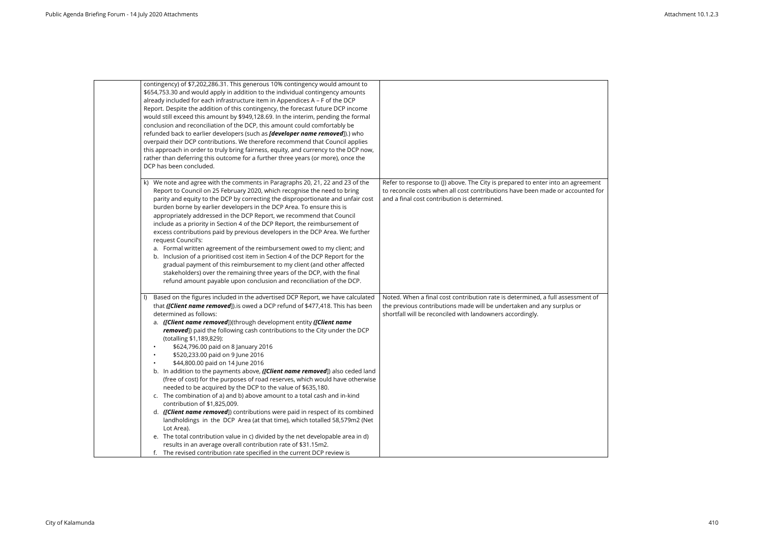| | | |
|---|---|---|
| | contingency) of $7,202,286.31. This generous 10% contingency would amount to $654,753.30 and would apply in addition to the individual contingency amounts already included for each infrastructure item in Appendices A – F of the DCP Report. Despite the addition of this contingency, the forecast future DCP income would still exceed this amount by $949,128.69. In the interim, pending the formal conclusion and reconciliation of the DCP, this amount could comfortably be refunded back to earlier developers (such as ***[developer name removed]***).) who overpaid their DCP contributions. We therefore recommend that Council applies this approach in order to truly bring fairness, equity, and currency to the DCP now, rather than deferring this outcome for a further three years (or more), once the DCP has been concluded. | |
| | k) We note and agree with the comments in Paragraphs 20, 21, 22 and 23 of the Report to Council on 25 February 2020, which recognise the need to bring parity and equity to the DCP by correcting the disproportionate and unfair cost burden borne by earlier developers in the DCP Area. To ensure this is appropriately addressed in the DCP Report, we recommend that Council include as a priority in Section 4 of the DCP Report, the reimbursement of excess contributions paid by previous developers in the DCP Area. We further request Council's:<br>a. Formal written agreement of the reimbursement owed to my client; and<br>b. Inclusion of a prioritised cost item in Section 4 of the DCP Report for the gradual payment of this reimbursement to my client (and other affected stakeholders) over the remaining three years of the DCP, with the final refund amount payable upon conclusion and reconciliation of the DCP. | Refer to response to (J) above. The City is prepared to enter into an agreement to reconcile costs when all cost contributions have been made or accounted for and a final cost contribution is determined. |
| | l) Based on the figures included in the advertised DCP Report, we have calculated that ***([Client name removed]***).is owed a DCP refund of $477,418. This has been determined as follows:<br>a. ***([Client name removed]***)(through development entity ***([Client name removed]***) paid the following cash contributions to the City under the DCP (totalling $1,189,829):<br>• $624,796.00 paid on 8 January 2016<br>• $520,233.00 paid on 9 June 2016<br>• $44,800.00 paid on 14 June 2016<br>b. In addition to the payments above, ***([Client name removed]***) also ceded land (free of cost) for the purposes of road reserves, which would have otherwise needed to be acquired by the DCP to the value of $635,180.<br>c. The combination of a) and b) above amount to a total cash and in-kind contribution of $1,825,009.<br>d. ***([Client name removed]***) contributions were paid in respect of its combined landholdings in the DCP Area (at that time), which totalled 58,579m2 (Net Lot Area).<br>e. The total contribution value in c) divided by the net developable area in d) results in an average overall contribution rate of $31.15m2.<br>f. The revised contribution rate specified in the current DCP review is | Noted. When a final cost contribution rate is determined, a full assessment of the previous contributions made will be undertaken and any surplus or shortfall will be reconciled with landowners accordingly. |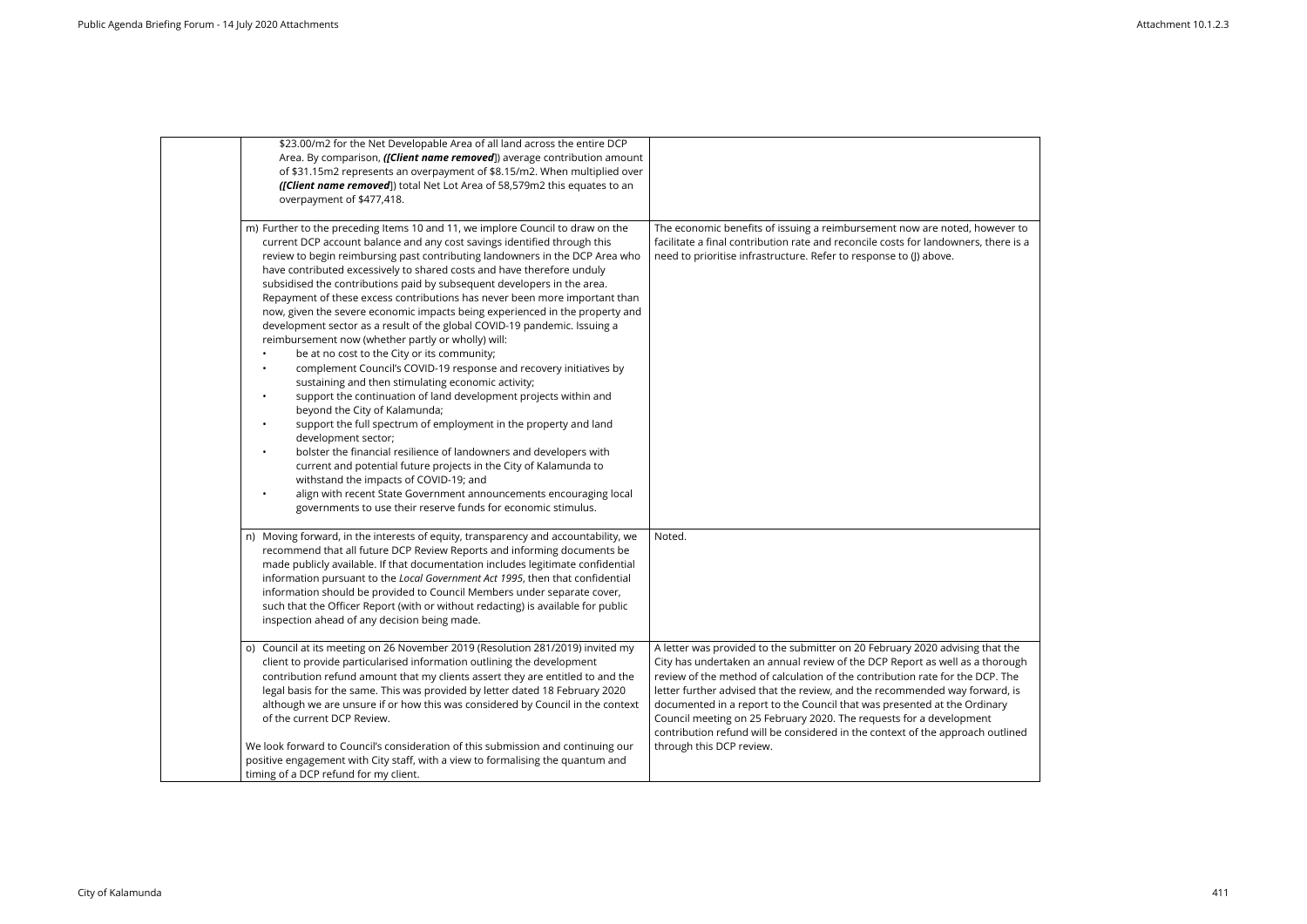| | | |
|---|---|---|
| | $23.00/m2 for the Net Developable Area of all land across the entire DCP Area. By comparison, *([Client name removed*]) average contribution amount of $31.15m2 represents an overpayment of $8.15/m2. When multiplied over *([Client name removed*]) total Net Lot Area of 58,579m2 this equates to an overpayment of $477,418. | |
| | m) Further to the preceding Items 10 and 11, we implore Council to draw on the current DCP account balance and any cost savings identified through this review to begin reimbursing past contributing landowners in the DCP Area who have contributed excessively to shared costs and have therefore unduly subsidised the contributions paid by subsequent developers in the area. Repayment of these excess contributions has never been more important than now, given the severe economic impacts being experienced in the property and development sector as a result of the global COVID-19 pandemic. Issuing a reimbursement now (whether partly or wholly) will:<br>• be at no cost to the City or its community;<br>• complement Council's COVID-19 response and recovery initiatives by sustaining and then stimulating economic activity;<br>• support the continuation of land development projects within and beyond the City of Kalamunda;<br>• support the full spectrum of employment in the property and land development sector;<br>• bolster the financial resilience of landowners and developers with current and potential future projects in the City of Kalamunda to withstand the impacts of COVID-19; and<br>• align with recent State Government announcements encouraging local governments to use their reserve funds for economic stimulus. | The economic benefits of issuing a reimbursement now are noted, however to facilitate a final contribution rate and reconcile costs for landowners, there is a need to prioritise infrastructure. Refer to response to (J) above. |
| | n) Moving forward, in the interests of equity, transparency and accountability, we recommend that all future DCP Review Reports and informing documents be made publicly available. If that documentation includes legitimate confidential information pursuant to the *Local Government Act 1995*, then that confidential information should be provided to Council Members under separate cover, such that the Officer Report (with or without redacting) is available for public inspection ahead of any decision being made. | Noted. |
| | o) Council at its meeting on 26 November 2019 (Resolution 281/2019) invited my client to provide particularised information outlining the development contribution refund amount that my clients assert they are entitled to and the legal basis for the same. This was provided by letter dated 18 February 2020 although we are unsure if or how this was considered by Council in the context of the current DCP Review.<br><br>We look forward to Council's consideration of this submission and continuing our positive engagement with City staff, with a view to formalising the quantum and timing of a DCP refund for my client. | A letter was provided to the submitter on 20 February 2020 advising that the City has undertaken an annual review of the DCP Report as well as a thorough review of the method of calculation of the contribution rate for the DCP. The letter further advised that the review, and the recommended way forward, is documented in a report to the Council that was presented at the Ordinary Council meeting on 25 February 2020. The requests for a development contribution refund will be considered in the context of the approach outlined through this DCP review. |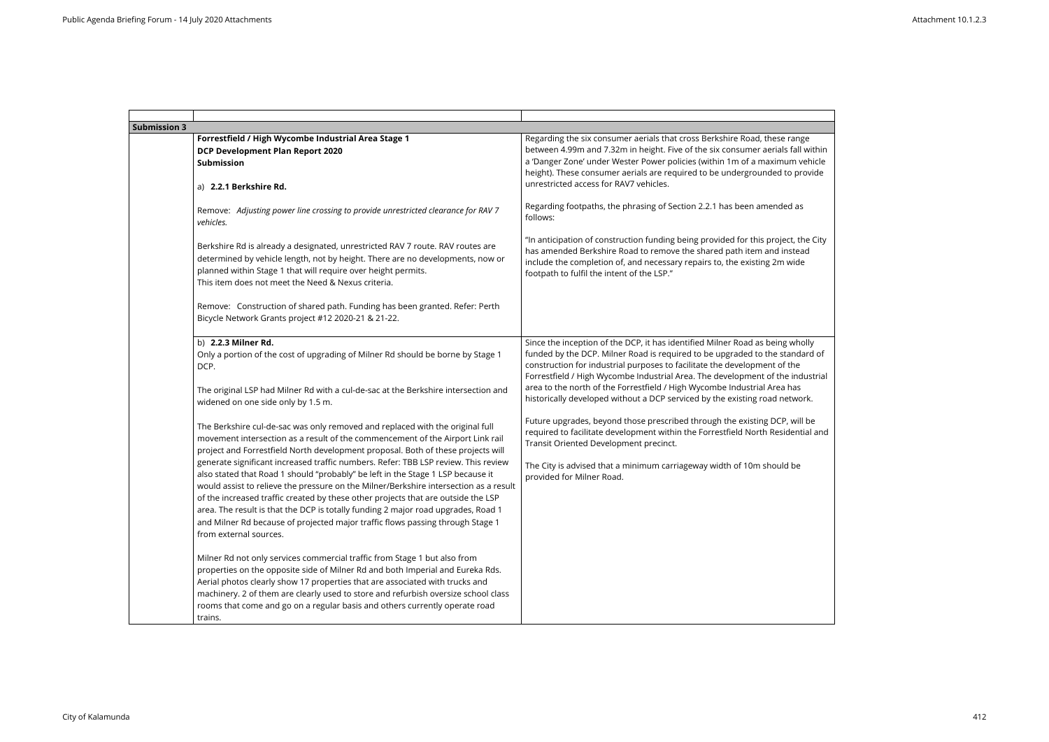| | | |
|---|---|---|
| **Submission 3** | | |
| | **Forrestfield / High Wycombe Industrial Area Stage 1**<br>**DCP Development Plan Report 2020**<br>**Submission**<br><br>a) **2.2.1 Berkshire Rd.**<br><br>Remove: *Adjusting power line crossing to provide unrestricted clearance for RAV 7 vehicles.*<br><br>Berkshire Rd is already a designated, unrestricted RAV 7 route. RAV routes are determined by vehicle length, not by height. There are no developments, now or planned within Stage 1 that will require over height permits.<br>This item does not meet the Need & Nexus criteria.<br><br>Remove: Construction of shared path. Funding has been granted. Refer: Perth Bicycle Network Grants project #12 2020-21 & 21-22. | Regarding the six consumer aerials that cross Berkshire Road, these range between 4.99m and 7.32m in height. Five of the six consumer aerials fall within a 'Danger Zone' under Wester Power policies (within 1m of a maximum vehicle height). These consumer aerials are required to be undergrounded to provide unrestricted access for RAV7 vehicles.<br><br>Regarding footpaths, the phrasing of Section 2.2.1 has been amended as follows:<br><br>"In anticipation of construction funding being provided for this project, the City has amended Berkshire Road to remove the shared path item and instead include the completion of, and necessary repairs to, the existing 2m wide footpath to fulfil the intent of the LSP." |
| | b) **2.2.3 Milner Rd.**<br>Only a portion of the cost of upgrading of Milner Rd should be borne by Stage 1 DCP.<br><br>The original LSP had Milner Rd with a cul-de-sac at the Berkshire intersection and widened on one side only by 1.5 m.<br><br>The Berkshire cul-de-sac was only removed and replaced with the original full movement intersection as a result of the commencement of the Airport Link rail project and Forrestfield North development proposal. Both of these projects will generate significant increased traffic numbers. Refer: TBB LSP review. This review also stated that Road 1 should "probably" be left in the Stage 1 LSP because it would assist to relieve the pressure on the Milner/Berkshire intersection as a result of the increased traffic created by these other projects that are outside the LSP area. The result is that the DCP is totally funding 2 major road upgrades, Road 1 and Milner Rd because of projected major traffic flows passing through Stage 1 from external sources.<br><br>Milner Rd not only services commercial traffic from Stage 1 but also from properties on the opposite side of Milner Rd and both Imperial and Eureka Rds. Aerial photos clearly show 17 properties that are associated with trucks and machinery. 2 of them are clearly used to store and refurbish oversize school class rooms that come and go on a regular basis and others currently operate road trains. | Since the inception of the DCP, it has identified Milner Road as being wholly funded by the DCP. Milner Road is required to be upgraded to the standard of construction for industrial purposes to facilitate the development of the Forrestfield / High Wycombe Industrial Area. The development of the industrial area to the north of the Forrestfield / High Wycombe Industrial Area has historically developed without a DCP serviced by the existing road network.<br><br>Future upgrades, beyond those prescribed through the existing DCP, will be required to facilitate development within the Forrestfield North Residential and Transit Oriented Development precinct.<br><br>The City is advised that a minimum carriageway width of 10m should be provided for Milner Road. |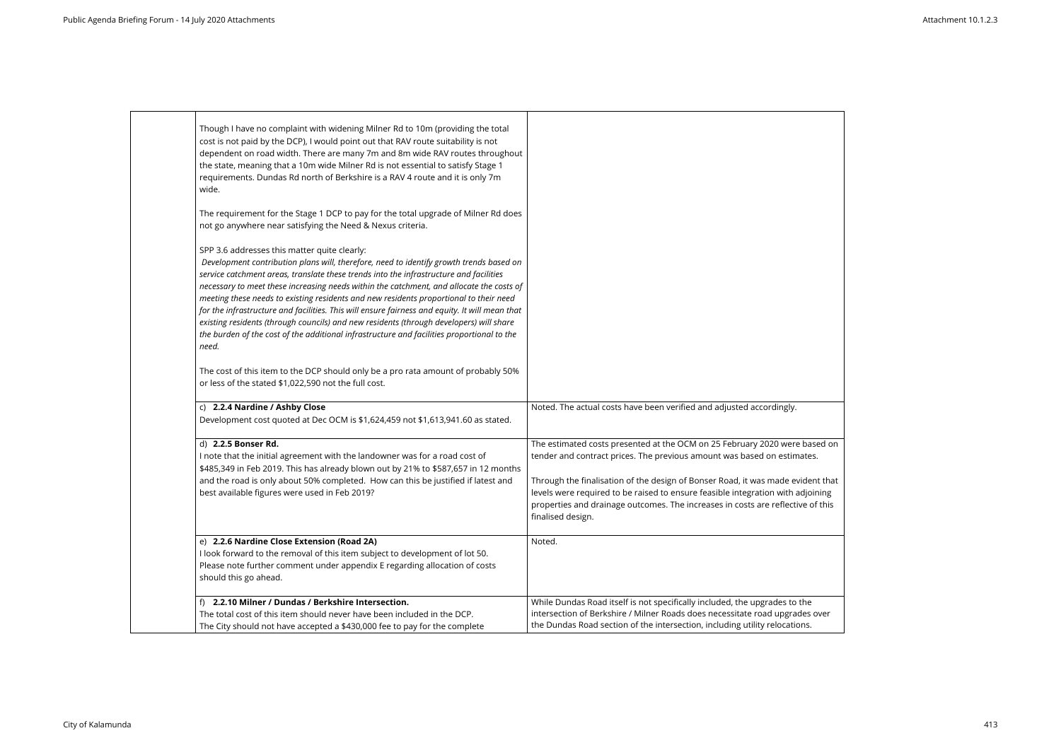| | | |
|---|---|---|
| | Though I have no complaint with widening Milner Rd to 10m (providing the total cost is not paid by the DCP), I would point out that RAV route suitability is not dependent on road width. There are many 7m and 8m wide RAV routes throughout the state, meaning that a 10m wide Milner Rd is not essential to satisfy Stage 1 requirements. Dundas Rd north of Berkshire is a RAV 4 route and it is only 7m wide.<br><br>The requirement for the Stage 1 DCP to pay for the total upgrade of Milner Rd does not go anywhere near satisfying the Need & Nexus criteria.<br><br>SPP 3.6 addresses this matter quite clearly:<br>*Development contribution plans will, therefore, need to identify growth trends based on service catchment areas, translate these trends into the infrastructure and facilities necessary to meet these increasing needs within the catchment, and allocate the costs of meeting these needs to existing residents and new residents proportional to their need for the infrastructure and facilities. This will ensure fairness and equity. It will mean that existing residents (through councils) and new residents (through developers) will share the burden of the cost of the additional infrastructure and facilities proportional to the need.*<br><br>The cost of this item to the DCP should only be a pro rata amount of probably 50% or less of the stated $1,022,590 not the full cost. | |
| | c) **2.2.4 Nardine / Ashby Close**<br>Development cost quoted at Dec OCM is $1,624,459 not $1,613,941.60 as stated. | Noted. The actual costs have been verified and adjusted accordingly. |
| | d) **2.2.5 Bonser Rd.**<br>I note that the initial agreement with the landowner was for a road cost of $485,349 in Feb 2019. This has already blown out by 21% to $587,657 in 12 months and the road is only about 50% completed. How can this be justified if latest and best available figures were used in Feb 2019? | The estimated costs presented at the OCM on 25 February 2020 were based on tender and contract prices. The previous amount was based on estimates.<br><br>Through the finalisation of the design of Bonser Road, it was made evident that levels were required to be raised to ensure feasible integration with adjoining properties and drainage outcomes. The increases in costs are reflective of this finalised design. |
| | e) **2.2.6 Nardine Close Extension (Road 2A)**<br>I look forward to the removal of this item subject to development of lot 50.<br>Please note further comment under appendix E regarding allocation of costs should this go ahead. | Noted. |
| | f) **2.2.10 Milner / Dundas / Berkshire Intersection.**<br>The total cost of this item should never have been included in the DCP.<br>The City should not have accepted a $430,000 fee to pay for the complete | While Dundas Road itself is not specifically included, the upgrades to the intersection of Berkshire / Milner Roads does necessitate road upgrades over the Dundas Road section of the intersection, including utility relocations. |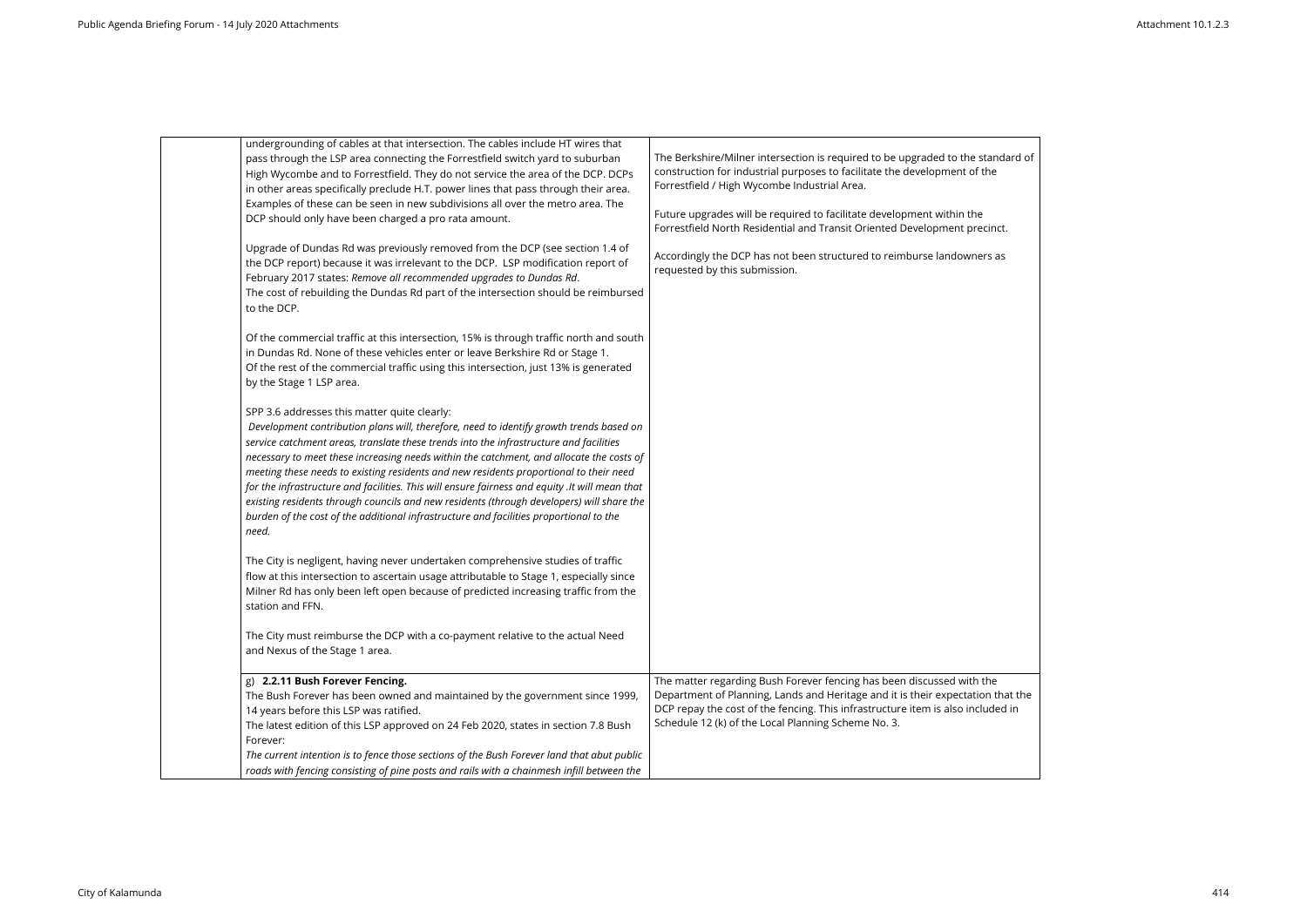| | | |
|---|---|---|
| | undergrounding of cables at that intersection. The cables include HT wires that pass through the LSP area connecting the Forrestfield switch yard to suburban High Wycombe and to Forrestfield. They do not service the area of the DCP. DCPs in other areas specifically preclude H.T. power lines that pass through their area. Examples of these can be seen in new subdivisions all over the metro area. The DCP should only have been charged a pro rata amount.<br><br>Upgrade of Dundas Rd was previously removed from the DCP (see section 1.4 of the DCP report) because it was irrelevant to the DCP. LSP modification report of February 2017 states: *Remove all recommended upgrades to Dundas Rd*.<br>The cost of rebuilding the Dundas Rd part of the intersection should be reimbursed to the DCP.<br><br>Of the commercial traffic at this intersection, 15% is through traffic north and south in Dundas Rd. None of these vehicles enter or leave Berkshire Rd or Stage 1.<br>Of the rest of the commercial traffic using this intersection, just 13% is generated by the Stage 1 LSP area.<br><br>SPP 3.6 addresses this matter quite clearly:<br>*Development contribution plans will, therefore, need to identify growth trends based on service catchment areas, translate these trends into the infrastructure and facilities necessary to meet these increasing needs within the catchment, and allocate the costs of meeting these needs to existing residents and new residents proportional to their need for the infrastructure and facilities. This will ensure fairness and equity .It will mean that existing residents through councils and new residents (through developers) will share the burden of the cost of the additional infrastructure and facilities proportional to the need.*<br><br>The City is negligent, having never undertaken comprehensive studies of traffic flow at this intersection to ascertain usage attributable to Stage 1, especially since Milner Rd has only been left open because of predicted increasing traffic from the station and FFN.<br><br>The City must reimburse the DCP with a co-payment relative to the actual Need and Nexus of the Stage 1 area. | The Berkshire/Milner intersection is required to be upgraded to the standard of construction for industrial purposes to facilitate the development of the Forrestfield / High Wycombe Industrial Area.<br><br>Future upgrades will be required to facilitate development within the Forrestfield North Residential and Transit Oriented Development precinct.<br><br>Accordingly the DCP has not been structured to reimburse landowners as requested by this submission. |
| | g) **2.2.11 Bush Forever Fencing.**<br>The Bush Forever has been owned and maintained by the government since 1999, 14 years before this LSP was ratified.<br>The latest edition of this LSP approved on 24 Feb 2020, states in section 7.8 Bush Forever:<br>*The current intention is to fence those sections of the Bush Forever land that abut public roads with fencing consisting of pine posts and rails with a chainmesh infill between the* | The matter regarding Bush Forever fencing has been discussed with the Department of Planning, Lands and Heritage and it is their expectation that the DCP repay the cost of the fencing. This infrastructure item is also included in Schedule 12 (k) of the Local Planning Scheme No. 3. |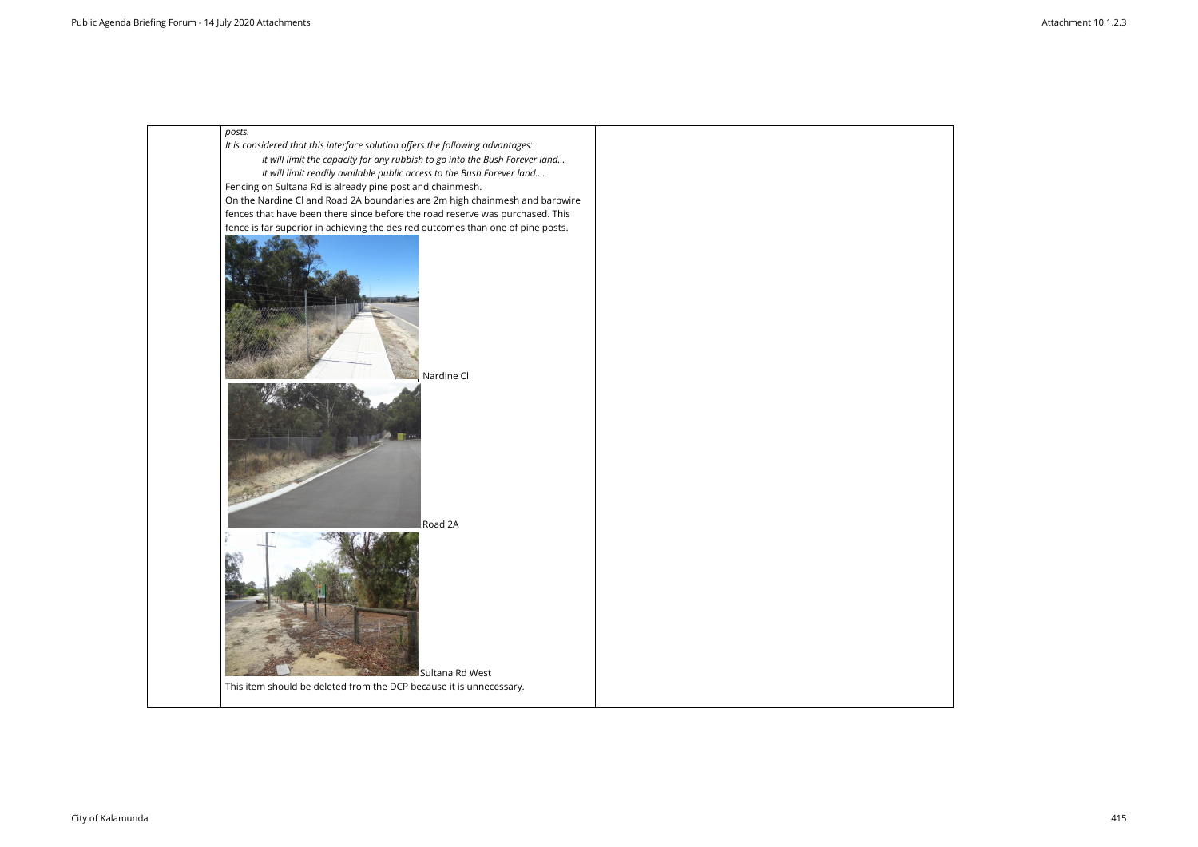| | *posts.*<br>*It is considered that this interface solution offers the following advantages:*<br>*It will limit the capacity for any rubbish to go into the Bush Forever land…*<br>*It will limit readily available public access to the Bush Forever land….*<br>Fencing on Sultana Rd is already pine post and chainmesh.<br>On the Nardine Cl and Road 2A boundaries are 2m high chainmesh and barbwire fences that have been there since before the road reserve was purchased. This fence is far superior in achieving the desired outcomes than one of pine posts.<br>Nardine Cl<br>Road 2A<br>Sultana Rd West<br>This item should be deleted from the DCP because it is unnecessary. | |
|---|---|---|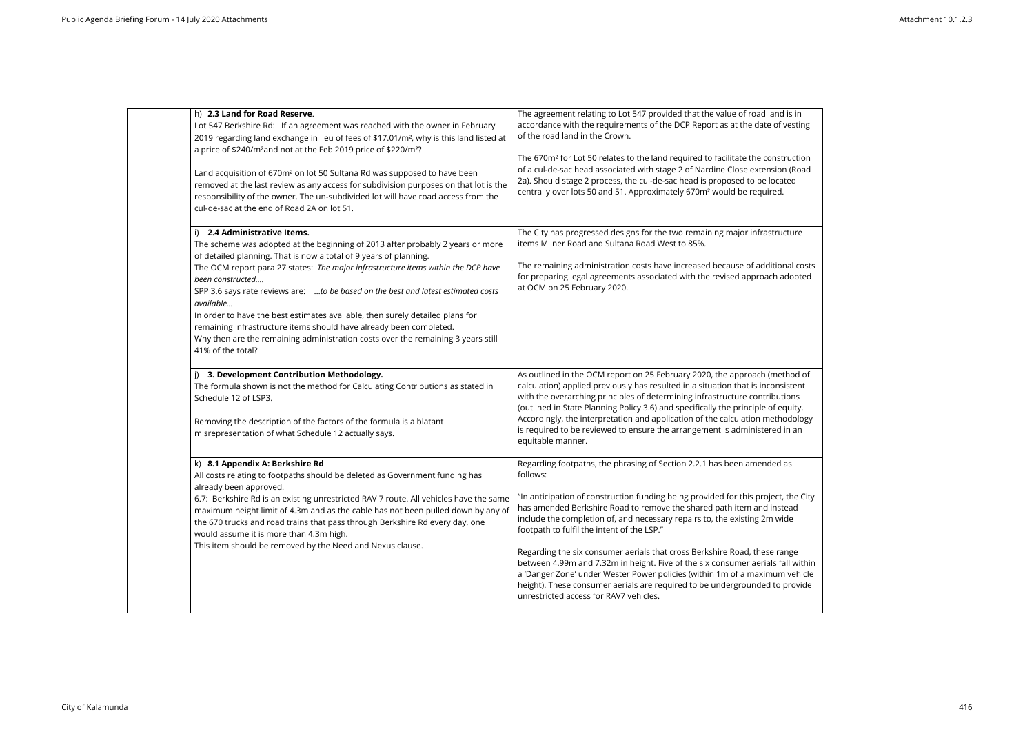| | Submission | Response |
|---|---|---|
| | h) **2.3 Land for Road Reserve**.<br>Lot 547 Berkshire Rd: If an agreement was reached with the owner in February 2019 regarding land exchange in lieu of fees of $17.01/m², why is this land listed at a price of $240/m² and not at the Feb 2019 price of $220/m²?<br><br>Land acquisition of 670m² on lot 50 Sultana Rd was supposed to have been removed at the last review as any access for subdivision purposes on that lot is the responsibility of the owner. The un-subdivided lot will have road access from the cul-de-sac at the end of Road 2A on lot 51. | The agreement relating to Lot 547 provided that the value of road land is in accordance with the requirements of the DCP Report as at the date of vesting of the road land in the Crown.<br><br>The 670m² for Lot 50 relates to the land required to facilitate the construction of a cul-de-sac head associated with stage 2 of Nardine Close extension (Road 2a). Should stage 2 process, the cul-de-sac head is proposed to be located centrally over lots 50 and 51. Approximately 670m² would be required. |
| | i) **2.4 Administrative Items.**<br>The scheme was adopted at the beginning of 2013 after probably 2 years or more of detailed planning. That is now a total of 9 years of planning.<br>The OCM report para 27 states: *The major infrastructure items within the DCP have been constructed....*<br>SPP 3.6 says rate reviews are: *...to be based on the best and latest estimated costs available...*<br>In order to have the best estimates available, then surely detailed plans for remaining infrastructure items should have already been completed.<br>Why then are the remaining administration costs over the remaining 3 years still 41% of the total? | The City has progressed designs for the two remaining major infrastructure items Milner Road and Sultana Road West to 85%.<br><br>The remaining administration costs have increased because of additional costs for preparing legal agreements associated with the revised approach adopted at OCM on 25 February 2020. |
| | j) **3. Development Contribution Methodology.**<br>The formula shown is not the method for Calculating Contributions as stated in Schedule 12 of LSP3.<br><br>Removing the description of the factors of the formula is a blatant misrepresentation of what Schedule 12 actually says. | As outlined in the OCM report on 25 February 2020, the approach (method of calculation) applied previously has resulted in a situation that is inconsistent with the overarching principles of determining infrastructure contributions (outlined in State Planning Policy 3.6) and specifically the principle of equity. Accordingly, the interpretation and application of the calculation methodology is required to be reviewed to ensure the arrangement is administered in an equitable manner. |
| | k) **8.1 Appendix A: Berkshire Rd**<br>All costs relating to footpaths should be deleted as Government funding has already been approved.<br>6.7: Berkshire Rd is an existing unrestricted RAV 7 route. All vehicles have the same maximum height limit of 4.3m and as the cable has not been pulled down by any of the 670 trucks and road trains that pass through Berkshire Rd every day, one would assume it is more than 4.3m high.<br>This item should be removed by the Need and Nexus clause. | Regarding footpaths, the phrasing of Section 2.2.1 has been amended as follows:<br><br>"In anticipation of construction funding being provided for this project, the City has amended Berkshire Road to remove the shared path item and instead include the completion of, and necessary repairs to, the existing 2m wide footpath to fulfil the intent of the LSP."<br><br>Regarding the six consumer aerials that cross Berkshire Road, these range between 4.99m and 7.32m in height. Five of the six consumer aerials fall within a 'Danger Zone' under Wester Power policies (within 1m of a maximum vehicle height). These consumer aerials are required to be undergrounded to provide unrestricted access for RAV7 vehicles. |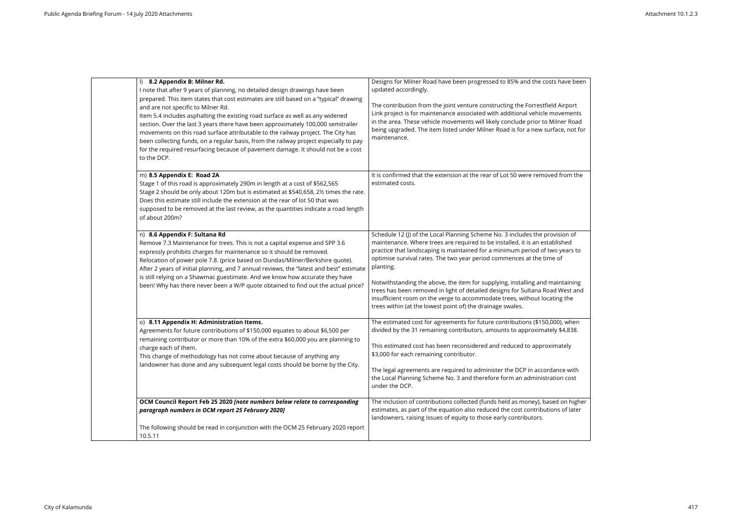| | | |
|---|---|---|
| | l) **8.2 Appendix B: Milner Rd.**<br>I note that after 9 years of planning, no detailed design drawings have been prepared. This item states that cost estimates are still based on a "typical" drawing and are not specific to Milner Rd.<br>Item 5.4 includes asphalting the existing road surface as well as any widened section. Over the last 3 years there have been approximately 100,000 semitrailer movements on this road surface attributable to the railway project. The City has been collecting funds, on a regular basis, from the railway project especially to pay for the required resurfacing because of pavement damage. It should not be a cost to the DCP. | Designs for Milner Road have been progressed to 85% and the costs have been updated accordingly.<br><br>The contribution from the joint venture constructing the Forrestfield Airport Link project is for maintenance associated with additional vehicle movements in the area. These vehicle movements will likely conclude prior to Milner Road being upgraded. The item listed under Milner Road is for a new surface, not for maintenance. |
| | m) **8.5 Appendix E: Road 2A**<br>Stage 1 of this road is approximately 290m in length at a cost of $562,565<br>Stage 2 should be only about 120m but is estimated at $540,658, 2½ times the rate.<br>Does this estimate still include the extension at the rear of lot 50 that was supposed to be removed at the last review, as the quantities indicate a road length of about 200m? | It is confirmed that the extension at the rear of Lot 50 were removed from the estimated costs. |
| | n) **8.6 Appendix F: Sultana Rd**<br>Remove 7.3 Maintenance for trees. This is not a capital expense and SPP 3.6 expressly prohibits charges for maintenance so it should be removed.<br>Relocation of power pole 7.8. (price based on Dundas/Milner/Berkshire quote).<br>After 2 years of initial planning, and 7 annual reviews, the "latest and best" estimate is still relying on a Shawmac guestimate. And we know how accurate they have been! Why has there never been a W/P quote obtained to find out the actual price? | Schedule 12 (J) of the Local Planning Scheme No. 3 includes the provision of maintenance. Where trees are required to be installed, it is an established practice that landscaping is maintained for a minimum period of two years to optimise survival rates. The two year period commences at the time of planting.<br><br>Notwithstanding the above, the item for supplying, installing and maintaining trees has been removed in light of detailed designs for Sultana Road West and insufficient room on the verge to accommodate trees, without locating the trees within (at the lowest point of) the drainage swales. |
| | o) **8.11 Appendix H: Administration Items.**<br>Agreements for future contributions of $150,000 equates to about $6,500 per remaining contributor or more than 10% of the extra $60,000 you are planning to charge each of them.<br>This change of methodology has not come about because of anything any landowner has done and any subsequent legal costs should be borne by the City. | The estimated cost for agreements for future contributions ($150,000), when divided by the 31 remaining contributors, amounts to approximately $4,838.<br><br>This estimated cost has been reconsidered and reduced to approximately $3,000 for each remaining contributor.<br><br>The legal agreements are required to administer the DCP in accordance with the Local Planning Scheme No. 3 and therefore form an administration cost under the DCP. |
| | **OCM Council Report Feb 25 2020** ***[note numbers below relate to corresponding paragraph numbers in OCM report 25 February 2020]***<br><br>The following should be read in conjunction with the OCM 25 February 2020 report 10.5.11 | The inclusion of contributions collected (funds held as money), based on higher estimates, as part of the equation also reduced the cost contributions of later landowners, raising issues of equity to those early contributors. |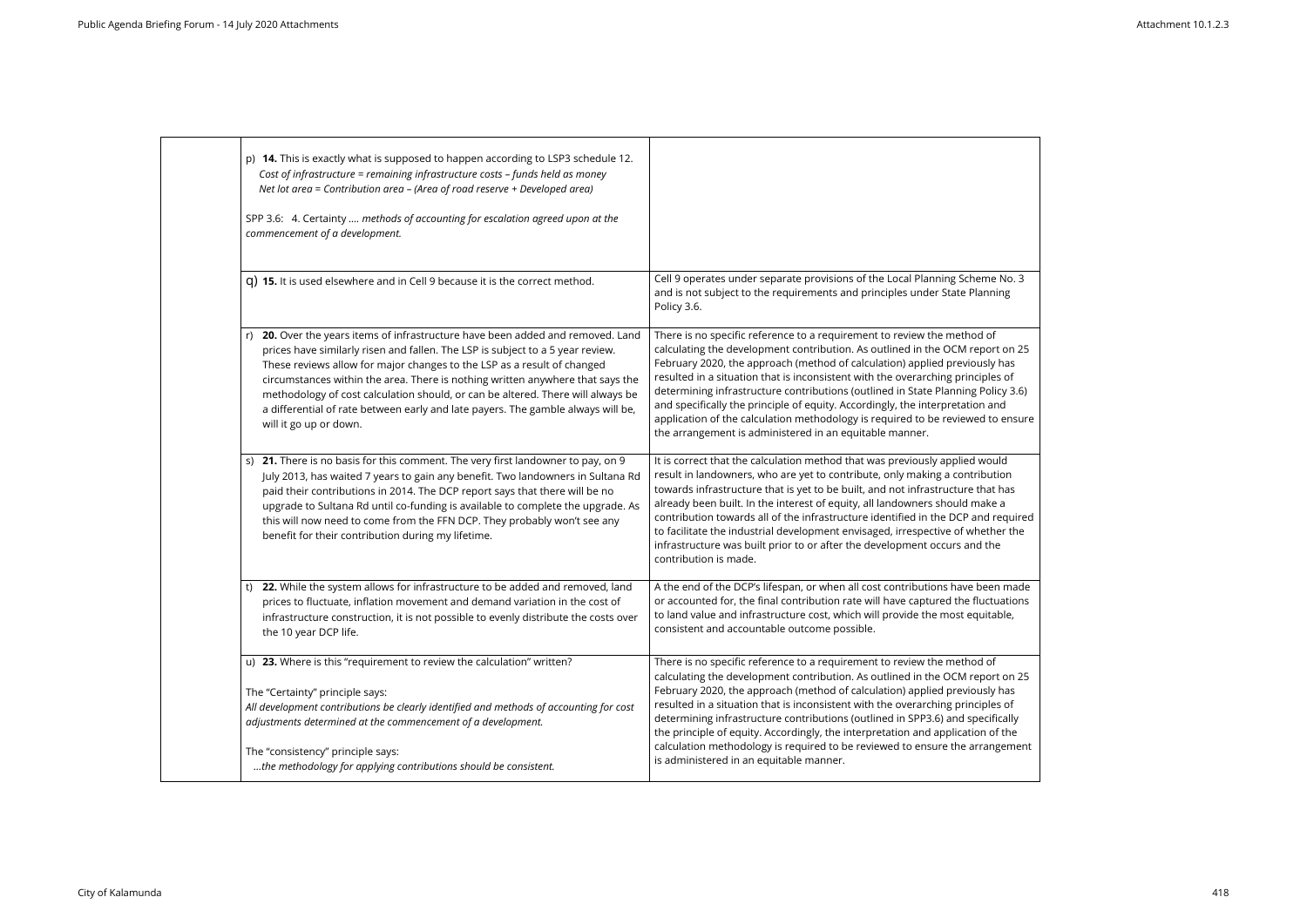| | | |
|---|---|---|
| | p) **14.** This is exactly what is supposed to happen according to LSP3 schedule 12.<br>*Cost of infrastructure = remaining infrastructure costs – funds held as money*<br>*Net lot area = Contribution area – (Area of road reserve + Developed area)*<br><br>SPP 3.6: 4. Certainty …. *methods of accounting for escalation agreed upon at the commencement of a development.* | |
| | q) **15.** It is used elsewhere and in Cell 9 because it is the correct method. | Cell 9 operates under separate provisions of the Local Planning Scheme No. 3 and is not subject to the requirements and principles under State Planning Policy 3.6. |
| | r) **20.** Over the years items of infrastructure have been added and removed. Land prices have similarly risen and fallen. The LSP is subject to a 5 year review. These reviews allow for major changes to the LSP as a result of changed circumstances within the area. There is nothing written anywhere that says the methodology of cost calculation should, or can be altered. There will always be a differential of rate between early and late payers. The gamble always will be, will it go up or down. | There is no specific reference to a requirement to review the method of calculating the development contribution. As outlined in the OCM report on 25 February 2020, the approach (method of calculation) applied previously has resulted in a situation that is inconsistent with the overarching principles of determining infrastructure contributions (outlined in State Planning Policy 3.6) and specifically the principle of equity. Accordingly, the interpretation and application of the calculation methodology is required to be reviewed to ensure the arrangement is administered in an equitable manner. |
| | s) **21.** There is no basis for this comment. The very first landowner to pay, on 9 July 2013, has waited 7 years to gain any benefit. Two landowners in Sultana Rd paid their contributions in 2014. The DCP report says that there will be no upgrade to Sultana Rd until co-funding is available to complete the upgrade. As this will now need to come from the FFN DCP. They probably won't see any benefit for their contribution during my lifetime. | It is correct that the calculation method that was previously applied would result in landowners, who are yet to contribute, only making a contribution towards infrastructure that is yet to be built, and not infrastructure that has already been built. In the interest of equity, all landowners should make a contribution towards all of the infrastructure identified in the DCP and required to facilitate the industrial development envisaged, irrespective of whether the infrastructure was built prior to or after the development occurs and the contribution is made. |
| | t) **22.** While the system allows for infrastructure to be added and removed, land prices to fluctuate, inflation movement and demand variation in the cost of infrastructure construction, it is not possible to evenly distribute the costs over the 10 year DCP life. | A the end of the DCP's lifespan, or when all cost contributions have been made or accounted for, the final contribution rate will have captured the fluctuations to land value and infrastructure cost, which will provide the most equitable, consistent and accountable outcome possible. |
| | u) **23.** Where is this "requirement to review the calculation" written?<br><br>The "Certainty" principle says:<br>*All development contributions be clearly identified and methods of accounting for cost adjustments determined at the commencement of a development.*<br><br>The "consistency" principle says:<br>*…the methodology for applying contributions should be consistent.* | There is no specific reference to a requirement to review the method of calculating the development contribution. As outlined in the OCM report on 25 February 2020, the approach (method of calculation) applied previously has resulted in a situation that is inconsistent with the overarching principles of determining infrastructure contributions (outlined in SPP3.6) and specifically the principle of equity. Accordingly, the interpretation and application of the calculation methodology is required to be reviewed to ensure the arrangement is administered in an equitable manner. |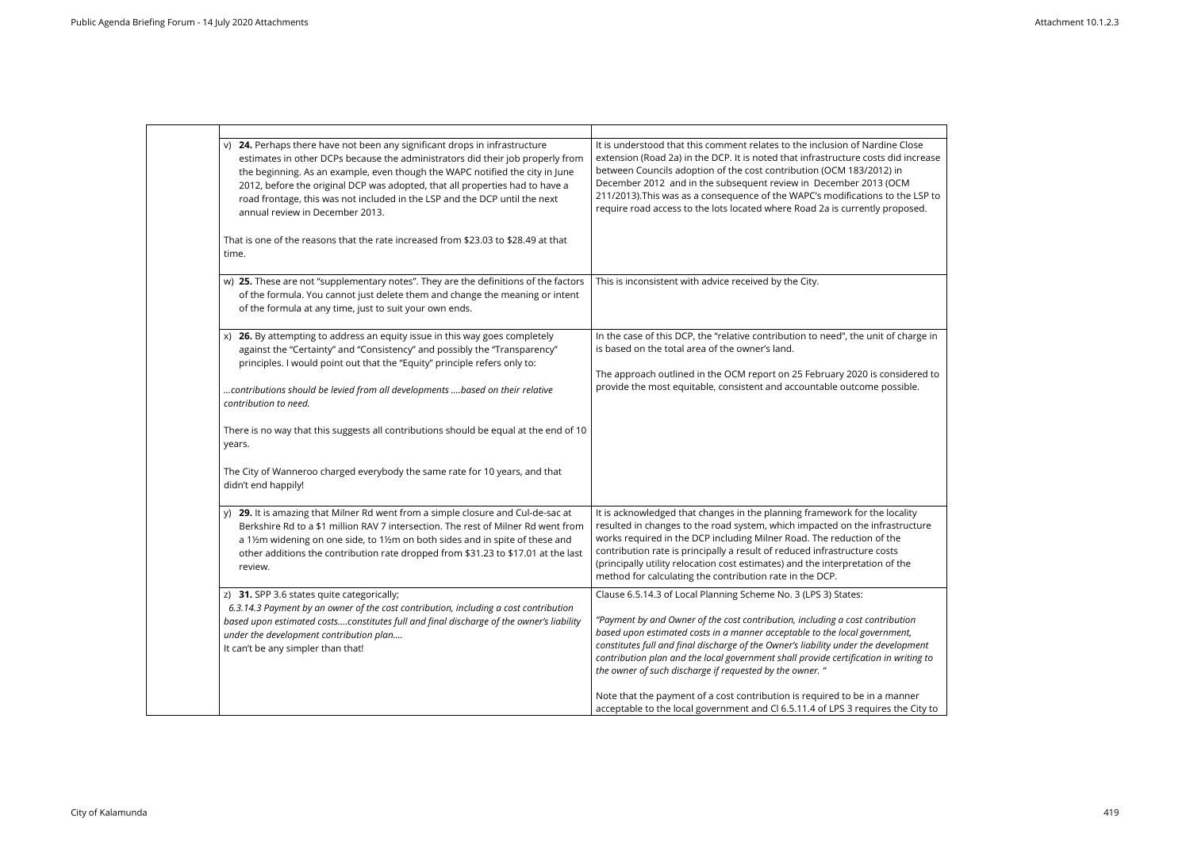| | | |
|---|---|---|
| | | |
| | v) **24.** Perhaps there have not been any significant drops in infrastructure estimates in other DCPs because the administrators did their job properly from the beginning. As an example, even though the WAPC notified the city in June 2012, before the original DCP was adopted, that all properties had to have a road frontage, this was not included in the LSP and the DCP until the next annual review in December 2013.<br><br>That is one of the reasons that the rate increased from $23.03 to $28.49 at that time. | It is understood that this comment relates to the inclusion of Nardine Close extension (Road 2a) in the DCP. It is noted that infrastructure costs did increase between Councils adoption of the cost contribution (OCM 183/2012) in December 2012 and in the subsequent review in December 2013 (OCM 211/2013).This was as a consequence of the WAPC's modifications to the LSP to require road access to the lots located where Road 2a is currently proposed. |
| | w) **25.** These are not "supplementary notes". They are the definitions of the factors of the formula. You cannot just delete them and change the meaning or intent of the formula at any time, just to suit your own ends. | This is inconsistent with advice received by the City. |
| | x) **26.** By attempting to address an equity issue in this way goes completely against the "Certainty" and "Consistency" and possibly the "Transparency" principles. I would point out that the "Equity" principle refers only to:<br><br>*…contributions should be levied from all developments ….based on their relative contribution to need.*<br><br>There is no way that this suggests all contributions should be equal at the end of 10 years.<br><br>The City of Wanneroo charged everybody the same rate for 10 years, and that didn't end happily! | In the case of this DCP, the "relative contribution to need", the unit of charge in is based on the total area of the owner's land.<br><br>The approach outlined in the OCM report on 25 February 2020 is considered to provide the most equitable, consistent and accountable outcome possible. |
| | y) **29.** It is amazing that Milner Rd went from a simple closure and Cul-de-sac at Berkshire Rd to a $1 million RAV 7 intersection. The rest of Milner Rd went from a 1½m widening on one side, to 1½m on both sides and in spite of these and other additions the contribution rate dropped from $31.23 to $17.01 at the last review. | It is acknowledged that changes in the planning framework for the locality resulted in changes to the road system, which impacted on the infrastructure works required in the DCP including Milner Road. The reduction of the contribution rate is principally a result of reduced infrastructure costs (principally utility relocation cost estimates) and the interpretation of the method for calculating the contribution rate in the DCP. |
| | z) **31.** SPP 3.6 states quite categorically;<br>*6.3.14.3 Payment by an owner of the cost contribution, including a cost contribution based upon estimated costs….constitutes full and final discharge of the owner's liability under the development contribution plan….*<br>It can't be any simpler than that! | Clause 6.5.14.3 of Local Planning Scheme No. 3 (LPS 3) States:<br><br>*"Payment by and Owner of the cost contribution, including a cost contribution based upon estimated costs in a manner acceptable to the local government, constitutes full and final discharge of the Owner's liability under the development contribution plan and the local government shall provide certification in writing to the owner of such discharge if requested by the owner. "*<br><br>Note that the payment of a cost contribution is required to be in a manner acceptable to the local government and Cl 6.5.11.4 of LPS 3 requires the City to |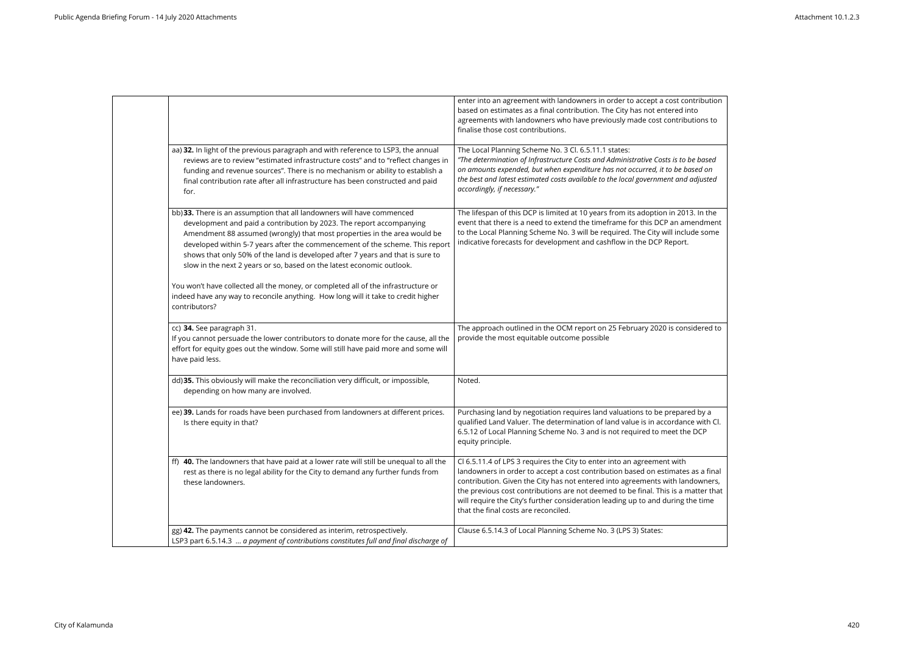| | |
|---|---|
| | enter into an agreement with landowners in order to accept a cost contribution based on estimates as a final contribution. The City has not entered into agreements with landowners who have previously made cost contributions to finalise those cost contributions. |
| aa) **32.** In light of the previous paragraph and with reference to LSP3, the annual reviews are to review "estimated infrastructure costs" and to "reflect changes in funding and revenue sources". There is no mechanism or ability to establish a final contribution rate after all infrastructure has been constructed and paid for. | The Local Planning Scheme No. 3 Cl. 6.5.11.1 states: *"The determination of Infrastructure Costs and Administrative Costs is to be based on amounts expended, but when expenditure has not occurred, it to be based on the best and latest estimated costs available to the local government and adjusted accordingly, if necessary."* |
| bb) **33.** There is an assumption that all landowners will have commenced development and paid a contribution by 2023. The report accompanying Amendment 88 assumed (wrongly) that most properties in the area would be developed within 5-7 years after the commencement of the scheme. This report shows that only 50% of the land is developed after 7 years and that is sure to slow in the next 2 years or so, based on the latest economic outlook.<br><br>You won't have collected all the money, or completed all of the infrastructure or indeed have any way to reconcile anything. How long will it take to credit higher contributors? | The lifespan of this DCP is limited at 10 years from its adoption in 2013. In the event that there is a need to extend the timeframe for this DCP an amendment to the Local Planning Scheme No. 3 will be required. The City will include some indicative forecasts for development and cashflow in the DCP Report. |
| cc) **34.** See paragraph 31.<br>If you cannot persuade the lower contributors to donate more for the cause, all the effort for equity goes out the window. Some will still have paid more and some will have paid less. | The approach outlined in the OCM report on 25 February 2020 is considered to provide the most equitable outcome possible |
| dd) **35.** This obviously will make the reconciliation very difficult, or impossible, depending on how many are involved. | Noted. |
| ee) **39.** Lands for roads have been purchased from landowners at different prices. Is there equity in that? | Purchasing land by negotiation requires land valuations to be prepared by a qualified Land Valuer. The determination of land value is in accordance with Cl. 6.5.12 of Local Planning Scheme No. 3 and is not required to meet the DCP equity principle. |
| ff) **40.** The landowners that have paid at a lower rate will still be unequal to all the rest as there is no legal ability for the City to demand any further funds from these landowners. | Cl 6.5.11.4 of LPS 3 requires the City to enter into an agreement with landowners in order to accept a cost contribution based on estimates as a final contribution. Given the City has not entered into agreements with landowners, the previous cost contributions are not deemed to be final. This is a matter that will require the City's further consideration leading up to and during the time that the final costs are reconciled. |
| gg) **42.** The payments cannot be considered as interim, retrospectively.<br>LSP3 part 6.5.14.3 ... *a payment of contributions constitutes full and final discharge of* | Clause 6.5.14.3 of Local Planning Scheme No. 3 (LPS 3) States: |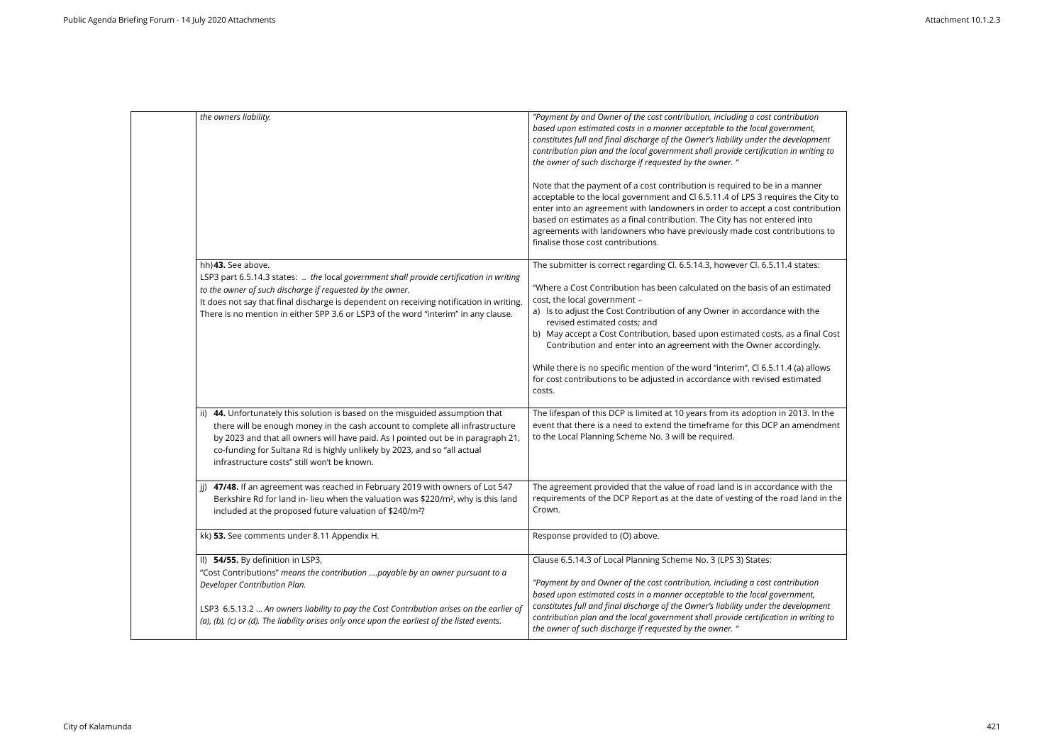| | | |
|---|---|---|
| | *the owners liability.* | *"Payment by and Owner of the cost contribution, including a cost contribution based upon estimated costs in a manner acceptable to the local government, constitutes full and final discharge of the Owner's liability under the development contribution plan and the local government shall provide certification in writing to the owner of such discharge if requested by the owner. "*<br><br>Note that the payment of a cost contribution is required to be in a manner acceptable to the local government and Cl 6.5.11.4 of LPS 3 requires the City to enter into an agreement with landowners in order to accept a cost contribution based on estimates as a final contribution. The City has not entered into agreements with landowners who have previously made cost contributions to finalise those cost contributions. |
| | hh) **43.** See above.<br>LSP3 part 6.5.14.3 states: .. *the local government shall provide certification in writing to the owner of such discharge if requested by the owner.*<br>It does not say that final discharge is dependent on receiving notification in writing. There is no mention in either SPP 3.6 or LSP3 of the word "interim" in any clause. | The submitter is correct regarding Cl. 6.5.14.3, however Cl. 6.5.11.4 states:<br><br>"Where a Cost Contribution has been calculated on the basis of an estimated cost, the local government –<br>a) Is to adjust the Cost Contribution of any Owner in accordance with the revised estimated costs; and<br>b) May accept a Cost Contribution, based upon estimated costs, as a final Cost Contribution and enter into an agreement with the Owner accordingly.<br><br>While there is no specific mention of the word "interim", Cl 6.5.11.4 (a) allows for cost contributions to be adjusted in accordance with revised estimated costs. |
| | ii) **44.** Unfortunately this solution is based on the misguided assumption that there will be enough money in the cash account to complete all infrastructure by 2023 and that all owners will have paid. As I pointed out be in paragraph 21, co-funding for Sultana Rd is highly unlikely by 2023, and so "all actual infrastructure costs" still won't be known. | The lifespan of this DCP is limited at 10 years from its adoption in 2013. In the event that there is a need to extend the timeframe for this DCP an amendment to the Local Planning Scheme No. 3 will be required. |
| | jj) **47/48.** If an agreement was reached in February 2019 with owners of Lot 547 Berkshire Rd for land in- lieu when the valuation was $220/m², why is this land included at the proposed future valuation of $240/m²? | The agreement provided that the value of road land is in accordance with the requirements of the DCP Report as at the date of vesting of the road land in the Crown. |
| | kk) **53.** See comments under 8.11 Appendix H. | Response provided to (O) above. |
| | ll) **54/55.** By definition in LSP3,<br>"Cost Contributions" *means the contribution ….payable by an owner pursuant to a Developer Contribution Plan.*<br><br>LSP3 6.5.13.2 … *An owners liability to pay the Cost Contribution arises on the earlier of (a), (b), (c) or (d). The liability arises only once upon the earliest of the listed events.* | Clause 6.5.14.3 of Local Planning Scheme No. 3 (LPS 3) States:<br><br>*"Payment by and Owner of the cost contribution, including a cost contribution based upon estimated costs in a manner acceptable to the local government, constitutes full and final discharge of the Owner's liability under the development contribution plan and the local government shall provide certification in writing to the owner of such discharge if requested by the owner. "* |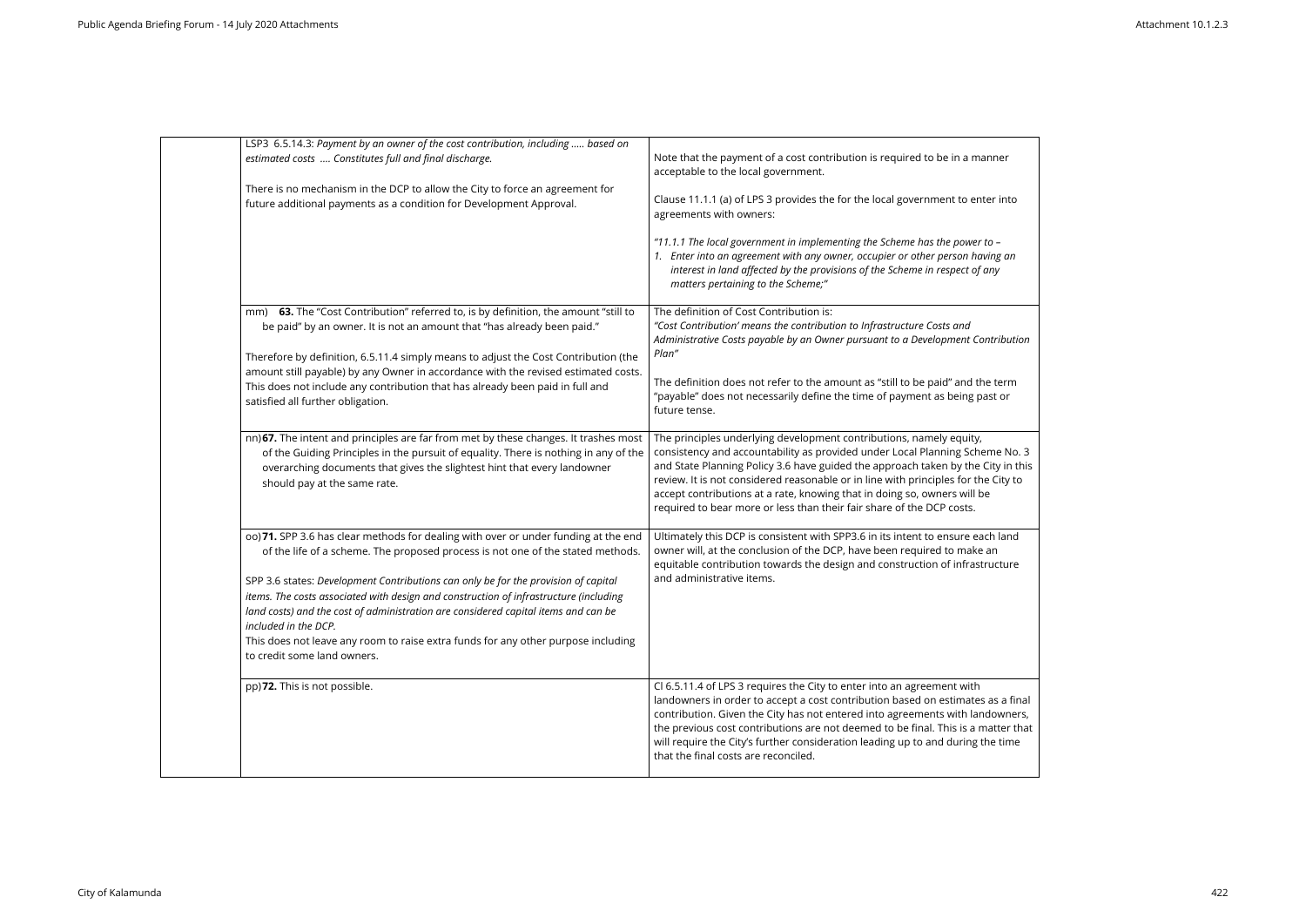| | | |
|---|---|---|
| | LSP3 6.5.14.3: *Payment by an owner of the cost contribution, including ….. based on estimated costs …. Constitutes full and final discharge.*<br><br>There is no mechanism in the DCP to allow the City to force an agreement for future additional payments as a condition for Development Approval. | Note that the payment of a cost contribution is required to be in a manner acceptable to the local government.<br><br>Clause 11.1.1 (a) of LPS 3 provides the for the local government to enter into agreements with owners:<br><br>*"11.1.1 The local government in implementing the Scheme has the power to –*<br>*1. Enter into an agreement with any owner, occupier or other person having an interest in land affected by the provisions of the Scheme in respect of any matters pertaining to the Scheme;"* |
| | mm) **63.** The "Cost Contribution" referred to, is by definition, the amount "still to be paid" by an owner. It is not an amount that "has already been paid."<br><br>Therefore by definition, 6.5.11.4 simply means to adjust the Cost Contribution (the amount still payable) by any Owner in accordance with the revised estimated costs. This does not include any contribution that has already been paid in full and satisfied all further obligation. | The definition of Cost Contribution is:<br>*"Cost Contribution' means the contribution to Infrastructure Costs and Administrative Costs payable by an Owner pursuant to a Development Contribution Plan"*<br><br>The definition does not refer to the amount as "still to be paid" and the term "payable" does not necessarily define the time of payment as being past or future tense. |
| | nn) **67.** The intent and principles are far from met by these changes. It trashes most of the Guiding Principles in the pursuit of equality. There is nothing in any of the overarching documents that gives the slightest hint that every landowner should pay at the same rate. | The principles underlying development contributions, namely equity, consistency and accountability as provided under Local Planning Scheme No. 3 and State Planning Policy 3.6 have guided the approach taken by the City in this review. It is not considered reasonable or in line with principles for the City to accept contributions at a rate, knowing that in doing so, owners will be required to bear more or less than their fair share of the DCP costs. |
| | oo) **71.** SPP 3.6 has clear methods for dealing with over or under funding at the end of the life of a scheme. The proposed process is not one of the stated methods.<br><br>SPP 3.6 states: *Development Contributions can only be for the provision of capital items. The costs associated with design and construction of infrastructure (including land costs) and the cost of administration are considered capital items and can be included in the DCP.*<br>This does not leave any room to raise extra funds for any other purpose including to credit some land owners. | Ultimately this DCP is consistent with SPP3.6 in its intent to ensure each land owner will, at the conclusion of the DCP, have been required to make an equitable contribution towards the design and construction of infrastructure and administrative items. |
| | pp) **72.** This is not possible. | Cl 6.5.11.4 of LPS 3 requires the City to enter into an agreement with landowners in order to accept a cost contribution based on estimates as a final contribution. Given the City has not entered into agreements with landowners, the previous cost contributions are not deemed to be final. This is a matter that will require the City's further consideration leading up to and during the time that the final costs are reconciled. |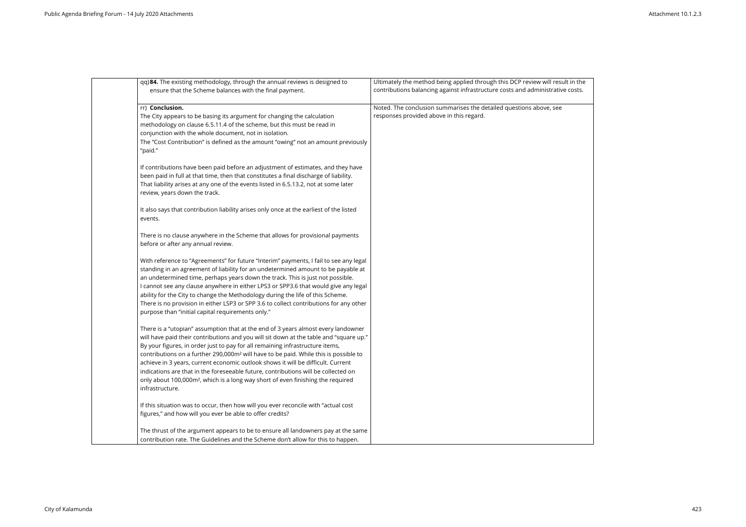| | | |
|---|---|---|
| | qq) **84.** The existing methodology, through the annual reviews is designed to ensure that the Scheme balances with the final payment. | Ultimately the method being applied through this DCP review will result in the contributions balancing against infrastructure costs and administrative costs. |
| | rr) **Conclusion.**<br>The City appears to be basing its argument for changing the calculation methodology on clause 6.5.11.4 of the scheme, but this must be read in conjunction with the whole document, not in isolation.<br>The "Cost Contribution" is defined as the amount "owing" not an amount previously "paid."<br><br>If contributions have been paid before an adjustment of estimates, and they have been paid in full at that time, then that constitutes a final discharge of liability. That liability arises at any one of the events listed in 6.5.13.2, not at some later review, years down the track.<br><br>It also says that contribution liability arises only once at the earliest of the listed events.<br><br>There is no clause anywhere in the Scheme that allows for provisional payments before or after any annual review.<br><br>With reference to "Agreements" for future "Interim" payments, I fail to see any legal standing in an agreement of liability for an undetermined amount to be payable at an undetermined time, perhaps years down the track. This is just not possible.<br>I cannot see any clause anywhere in either LPS3 or SPP3.6 that would give any legal ability for the City to change the Methodology during the life of this Scheme.<br>There is no provision in either LSP3 or SPP 3.6 to collect contributions for any other purpose than "initial capital requirements only."<br><br>There is a "utopian" assumption that at the end of 3 years almost every landowner will have paid their contributions and you will sit down at the table and "square up." By your figures, in order just to pay for all remaining infrastructure items, contributions on a further 290,000m² will have to be paid. While this is possible to achieve in 3 years, current economic outlook shows it will be difficult. Current indications are that in the foreseeable future, contributions will be collected on only about 100,000m², which is a long way short of even finishing the required infrastructure.<br><br>If this situation was to occur, then how will you ever reconcile with "actual cost figures," and how will you ever be able to offer credits?<br><br>The thrust of the argument appears to be to ensure all landowners pay at the same contribution rate. The Guidelines and the Scheme don't allow for this to happen. | Noted. The conclusion summarises the detailed questions above, see responses provided above in this regard. |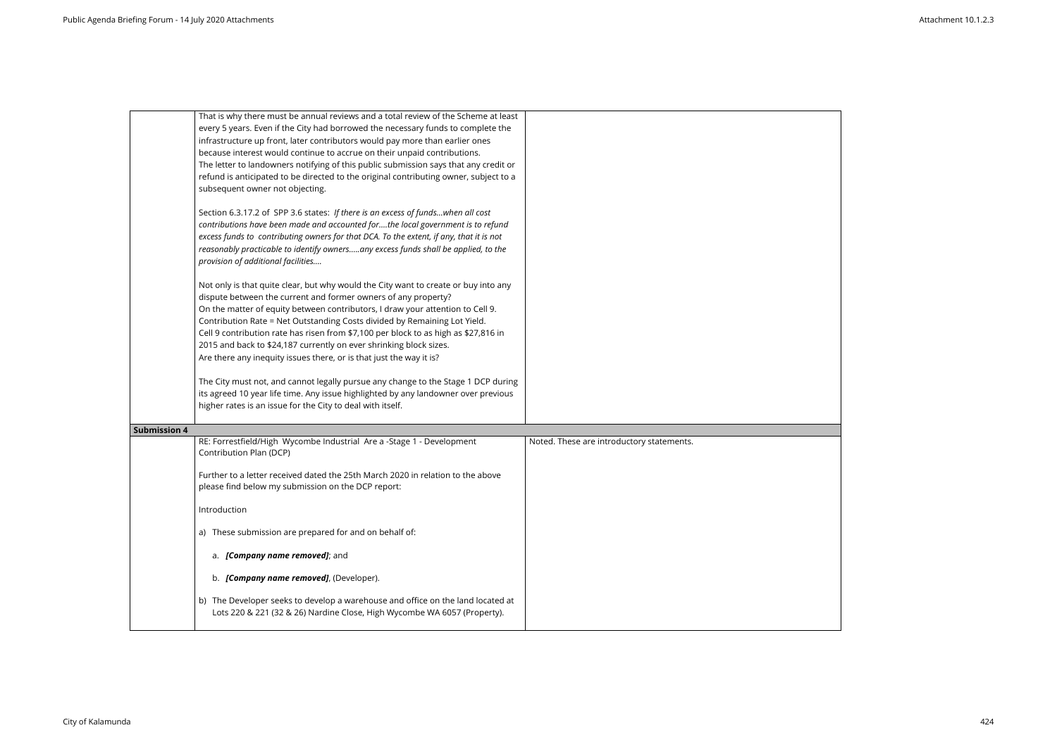|  |  |  |
| --- | --- | --- |
|  | That is why there must be annual reviews and a total review of the Scheme at least every 5 years. Even if the City had borrowed the necessary funds to complete the infrastructure up front, later contributors would pay more than earlier ones because interest would continue to accrue on their unpaid contributions.<br>The letter to landowners notifying of this public submission says that any credit or refund is anticipated to be directed to the original contributing owner, subject to a subsequent owner not objecting.<br><br>Section 6.3.17.2 of SPP 3.6 states: *If there is an excess of funds…when all cost contributions have been made and accounted for….the local government is to refund excess funds to contributing owners for that DCA. To the extent, if any, that it is not reasonably practicable to identify owners…..any excess funds shall be applied, to the provision of additional facilities….*<br><br>Not only is that quite clear, but why would the City want to create or buy into any dispute between the current and former owners of any property?<br>On the matter of equity between contributors, I draw your attention to Cell 9.<br>Contribution Rate = Net Outstanding Costs divided by Remaining Lot Yield.<br>Cell 9 contribution rate has risen from $7,100 per block to as high as $27,816 in 2015 and back to $24,187 currently on ever shrinking block sizes.<br>Are there any inequity issues there, or is that just the way it is?<br><br>The City must not, and cannot legally pursue any change to the Stage 1 DCP during its agreed 10 year life time. Any issue highlighted by any landowner over previous higher rates is an issue for the City to deal with itself. |  |
| **Submission 4** |  |  |
|  | RE: Forrestfield/High Wycombe Industrial Are a -Stage 1 - Development Contribution Plan (DCP)<br><br>Further to a letter received dated the 25th March 2020 in relation to the above please find below my submission on the DCP report:<br><br>Introduction<br><br>a) These submission are prepared for and on behalf of:<br><br>a. ***[Company name removed]***; and<br><br>b. ***[Company name removed]***, (Developer).<br><br>b) The Developer seeks to develop a warehouse and office on the land located at Lots 220 & 221 (32 & 26) Nardine Close, High Wycombe WA 6057 (Property). | Noted. These are introductory statements. |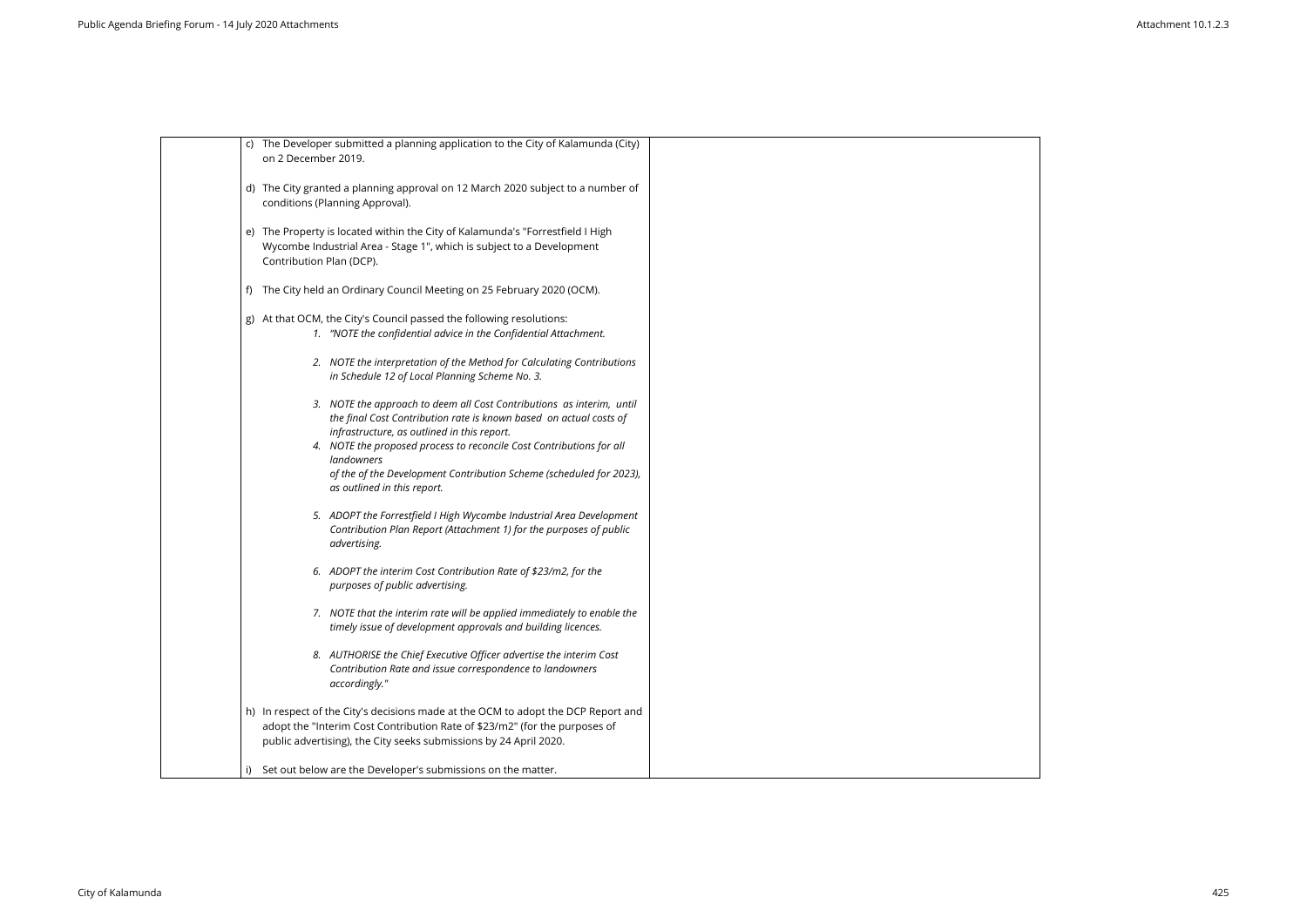| | | |
|---|---|---|
| | c) The Developer submitted a planning application to the City of Kalamunda (City) on 2 December 2019.<br><br>d) The City granted a planning approval on 12 March 2020 subject to a number of conditions (Planning Approval).<br><br>e) The Property is located within the City of Kalamunda's "Forrestfield I High Wycombe Industrial Area - Stage 1", which is subject to a Development Contribution Plan (DCP).<br><br>f) The City held an Ordinary Council Meeting on 25 February 2020 (OCM).<br><br>g) At that OCM, the City's Council passed the following resolutions:<br>1. *"NOTE the confidential advice in the Confidential Attachment.*<br>2. *NOTE the interpretation of the Method for Calculating Contributions in Schedule 12 of Local Planning Scheme No. 3.*<br>3. *NOTE the approach to deem all Cost Contributions as interim, until the final Cost Contribution rate is known based on actual costs of infrastructure, as outlined in this report.*<br>4. *NOTE the proposed process to reconcile Cost Contributions for all landowners of the of the Development Contribution Scheme (scheduled for 2023), as outlined in this report.*<br>5. *ADOPT the Forrestfield I High Wycombe Industrial Area Development Contribution Plan Report (Attachment 1) for the purposes of public advertising.*<br>6. *ADOPT the interim Cost Contribution Rate of $23/m2, for the purposes of public advertising.*<br>7. *NOTE that the interim rate will be applied immediately to enable the timely issue of development approvals and building licences.*<br>8. *AUTHORISE the Chief Executive Officer advertise the interim Cost Contribution Rate and issue correspondence to landowners accordingly."*<br><br>h) In respect of the City's decisions made at the OCM to adopt the DCP Report and adopt the "Interim Cost Contribution Rate of $23/m2" (for the purposes of public advertising), the City seeks submissions by 24 April 2020.<br><br>i) Set out below are the Developer's submissions on the matter. | |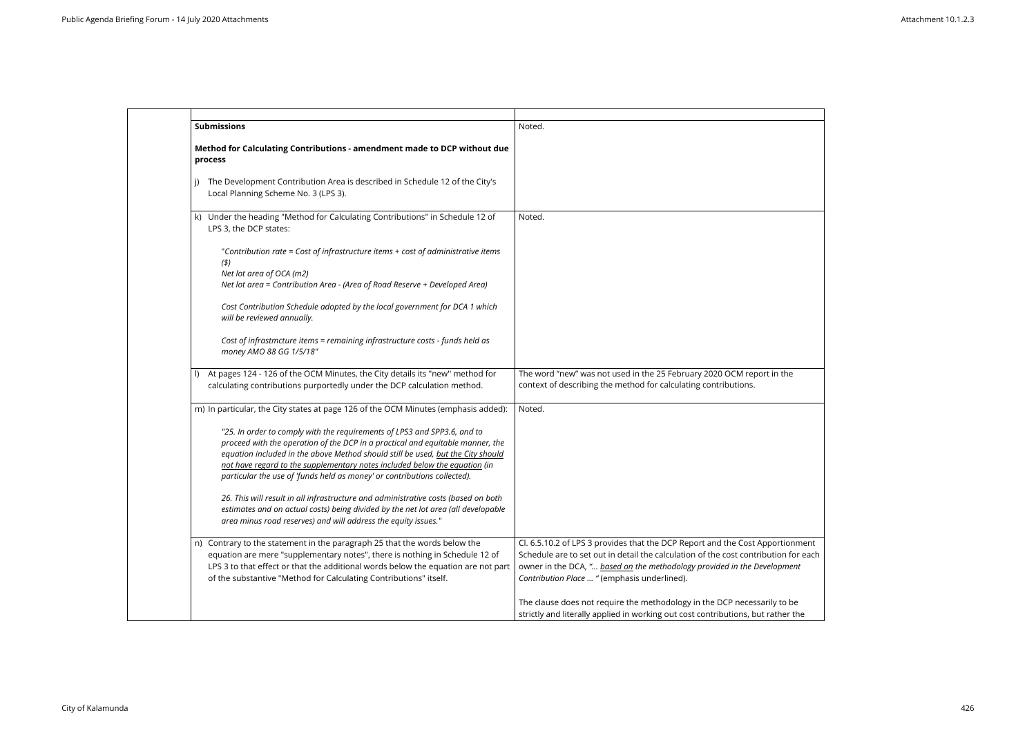| Submissions | Response |
|---|---|
| **Submissions**<br><br>**Method for Calculating Contributions - amendment made to DCP without due process**<br><br>j) The Development Contribution Area is described in Schedule 12 of the City's Local Planning Scheme No. 3 (LPS 3). | Noted. |
| k) Under the heading "Method for Calculating Contributions" in Schedule 12 of LPS 3, the DCP states:<br><br>"*Contribution rate = Cost of infrastructure items + cost of administrative items ($)*<br>*Net lot area of OCA (m2)*<br>*Net lot area = Contribution Area - (Area of Road Reserve + Developed Area)*<br><br>*Cost Contribution Schedule adopted by the local government for DCA 1 which will be reviewed annually.*<br><br>*Cost of infrastmcture items = remaining infrastructure costs - funds held as money AMO 88 GG 1/5/18*" | Noted. |
| l) At pages 124 - 126 of the OCM Minutes, the City details its "new" method for calculating contributions purportedly under the DCP calculation method. | The word "new" was not used in the 25 February 2020 OCM report in the context of describing the method for calculating contributions. |
| m) In particular, the City states at page 126 of the OCM Minutes (emphasis added):<br><br>*"25. In order to comply with the requirements of LPS3 and SPP3.6, and to proceed with the operation of the DCP in a practical and equitable manner, the equation included in the above Method should still be used, <u>but the City should not have regard to the supplementary notes included below the equation</u> (in particular the use of 'funds held as money' or contributions collected).*<br><br>*26. This will result in all infrastructure and administrative costs (based on both estimates and on actual costs) being divided by the net lot area (all developable area minus road reserves) and will address the equity issues."* | Noted. |
| n) Contrary to the statement in the paragraph 25 that the words below the equation are mere "supplementary notes", there is nothing in Schedule 12 of LPS 3 to that effect or that the additional words below the equation are not part of the substantive "Method for Calculating Contributions" itself. | Cl. 6.5.10.2 of LPS 3 provides that the DCP Report and the Cost Apportionment Schedule are to set out in detail the calculation of the cost contribution for each owner in the DCA, "*... <u>based on</u> the methodology provided in the Development Contribution Place ...* " (emphasis underlined).<br><br>The clause does not require the methodology in the DCP necessarily to be strictly and literally applied in working out cost contributions, but rather the |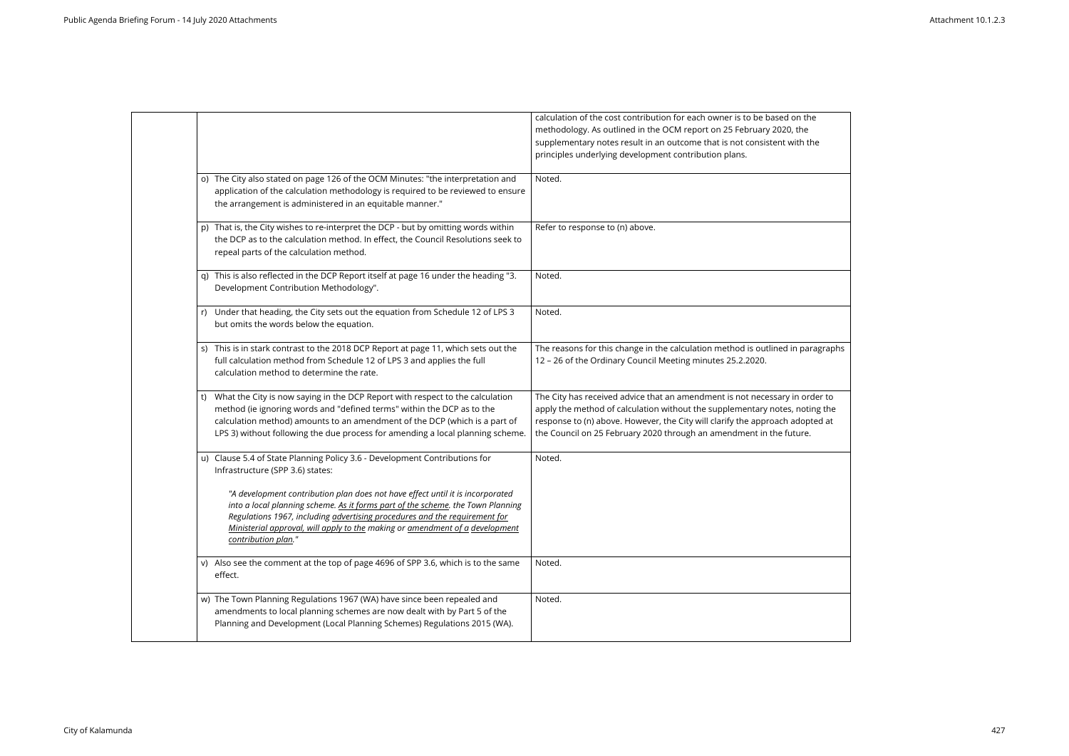| | | |
|---|---|---|
| | | calculation of the cost contribution for each owner is to be based on the methodology. As outlined in the OCM report on 25 February 2020, the supplementary notes result in an outcome that is not consistent with the principles underlying development contribution plans. |
| | o) The City also stated on page 126 of the OCM Minutes: "the interpretation and application of the calculation methodology is required to be reviewed to ensure the arrangement is administered in an equitable manner." | Noted. |
| | p) That is, the City wishes to re-interpret the DCP - but by omitting words within the DCP as to the calculation method. In effect, the Council Resolutions seek to repeal parts of the calculation method. | Refer to response to (n) above. |
| | q) This is also reflected in the DCP Report itself at page 16 under the heading "3. Development Contribution Methodology". | Noted. |
| | r) Under that heading, the City sets out the equation from Schedule 12 of LPS 3 but omits the words below the equation. | Noted. |
| | s) This is in stark contrast to the 2018 DCP Report at page 11, which sets out the full calculation method from Schedule 12 of LPS 3 and applies the full calculation method to determine the rate. | The reasons for this change in the calculation method is outlined in paragraphs 12 – 26 of the Ordinary Council Meeting minutes 25.2.2020. |
| | t) What the City is now saying in the DCP Report with respect to the calculation method (ie ignoring words and "defined terms" within the DCP as to the calculation method) amounts to an amendment of the DCP (which is a part of LPS 3) without following the due process for amending a local planning scheme. | The City has received advice that an amendment is not necessary in order to apply the method of calculation without the supplementary notes, noting the response to (n) above. However, the City will clarify the approach adopted at the Council on 25 February 2020 through an amendment in the future. |
| | u) Clause 5.4 of State Planning Policy 3.6 - Development Contributions for Infrastructure (SPP 3.6) states:<br><br>*"A development contribution plan does not have effect until it is incorporated into a local planning scheme. <u>As it forms part of the scheme</u>, the Town Planning Regulations 1967, including <u>advertising procedures and the requirement for Ministerial approval, will apply to the</u> making or <u>amendment of a</u> <u>development contribution plan</u>."* | Noted. |
| | v) Also see the comment at the top of page 4696 of SPP 3.6, which is to the same effect. | Noted. |
| | w) The Town Planning Regulations 1967 (WA) have since been repealed and amendments to local planning schemes are now dealt with by Part 5 of the Planning and Development (Local Planning Schemes) Regulations 2015 (WA). | Noted. |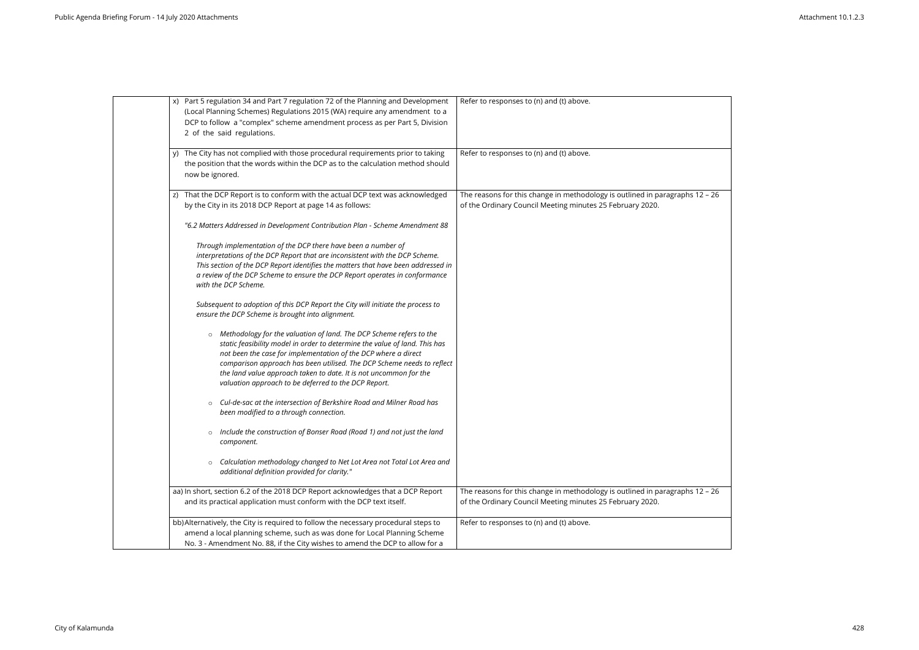| | | |
|---|---|---|
| | x) Part 5 regulation 34 and Part 7 regulation 72 of the Planning and Development (Local Planning Schemes) Regulations 2015 (WA) require any amendment to a DCP to follow a "complex" scheme amendment process as per Part 5, Division 2 of the said regulations. | Refer to responses to (n) and (t) above. |
| | y) The City has not complied with those procedural requirements prior to taking the position that the words within the DCP as to the calculation method should now be ignored. | Refer to responses to (n) and (t) above. |
| | z) That the DCP Report is to conform with the actual DCP text was acknowledged by the City in its 2018 DCP Report at page 14 as follows:<br><br>*"6.2 Matters Addressed in Development Contribution Plan - Scheme Amendment 88*<br><br>*Through implementation of the DCP there have been a number of interpretations of the DCP Report that are inconsistent with the DCP Scheme. This section of the DCP Report identifies the matters that have been addressed in a review of the DCP Scheme to ensure the DCP Report operates in conformance with the DCP Scheme.*<br><br>*Subsequent to adoption of this DCP Report the City will initiate the process to ensure the DCP Scheme is brought into alignment.*<br><br>- *Methodology for the valuation of land. The DCP Scheme refers to the static feasibility model in order to determine the value of land. This has not been the case for implementation of the DCP where a direct comparison approach has been utilised. The DCP Scheme needs to reflect the land value approach taken to date. It is not uncommon for the valuation approach to be deferred to the DCP Report.*<br>- *Cul-de-sac at the intersection of Berkshire Road and Milner Road has been modified to a through connection.*<br>- *Include the construction of Bonser Road (Road 1) and not just the land component.*<br>- *Calculation methodology changed to Net Lot Area not Total Lot Area and additional definition provided for clarity."* | The reasons for this change in methodology is outlined in paragraphs 12 – 26 of the Ordinary Council Meeting minutes 25 February 2020. |
| | aa) In short, section 6.2 of the 2018 DCP Report acknowledges that a DCP Report and its practical application must conform with the DCP text itself. | The reasons for this change in methodology is outlined in paragraphs 12 – 26 of the Ordinary Council Meeting minutes 25 February 2020. |
| | bb) Alternatively, the City is required to follow the necessary procedural steps to amend a local planning scheme, such as was done for Local Planning Scheme No. 3 - Amendment No. 88, if the City wishes to amend the DCP to allow for a | Refer to responses to (n) and (t) above. |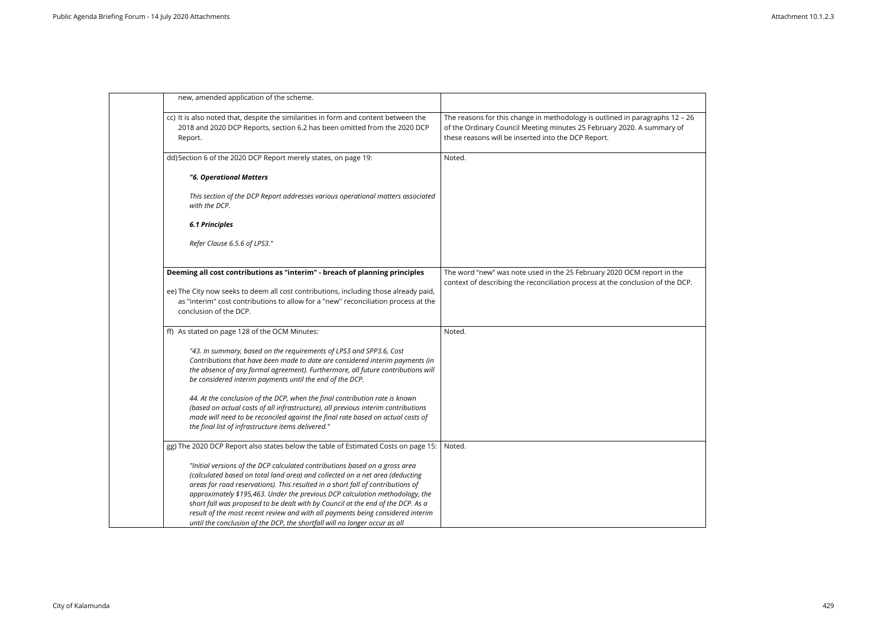| | | |
|---|---|---|
| | new, amended application of the scheme. | |
| | cc) It is also noted that, despite the similarities in form and content between the 2018 and 2020 DCP Reports, section 6.2 has been omitted from the 2020 DCP Report. | The reasons for this change in methodology is outlined in paragraphs 12 – 26 of the Ordinary Council Meeting minutes 25 February 2020. A summary of these reasons will be inserted into the DCP Report. |
| | dd) Section 6 of the 2020 DCP Report merely states, on page 19:<br><br>***"6. Operational Matters***<br><br>*This section of the DCP Report addresses various operational matters associated with the DCP.*<br><br>***6.1 Principles***<br><br>*Refer Clause 6.5.6 of LPS3."* | Noted. |
| | **Deeming all cost contributions as "interim" - breach of planning principles**<br><br>ee) The City now seeks to deem all cost contributions, including those already paid, as "interim" cost contributions to allow for a "new'' reconciliation process at the conclusion of the DCP. | The word "new" was note used in the 25 February 2020 OCM report in the context of describing the reconciliation process at the conclusion of the DCP. |
| | ff) As stated on page 128 of the OCM Minutes:<br><br>*"43. In summary, based on the requirements of LPS3 and SPP3.6, Cost Contributions that have been made to date are considered interim payments (in the absence of any formal agreement). Furthermore, all future contributions will be considered interim payments until the end of the DCP.*<br><br>*44. At the conclusion of the DCP, when the final contribution rate is known (based on actual costs of all infrastructure), all previous interim contributions made will need to be reconciled against the final rate based on actual costs of the final list of infrastructure items delivered."* | Noted. |
| | gg) The 2020 DCP Report also states below the table of Estimated Costs on page 15:<br><br>*"Initial versions of the DCP calculated contributions based on a gross area (calculated based on total land area) and collected on a net area (deducting areas for road reservations). This resulted in a short fall of contributions of approximately $195,463. Under the previous DCP calculation methodology, the short fall was proposed to be dealt with by Council at the end of the DCP. As a result of the most recent review and with all payments being considered interim until the conclusion of the DCP, the shortfall will no longer occur as all* | Noted. |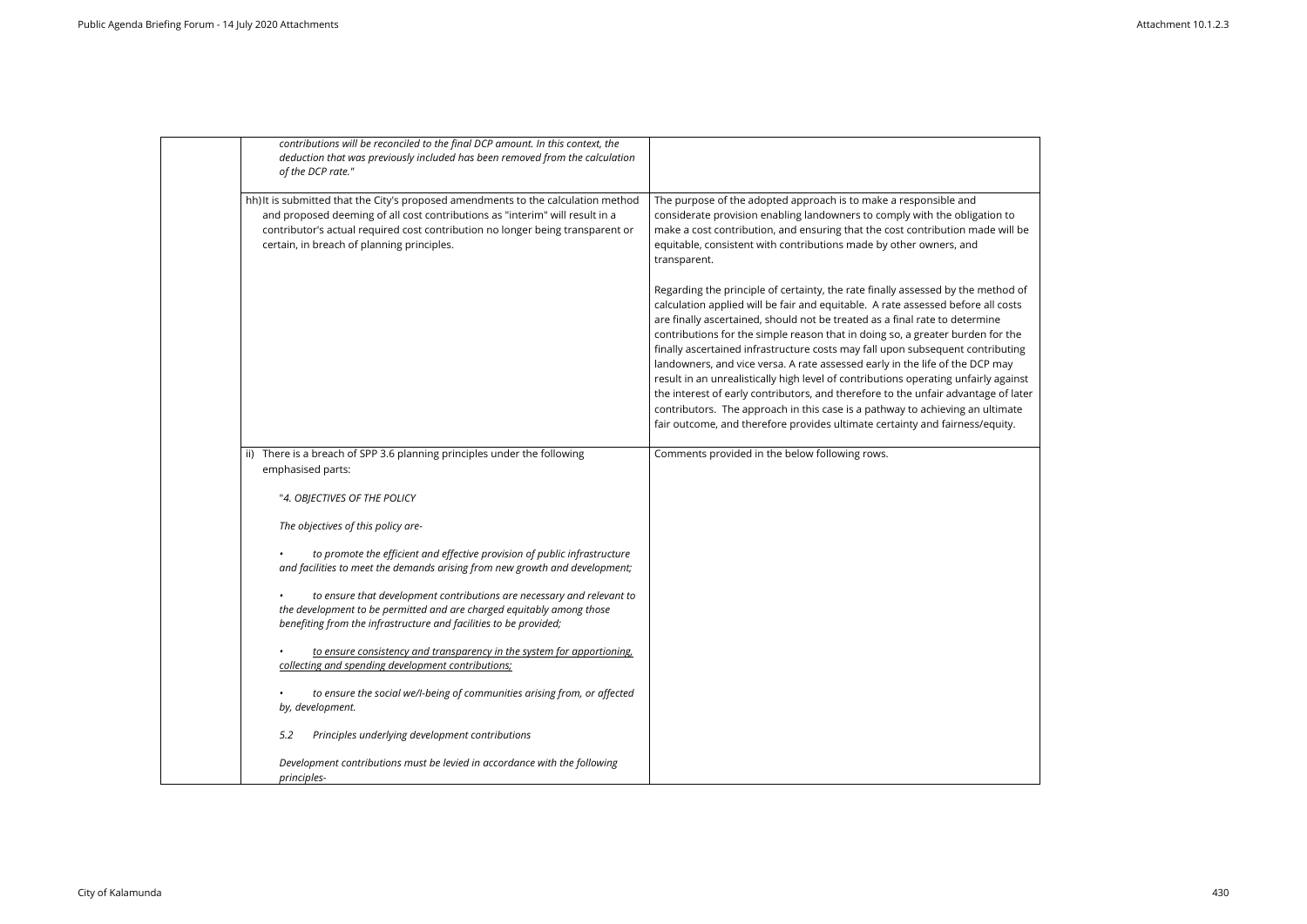| | | |
|---|---|---|
| | *contributions will be reconciled to the final DCP amount. In this context, the deduction that was previously included has been removed from the calculation of the DCP rate."* | |
| | hh) It is submitted that the City's proposed amendments to the calculation method and proposed deeming of all cost contributions as "interim" will result in a contributor's actual required cost contribution no longer being transparent or certain, in breach of planning principles. | The purpose of the adopted approach is to make a responsible and considerate provision enabling landowners to comply with the obligation to make a cost contribution, and ensuring that the cost contribution made will be equitable, consistent with contributions made by other owners, and transparent.<br><br>Regarding the principle of certainty, the rate finally assessed by the method of calculation applied will be fair and equitable. A rate assessed before all costs are finally ascertained, should not be treated as a final rate to determine contributions for the simple reason that in doing so, a greater burden for the finally ascertained infrastructure costs may fall upon subsequent contributing landowners, and vice versa. A rate assessed early in the life of the DCP may result in an unrealistically high level of contributions operating unfairly against the interest of early contributors, and therefore to the unfair advantage of later contributors. The approach in this case is a pathway to achieving an ultimate fair outcome, and therefore provides ultimate certainty and fairness/equity. |
| | ii) There is a breach of SPP 3.6 planning principles under the following emphasised parts:<br><br>*"4. OBJECTIVES OF THE POLICY*<br><br>*The objectives of this policy are-*<br><br>• *to promote the efficient and effective provision of public infrastructure and facilities to meet the demands arising from new growth and development;*<br><br>• *to ensure that development contributions are necessary and relevant to the development to be permitted and are charged equitably among those benefiting from the infrastructure and facilities to be provided;*<br><br>• <u>*to ensure consistency and transparency in the system for apportioning, collecting and spending development contributions;*</u><br><br>• *to ensure the social we/l-being of communities arising from, or affected by, development.*<br><br>*5.2 Principles underlying development contributions*<br><br>*Development contributions must be levied in accordance with the following principles-* | Comments provided in the below following rows. |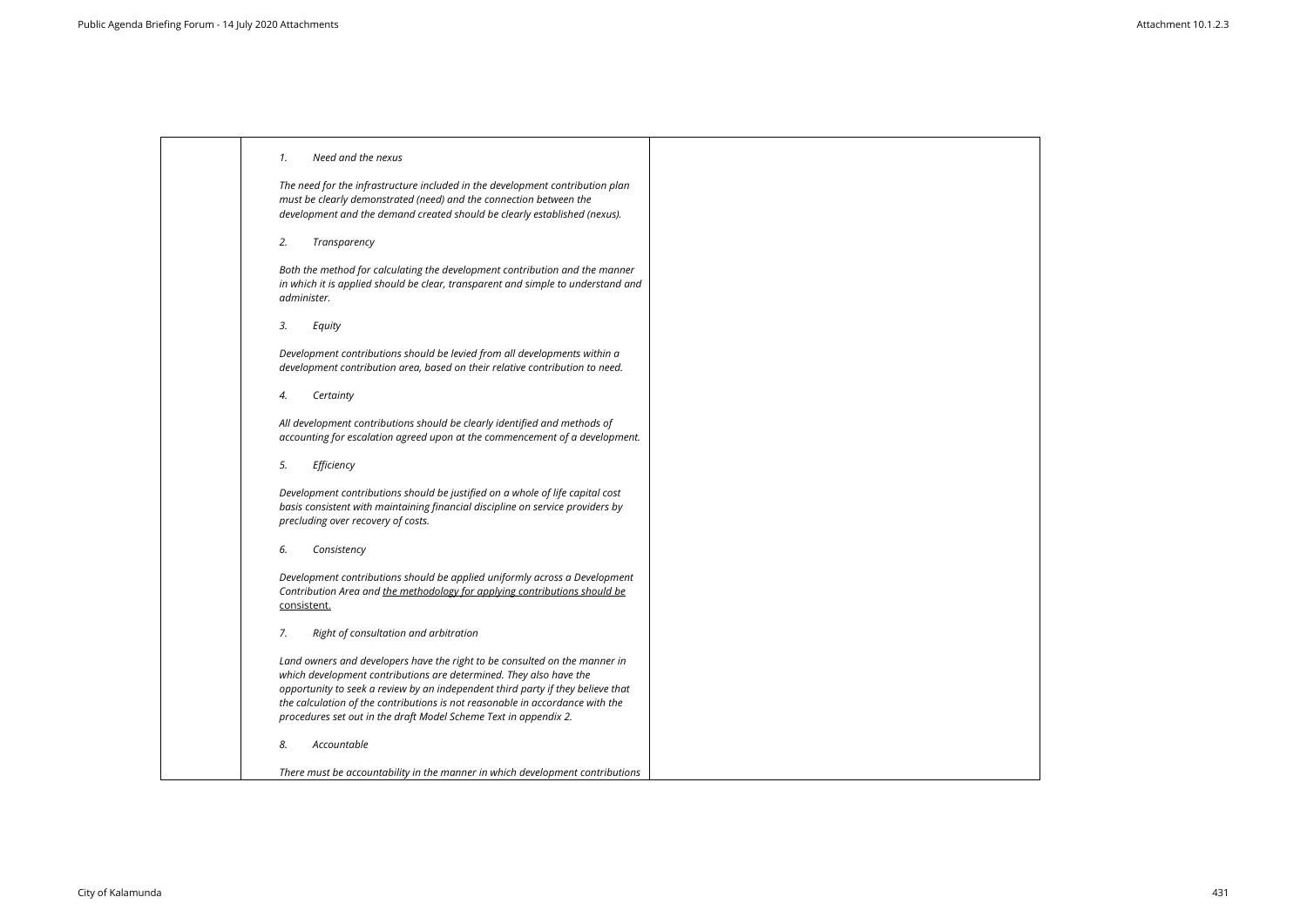| | | |
|---|---|---|
| | *1. Need and the nexus*<br><br>*The need for the infrastructure included in the development contribution plan must be clearly demonstrated (need) and the connection between the development and the demand created should be clearly established (nexus).*<br><br>*2. Transparency*<br><br>*Both the method for calculating the development contribution and the manner in which it is applied should be clear, transparent and simple to understand and administer.*<br><br>*3. Equity*<br><br>*Development contributions should be levied from all developments within a development contribution area, based on their relative contribution to need.*<br><br>*4. Certainty*<br><br>*All development contributions should be clearly identified and methods of accounting for escalation agreed upon at the commencement of a development.*<br><br>*5. Efficiency*<br><br>*Development contributions should be justified on a whole of life capital cost basis consistent with maintaining financial discipline on service providers by precluding over recovery of costs.*<br><br>*6. Consistency*<br><br>*Development contributions should be applied uniformly across a Development Contribution Area and <u>the methodology for applying contributions should be</u>* <u>consistent.</u><br><br>*7. Right of consultation and arbitration*<br><br>*Land owners and developers have the right to be consulted on the manner in which development contributions are determined. They also have the opportunity to seek a review by an independent third party if they believe that the calculation of the contributions is not reasonable in accordance with the procedures set out in the draft Model Scheme Text in appendix 2.*<br><br>*8. Accountable*<br><br>*There must be accountability in the manner in which development contributions* | |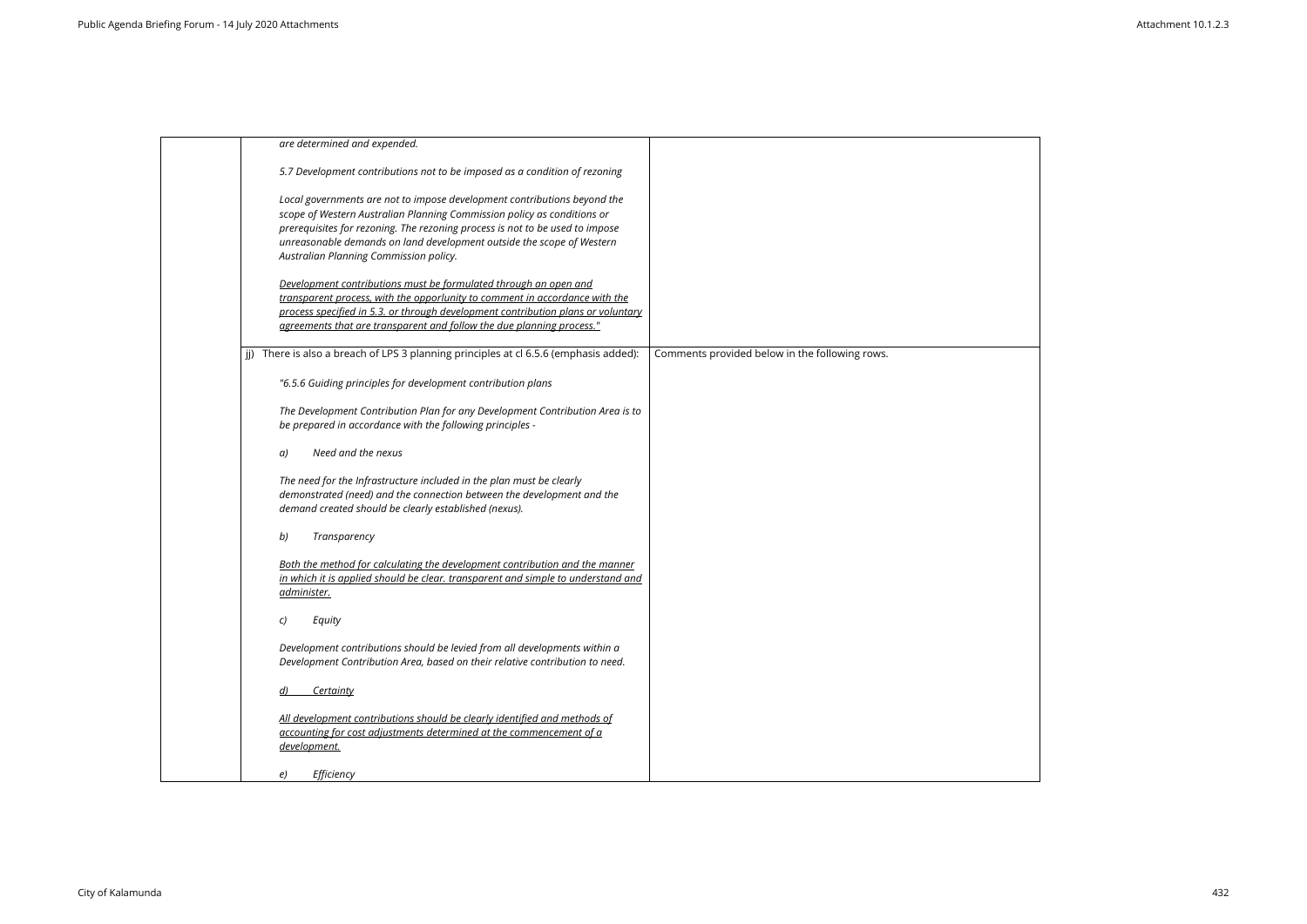| | | |
|---|---|---|
| | *are determined and expended.*<br><br>*5.7 Development contributions not to be imposed as a condition of rezoning*<br><br>*Local governments are not to impose development contributions beyond the scope of Western Australian Planning Commission policy as conditions or prerequisites for rezoning. The rezoning process is not to be used to impose unreasonable demands on land development outside the scope of Western Australian Planning Commission policy.*<br><br>*<u>Development contributions must be formulated through an open and transparent process, with the opporlunity to comment in accordance with the process specified in 5.3. or through development contribution plans or voluntary agreements that are transparent and follow the due planning process."</u>* | |
| | jj) There is also a breach of LPS 3 planning principles at cl 6.5.6 (emphasis added):<br><br>*"6.5.6 Guiding principles for development contribution plans*<br><br>*The Development Contribution Plan for any Development Contribution Area is to be prepared in accordance with the following principles -*<br><br>*a) Need and the nexus*<br><br>*The need for the Infrastructure included in the plan must be clearly demonstrated (need) and the connection between the development and the demand created should be clearly established (nexus).*<br><br>*b) Transparency*<br><br>*<u>Both the method for calculating the development contribution and the manner in which it is applied should be clear. transparent and simple to understand and administer.</u>*<br><br>*c) Equity*<br><br>*Development contributions should be levied from all developments within a Development Contribution Area, based on their relative contribution to need.*<br><br>*<u>d) Certainty</u>*<br><br>*<u>All development contributions should be clearly identified and methods of accounting for cost adjustments determined at the commencement of a development.</u>*<br><br>*e) Efficiency* | Comments provided below in the following rows. |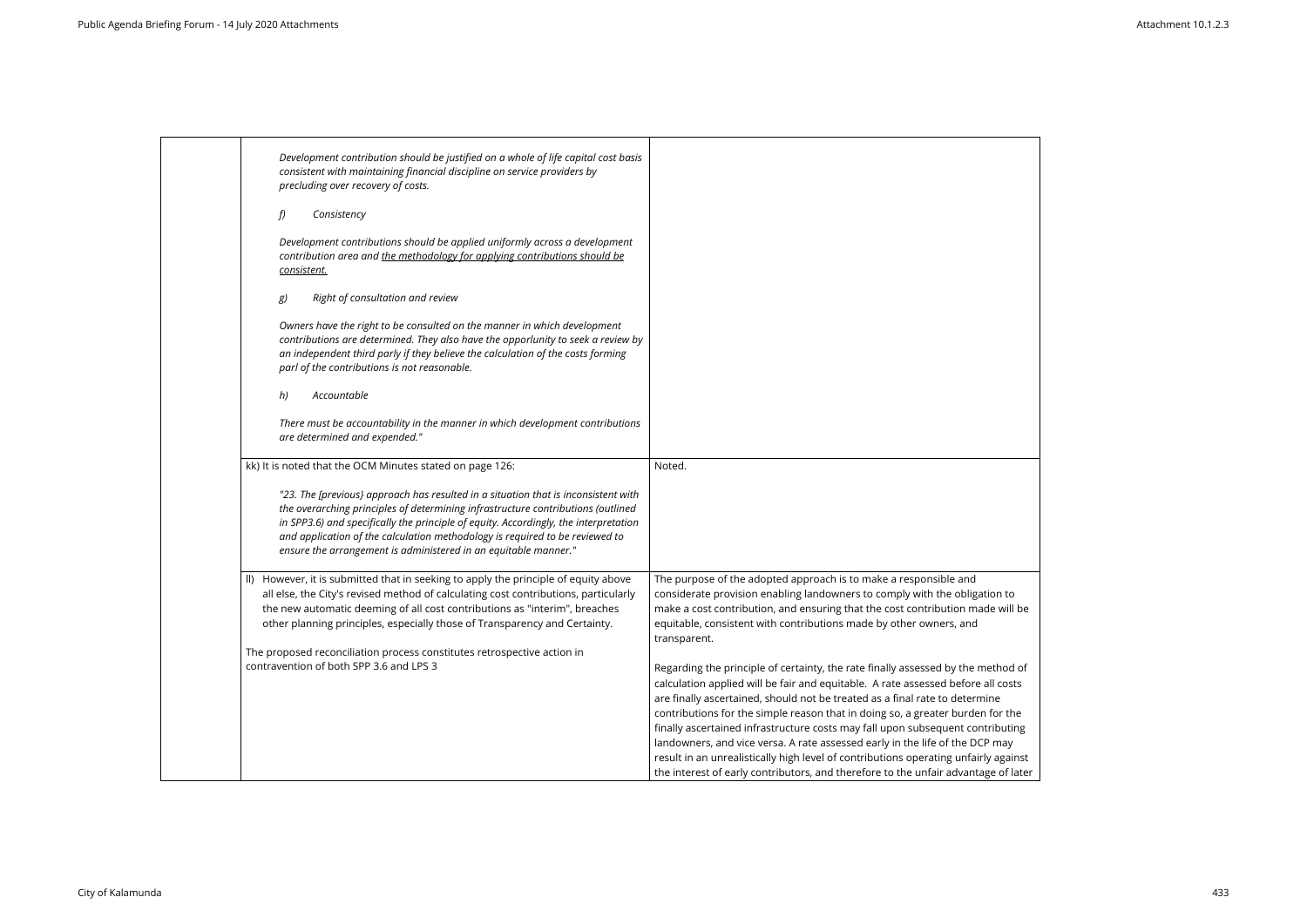| | | |
|---|---|---|
| | *Development contribution should be justified on a whole of life capital cost basis consistent with maintaining financial discipline on service providers by precluding over recovery of costs.*<br><br>*f) Consistency*<br><br>*Development contributions should be applied uniformly across a development contribution area and <u>the methodology for applying contributions should be consistent.</u>*<br><br>*g) Right of consultation and review*<br><br>*Owners have the right to be consulted on the manner in which development contributions are determined. They also have the opporlunity to seek a review by an independent third parly if they believe the calculation of the costs forming parl of the contributions is not reasonable.*<br><br>*h) Accountable*<br><br>*There must be accountability in the manner in which development contributions are determined and expended."* | |
| | kk) It is noted that the OCM Minutes stated on page 126:<br><br>*"23. The [previous} approach has resulted in a situation that is inconsistent with the overarching principles of determining infrastructure contributions (outlined in SPP3.6) and specifically the principle of equity. Accordingly, the interpretation and application of the calculation methodology is required to be reviewed to ensure the arrangement is administered in an equitable manner."* | Noted. |
| | ll) However, it is submitted that in seeking to apply the principle of equity above all else, the City's revised method of calculating cost contributions, particularly the new automatic deeming of all cost contributions as "interim", breaches other planning principles, especially those of Transparency and Certainty.<br><br>The proposed reconciliation process constitutes retrospective action in contravention of both SPP 3.6 and LPS 3 | The purpose of the adopted approach is to make a responsible and considerate provision enabling landowners to comply with the obligation to make a cost contribution, and ensuring that the cost contribution made will be equitable, consistent with contributions made by other owners, and transparent.<br><br>Regarding the principle of certainty, the rate finally assessed by the method of calculation applied will be fair and equitable. A rate assessed before all costs are finally ascertained, should not be treated as a final rate to determine contributions for the simple reason that in doing so, a greater burden for the finally ascertained infrastructure costs may fall upon subsequent contributing landowners, and vice versa. A rate assessed early in the life of the DCP may result in an unrealistically high level of contributions operating unfairly against the interest of early contributors, and therefore to the unfair advantage of later |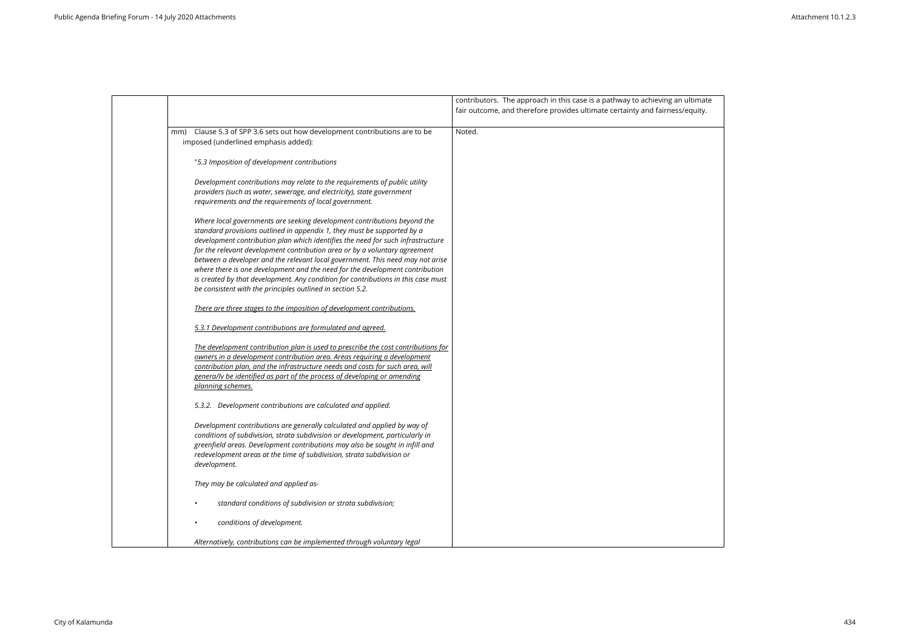|  |  |  |
|---|---|---|
|  |  | contributors. The approach in this case is a pathway to achieving an ultimate fair outcome, and therefore provides ultimate certainty and fairness/equity. |
|  | mm) Clause 5.3 of SPP 3.6 sets out how development contributions are to be imposed (underlined emphasis added):<br><br>"*5.3 Imposition of development contributions*<br><br>*Development contributions may relate to the requirements of public utility providers (such as water, sewerage, and electricity), state government requirements and the requirements of local government.*<br><br>*Where local governments are seeking development contributions beyond the standard provisions outlined in appendix 1, they must be supported by a development contribution plan which identifies the need for such infrastructure for the relevant development contribution area or by a voluntary agreement between a developer and the relevant local government. This need may not arise where there is one development and the need for the development contribution is created by that development. Any condition for contributions in this case must be consistent with the principles outlined in section 5.2.*<br><br><u>*There are three stages to the imposition of development contributions.*</u><br><br><u>*5.3.1 Development contributions are formulated and agreed.*</u><br><br><u>*The development contribution plan is used to prescribe the cost contributions for owners in a development contribution area. Areas requiring a development contribution plan, and the infrastructure needs and costs for such area, will genera/lv be identified as part of the process of developing or amending planning schemes.*</u><br><br>*5.3.2. Development contributions are calculated and applied.*<br><br>*Development contributions are generally calculated and applied by way of conditions of subdivision, strata subdivision or development, particularly in greenfield areas. Development contributions may also be sought in infill and redevelopment areas at the time of subdivision, strata subdivision or development.*<br><br>*They may be calculated and applied as-*<br><br>• *standard conditions of subdivision or strata subdivision;*<br><br>• *conditions of development.*<br><br>*Alternatively, contributions can be implemented through voluntary legal* | Noted. |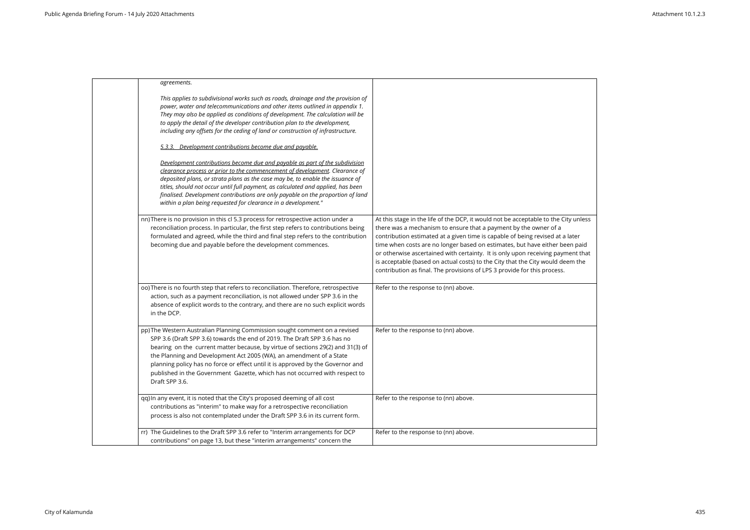| | | |
|---|---|---|
| | *agreements.*<br><br>*This applies to subdivisional works such as roads, drainage and the provision of power, water and telecommunications and other items outlined in appendix 1. They may also be applied as conditions of development. The calculation will be to apply the detail of the developer contribution plan to the development, including any offsets for the ceding of land or construction of infrastructure.*<br><br>*5.3.3. Development contributions become due and payable.*<br><br>*Development contributions become due and payable as part of the subdivision clearance process or prior to the commencement of development. Clearance of deposited plans, or strata plans as the case may be, to enable the issuance of titles, should not occur until full payment, as calculated and applied, has been finalised. Development contributions are only payable on the proportion of land within a plan being requested for clearance in a development."* | |
| | nn) There is no provision in this cl 5.3 process for retrospective action under a reconciliation process. In particular, the first step refers to contributions being formulated and agreed, while the third and final step refers to the contribution becoming due and payable before the development commences. | At this stage in the life of the DCP, it would not be acceptable to the City unless there was a mechanism to ensure that a payment by the owner of a contribution estimated at a given time is capable of being revised at a later time when costs are no longer based on estimates, but have either been paid or otherwise ascertained with certainty. It is only upon receiving payment that is acceptable (based on actual costs) to the City that the City would deem the contribution as final. The provisions of LPS 3 provide for this process. |
| | oo) There is no fourth step that refers to reconciliation. Therefore, retrospective action, such as a payment reconciliation, is not allowed under SPP 3.6 in the absence of explicit words to the contrary, and there are no such explicit words in the DCP. | Refer to the response to (nn) above. |
| | pp) The Western Australian Planning Commission sought comment on a revised SPP 3.6 (Draft SPP 3.6) towards the end of 2019. The Draft SPP 3.6 has no bearing on the current matter because, by virtue of sections 29(2) and 31(3) of the Planning and Development Act 2005 (WA), an amendment of a State planning policy has no force or effect until it is approved by the Governor and published in the Government Gazette, which has not occurred with respect to Draft SPP 3.6. | Refer to the response to (nn) above. |
| | qq) In any event, it is noted that the City's proposed deeming of all cost contributions as "interim" to make way for a retrospective reconciliation process is also not contemplated under the Draft SPP 3.6 in its current form. | Refer to the response to (nn) above. |
| | rr) The Guidelines to the Draft SPP 3.6 refer to "Interim arrangements for DCP contributions" on page 13, but these "interim arrangements" concern the | Refer to the response to (nn) above. |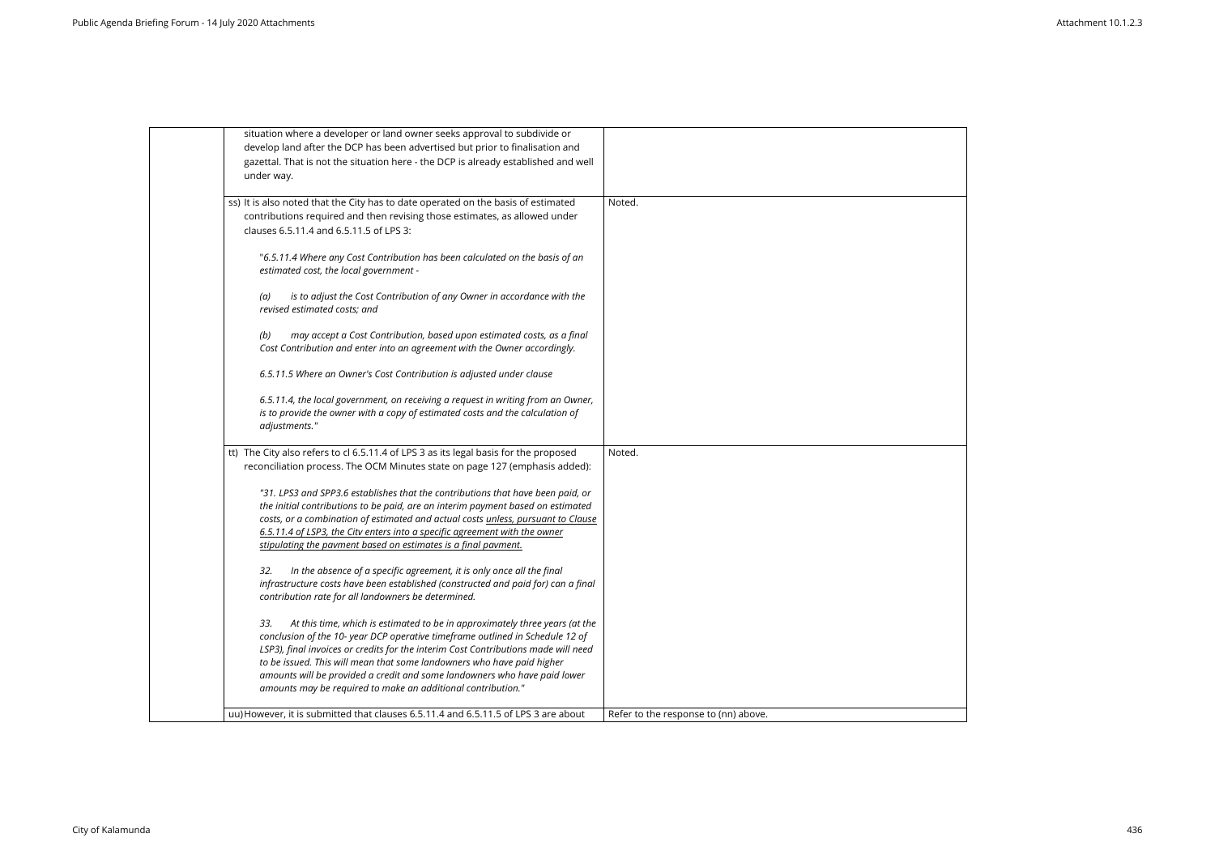| | | |
|---|---|---|
| | situation where a developer or land owner seeks approval to subdivide or develop land after the DCP has been advertised but prior to finalisation and gazettal. That is not the situation here - the DCP is already established and well under way. | |
| | ss) It is also noted that the City has to date operated on the basis of estimated contributions required and then revising those estimates, as allowed under clauses 6.5.11.4 and 6.5.11.5 of LPS 3:<br><br>"*6.5.11.4 Where any Cost Contribution has been calculated on the basis of an estimated cost, the local government -*<br><br>*(a) is to adjust the Cost Contribution of any Owner in accordance with the revised estimated costs; and*<br><br>*(b) may accept a Cost Contribution, based upon estimated costs, as a final Cost Contribution and enter into an agreement with the Owner accordingly.*<br><br>*6.5.11.5 Where an Owner's Cost Contribution is adjusted under clause*<br><br>*6.5.11.4, the local government, on receiving a request in writing from an Owner, is to provide the owner with a copy of estimated costs and the calculation of adjustments.*" | Noted. |
| | tt) The City also refers to cl 6.5.11.4 of LPS 3 as its legal basis for the proposed reconciliation process. The OCM Minutes state on page 127 (emphasis added):<br><br>*"31. LPS3 and SPP3.6 establishes that the contributions that have been paid, or the initial contributions to be paid, are an interim payment based on estimated costs, or a combination of estimated and actual costs <u>unless, pursuant to Clause 6.5.11.4 of LSP3, the Citv enters into a specific agreement with the owner stipulating the pavment based on estimates is a final pavment.</u>*<br><br>*32. In the absence of a specific agreement, it is only once all the final infrastructure costs have been established (constructed and paid for) can a final contribution rate for all landowners be determined.*<br><br>*33. At this time, which is estimated to be in approximately three years (at the conclusion of the 10- year DCP operative timeframe outlined in Schedule 12 of LSP3), final invoices or credits for the interim Cost Contributions made will need to be issued. This will mean that some landowners who have paid higher amounts will be provided a credit and some landowners who have paid lower amounts may be required to make an additional contribution."* | Noted. |
| | uu) However, it is submitted that clauses 6.5.11.4 and 6.5.11.5 of LPS 3 are about | Refer to the response to (nn) above. |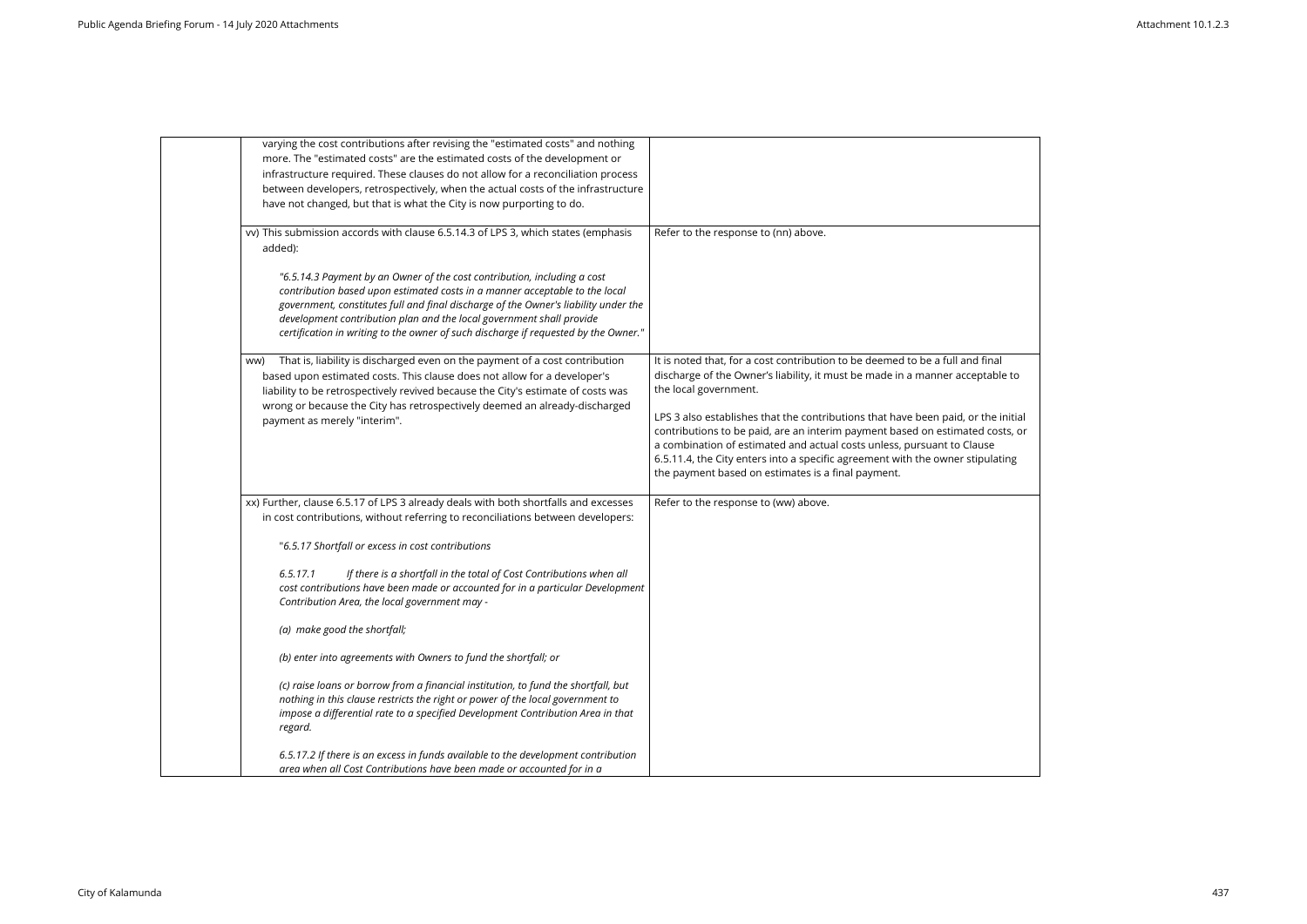| | | |
|---|---|---|
| | varying the cost contributions after revising the "estimated costs" and nothing more. The "estimated costs" are the estimated costs of the development or infrastructure required. These clauses do not allow for a reconciliation process between developers, retrospectively, when the actual costs of the infrastructure have not changed, but that is what the City is now purporting to do. | |
| | vv) This submission accords with clause 6.5.14.3 of LPS 3, which states (emphasis added):<br><br>*"6.5.14.3 Payment by an Owner of the cost contribution, including a cost contribution based upon estimated costs in a manner acceptable to the local government, constitutes full and final discharge of the Owner's liability under the development contribution plan and the local government shall provide certification in writing to the owner of such discharge if requested by the Owner."* | Refer to the response to (nn) above. |
| | ww) That is, liability is discharged even on the payment of a cost contribution based upon estimated costs. This clause does not allow for a developer's liability to be retrospectively revived because the City's estimate of costs was wrong or because the City has retrospectively deemed an already-discharged payment as merely "interim". | It is noted that, for a cost contribution to be deemed to be a full and final discharge of the Owner's liability, it must be made in a manner acceptable to the local government.<br><br>LPS 3 also establishes that the contributions that have been paid, or the initial contributions to be paid, are an interim payment based on estimated costs, or a combination of estimated and actual costs unless, pursuant to Clause 6.5.11.4, the City enters into a specific agreement with the owner stipulating the payment based on estimates is a final payment. |
| | xx) Further, clause 6.5.17 of LPS 3 already deals with both shortfalls and excesses in cost contributions, without referring to reconciliations between developers:<br><br>"*6.5.17 Shortfall or excess in cost contributions*<br><br>*6.5.17.1 If there is a shortfall in the total of Cost Contributions when all cost contributions have been made or accounted for in a particular Development Contribution Area, the local government may -*<br><br>*(a) make good the shortfall;*<br><br>*(b) enter into agreements with Owners to fund the shortfall; or*<br><br>*(c) raise loans or borrow from a financial institution, to fund the shortfall, but nothing in this clause restricts the right or power of the local government to impose a differential rate to a specified Development Contribution Area in that regard.*<br><br>*6.5.17.2 If there is an excess in funds available to the development contribution area when all Cost Contributions have been made or accounted for in a* | Refer to the response to (ww) above. |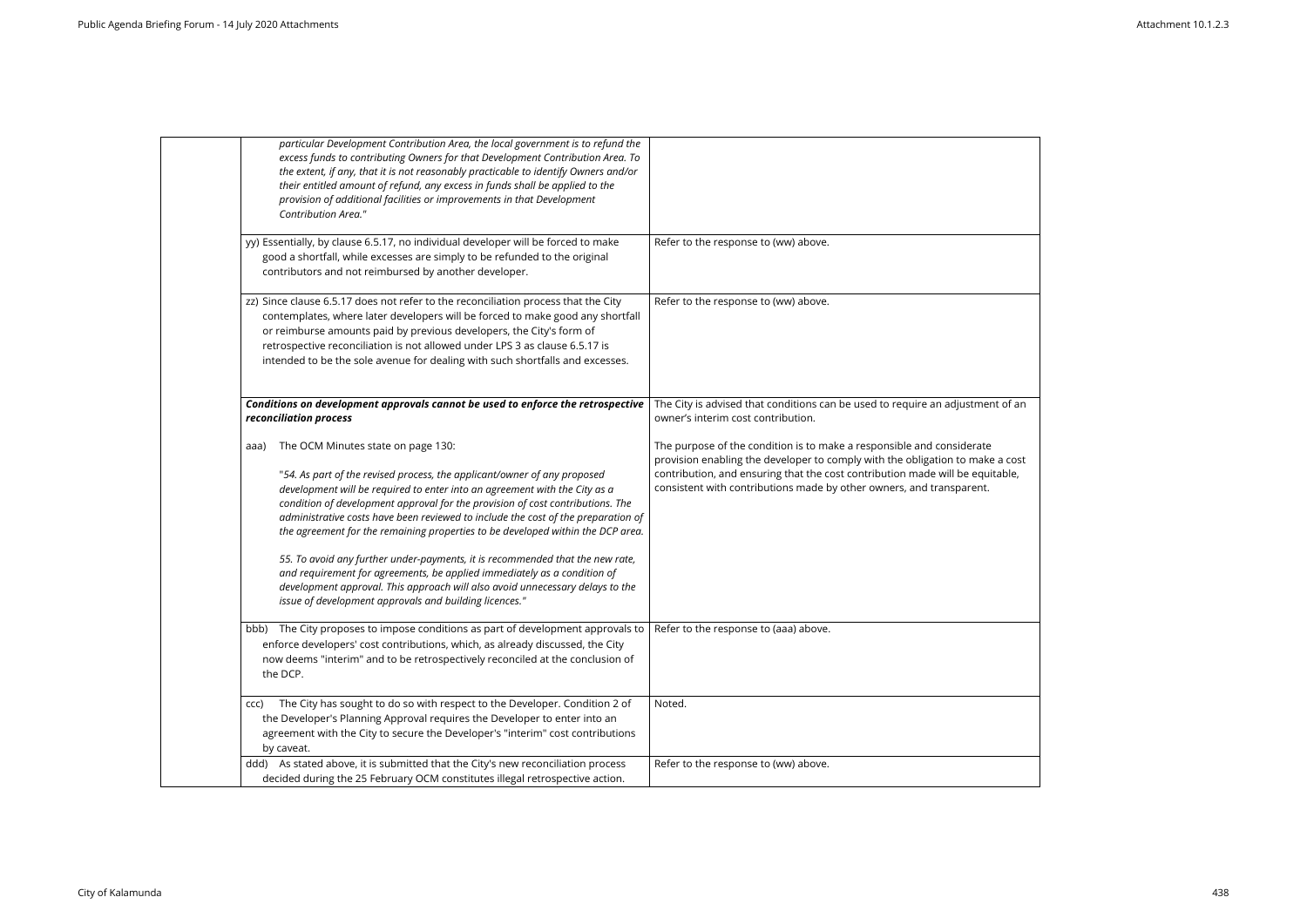| | | |
|---|---|---|
| | *particular Development Contribution Area, the local government is to refund the excess funds to contributing Owners for that Development Contribution Area. To the extent, if any, that it is not reasonably practicable to identify Owners and/or their entitled amount of refund, any excess in funds shall be applied to the provision of additional facilities or improvements in that Development Contribution Area."* | |
| | yy) Essentially, by clause 6.5.17, no individual developer will be forced to make good a shortfall, while excesses are simply to be refunded to the original contributors and not reimbursed by another developer. | Refer to the response to (ww) above. |
| | zz) Since clause 6.5.17 does not refer to the reconciliation process that the City contemplates, where later developers will be forced to make good any shortfall or reimburse amounts paid by previous developers, the City's form of retrospective reconciliation is not allowed under LPS 3 as clause 6.5.17 is intended to be the sole avenue for dealing with such shortfalls and excesses. | Refer to the response to (ww) above. |
| | ***Conditions on development approvals cannot be used to enforce the retrospective reconciliation process***<br><br>aaa) The OCM Minutes state on page 130:<br><br>*"54. As part of the revised process, the applicant/owner of any proposed development will be required to enter into an agreement with the City as a condition of development approval for the provision of cost contributions. The administrative costs have been reviewed to include the cost of the preparation of the agreement for the remaining properties to be developed within the DCP area.*<br><br>*55. To avoid any further under-payments, it is recommended that the new rate, and requirement for agreements, be applied immediately as a condition of development approval. This approach will also avoid unnecessary delays to the issue of development approvals and building licences."* | The City is advised that conditions can be used to require an adjustment of an owner's interim cost contribution.<br><br>The purpose of the condition is to make a responsible and considerate provision enabling the developer to comply with the obligation to make a cost contribution, and ensuring that the cost contribution made will be equitable, consistent with contributions made by other owners, and transparent. |
| | bbb) The City proposes to impose conditions as part of development approvals to enforce developers' cost contributions, which, as already discussed, the City now deems "interim" and to be retrospectively reconciled at the conclusion of the DCP. | Refer to the response to (aaa) above. |
| | ccc) The City has sought to do so with respect to the Developer. Condition 2 of the Developer's Planning Approval requires the Developer to enter into an agreement with the City to secure the Developer's "interim" cost contributions by caveat. | Noted. |
| | ddd) As stated above, it is submitted that the City's new reconciliation process decided during the 25 February OCM constitutes illegal retrospective action. | Refer to the response to (ww) above. |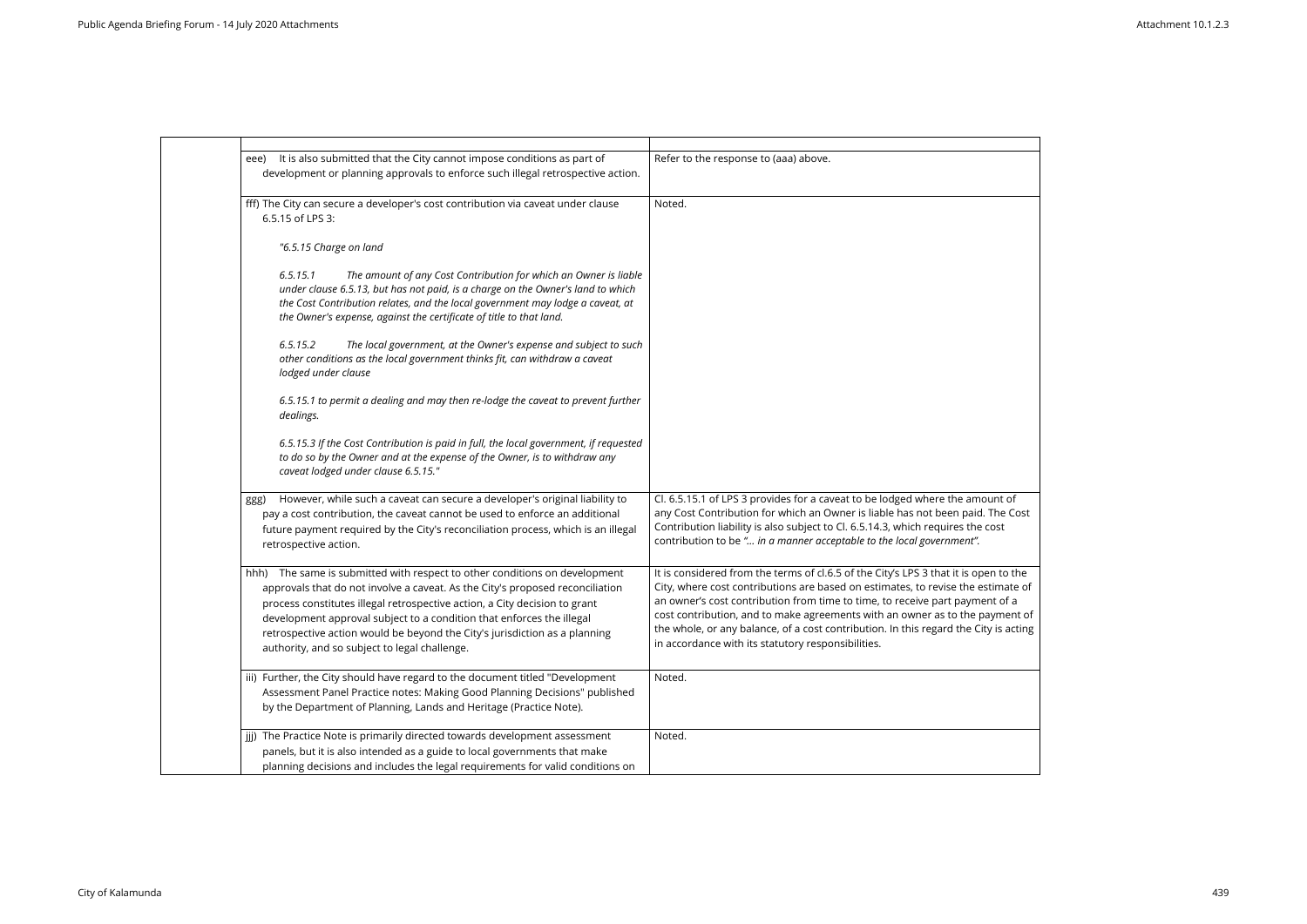| | |
|---|---|
| eee) It is also submitted that the City cannot impose conditions as part of development or planning approvals to enforce such illegal retrospective action. | Refer to the response to (aaa) above. |
| fff) The City can secure a developer's cost contribution via caveat under clause 6.5.15 of LPS 3:<br><br>*"6.5.15 Charge on land*<br><br>*6.5.15.1 The amount of any Cost Contribution for which an Owner is liable under clause 6.5.13, but has not paid, is a charge on the Owner's land to which the Cost Contribution relates, and the local government may lodge a caveat, at the Owner's expense, against the certificate of title to that land.*<br><br>*6.5.15.2 The local government, at the Owner's expense and subject to such other conditions as the local government thinks fit, can withdraw a caveat lodged under clause*<br><br>*6.5.15.1 to permit a dealing and may then re-lodge the caveat to prevent further dealings.*<br><br>*6.5.15.3 If the Cost Contribution is paid in full, the local government, if requested to do so by the Owner and at the expense of the Owner, is to withdraw any caveat lodged under clause 6.5.15."* | Noted. |
| ggg) However, while such a caveat can secure a developer's original liability to pay a cost contribution, the caveat cannot be used to enforce an additional future payment required by the City's reconciliation process, which is an illegal retrospective action. | Cl. 6.5.15.1 of LPS 3 provides for a caveat to be lodged where the amount of any Cost Contribution for which an Owner is liable has not been paid. The Cost Contribution liability is also subject to Cl. 6.5.14.3, which requires the cost contribution to be *"… in a manner acceptable to the local government".* |
| hhh) The same is submitted with respect to other conditions on development approvals that do not involve a caveat. As the City's proposed reconciliation process constitutes illegal retrospective action, a City decision to grant development approval subject to a condition that enforces the illegal retrospective action would be beyond the City's jurisdiction as a planning authority, and so subject to legal challenge. | It is considered from the terms of cl.6.5 of the City's LPS 3 that it is open to the City, where cost contributions are based on estimates, to revise the estimate of an owner's cost contribution from time to time, to receive part payment of a cost contribution, and to make agreements with an owner as to the payment of the whole, or any balance, of a cost contribution. In this regard the City is acting in accordance with its statutory responsibilities. |
| iii) Further, the City should have regard to the document titled "Development Assessment Panel Practice notes: Making Good Planning Decisions" published by the Department of Planning, Lands and Heritage (Practice Note). | Noted. |
| jjj) The Practice Note is primarily directed towards development assessment panels, but it is also intended as a guide to local governments that make planning decisions and includes the legal requirements for valid conditions on | Noted. |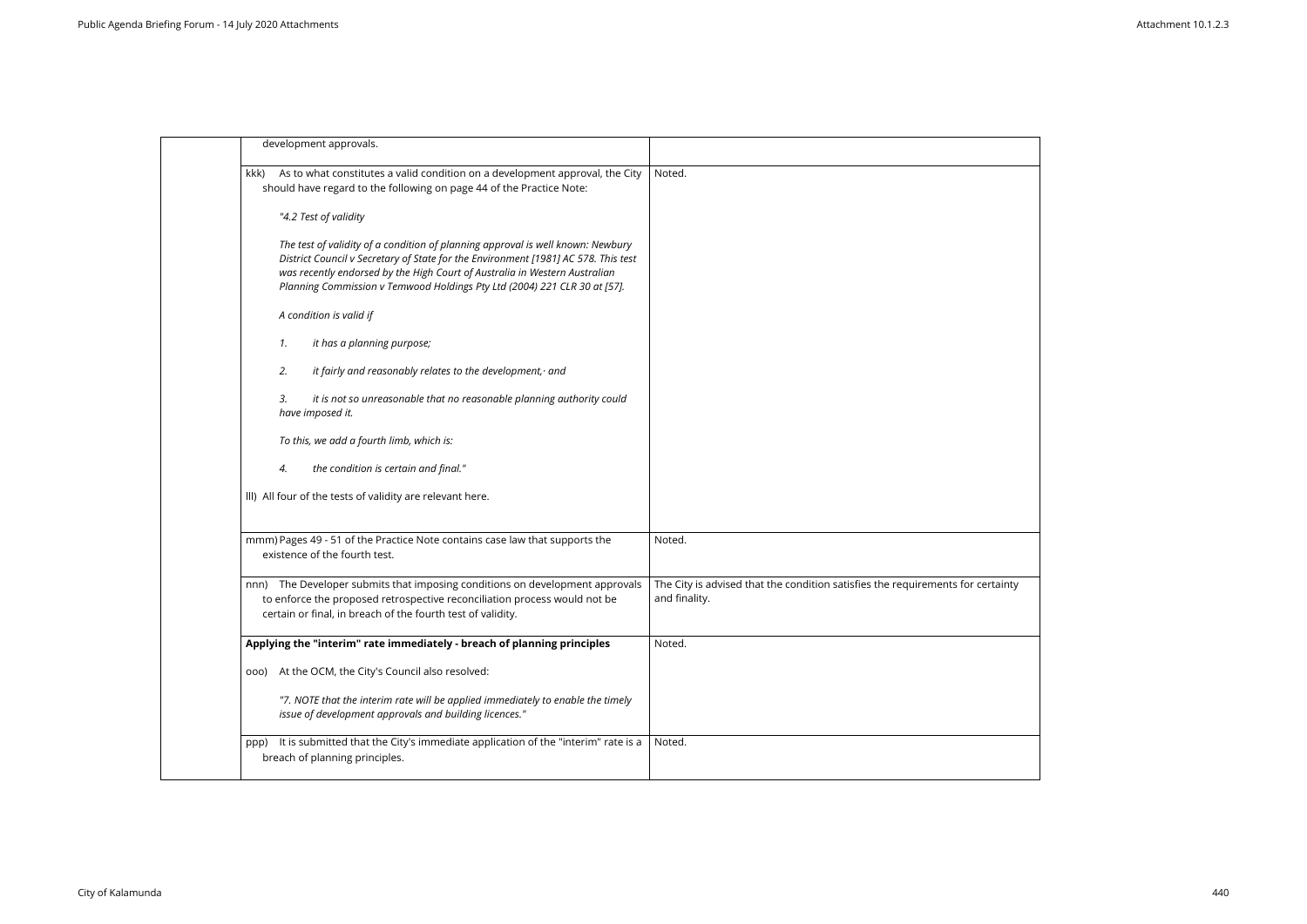| | | |
|---|---|---|
| | development approvals. | |
| | kkk) As to what constitutes a valid condition on a development approval, the City should have regard to the following on page 44 of the Practice Note:<br><br>*"4.2 Test of validity*<br><br>*The test of validity of a condition of planning approval is well known: Newbury District Council v Secretary of State for the Environment [1981] AC 578. This test was recently endorsed by the High Court of Australia in Western Australian Planning Commission v Temwood Holdings Pty Ltd (2004) 221 CLR 30 at [57].*<br><br>*A condition is valid if*<br><br>*1. it has a planning purpose;*<br><br>*2. it fairly and reasonably relates to the development,· and*<br><br>*3. it is not so unreasonable that no reasonable planning authority could have imposed it.*<br><br>*To this, we add a fourth limb, which is:*<br><br>*4. the condition is certain and final."*<br><br>lll) All four of the tests of validity are relevant here. | Noted. |
| | mmm) Pages 49 - 51 of the Practice Note contains case law that supports the existence of the fourth test. | Noted. |
| | nnn) The Developer submits that imposing conditions on development approvals to enforce the proposed retrospective reconciliation process would not be certain or final, in breach of the fourth test of validity. | The City is advised that the condition satisfies the requirements for certainty and finality. |
| | **Applying the "interim" rate immediately - breach of planning principles**<br><br>ooo) At the OCM, the City's Council also resolved:<br><br>*"7. NOTE that the interim rate will be applied immediately to enable the timely issue of development approvals and building licences."* | Noted. |
| | ppp) It is submitted that the City's immediate application of the "interim" rate is a breach of planning principles. | Noted. |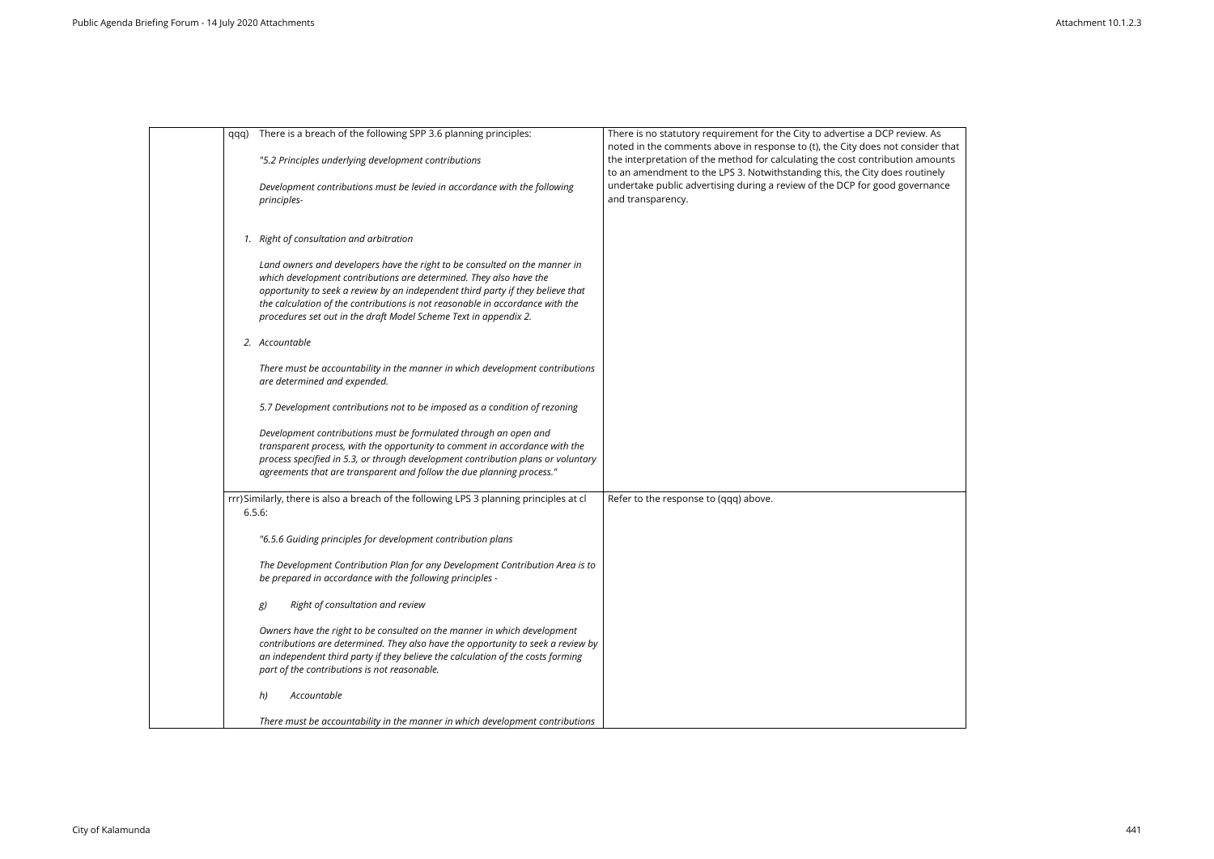| | | |
|---|---|---|
| | qqq) There is a breach of the following SPP 3.6 planning principles:<br><br>*"5.2 Principles underlying development contributions*<br><br>*Development contributions must be levied in accordance with the following principles-*<br><br>*1. Right of consultation and arbitration*<br><br>*Land owners and developers have the right to be consulted on the manner in which development contributions are determined. They also have the opportunity to seek a review by an independent third party if they believe that the calculation of the contributions is not reasonable in accordance with the procedures set out in the draft Model Scheme Text in appendix 2.*<br><br>*2. Accountable*<br><br>*There must be accountability in the manner in which development contributions are determined and expended.*<br><br>*5.7 Development contributions not to be imposed as a condition of rezoning*<br><br>*Development contributions must be formulated through an open and transparent process, with the opportunity to comment in accordance with the process specified in 5.3, or through development contribution plans or voluntary agreements that are transparent and follow the due planning process."* | There is no statutory requirement for the City to advertise a DCP review. As noted in the comments above in response to (t), the City does not consider that the interpretation of the method for calculating the cost contribution amounts to an amendment to the LPS 3. Notwithstanding this, the City does routinely undertake public advertising during a review of the DCP for good governance and transparency. |
| | rrr) Similarly, there is also a breach of the following LPS 3 planning principles at cl 6.5.6:<br><br>*"6.5.6 Guiding principles for development contribution plans*<br><br>*The Development Contribution Plan for any Development Contribution Area is to be prepared in accordance with the following principles -*<br><br>*g) Right of consultation and review*<br><br>*Owners have the right to be consulted on the manner in which development contributions are determined. They also have the opportunity to seek a review by an independent third party if they believe the calculation of the costs forming part of the contributions is not reasonable.*<br><br>*h) Accountable*<br><br>*There must be accountability in the manner in which development contributions* | Refer to the response to (qqq) above. |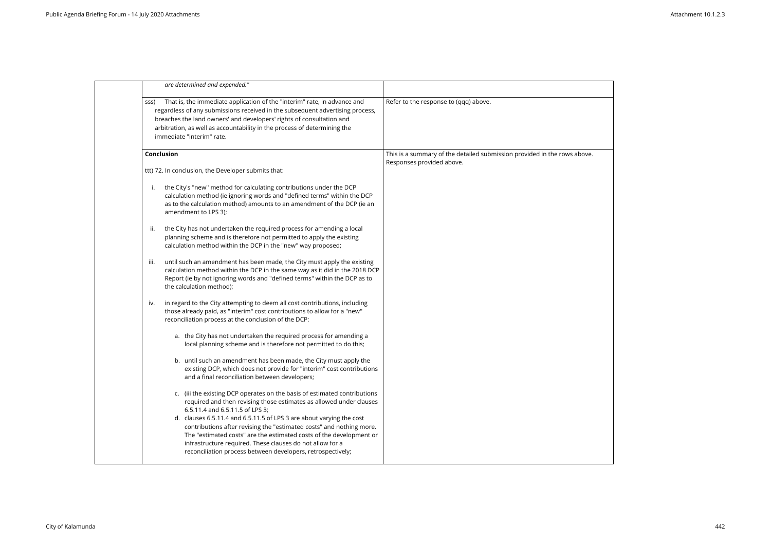| | | |
|---|---|---|
| | *are determined and expended."* | |
| | sss) That is, the immediate application of the "interim" rate, in advance and regardless of any submissions received in the subsequent advertising process, breaches the land owners' and developers' rights of consultation and arbitration, as well as accountability in the process of determining the immediate "interim" rate. | Refer to the response to (qqq) above. |
| | **Conclusion**<br><br>ttt) 72. In conclusion, the Developer submits that:<br><br>i. the City's "new" method for calculating contributions under the DCP calculation method (ie ignoring words and "defined terms" within the DCP as to the calculation method) amounts to an amendment of the DCP (ie an amendment to LPS 3);<br><br>ii. the City has not undertaken the required process for amending a local planning scheme and is therefore not permitted to apply the existing calculation method within the DCP in the "new" way proposed;<br><br>iii. until such an amendment has been made, the City must apply the existing calculation method within the DCP in the same way as it did in the 2018 DCP Report (ie by not ignoring words and "defined terms" within the DCP as to the calculation method);<br><br>iv. in regard to the City attempting to deem all cost contributions, including those already paid, as "interim" cost contributions to allow for a "new" reconciliation process at the conclusion of the DCP:<br><br>a. the City has not undertaken the required process for amending a local planning scheme and is therefore not permitted to do this;<br><br>b. until such an amendment has been made, the City must apply the existing DCP, which does not provide for "interim" cost contributions and a final reconciliation between developers;<br><br>c. (iii the existing DCP operates on the basis of estimated contributions required and then revising those estimates as allowed under clauses 6.5.11.4 and 6.5.11.5 of LPS 3;<br>d. clauses 6.5.11.4 and 6.5.11.5 of LPS 3 are about varying the cost contributions after revising the "estimated costs" and nothing more. The "estimated costs" are the estimated costs of the development or infrastructure required. These clauses do not allow for a reconciliation process between developers, retrospectively; | This is a summary of the detailed submission provided in the rows above. Responses provided above. |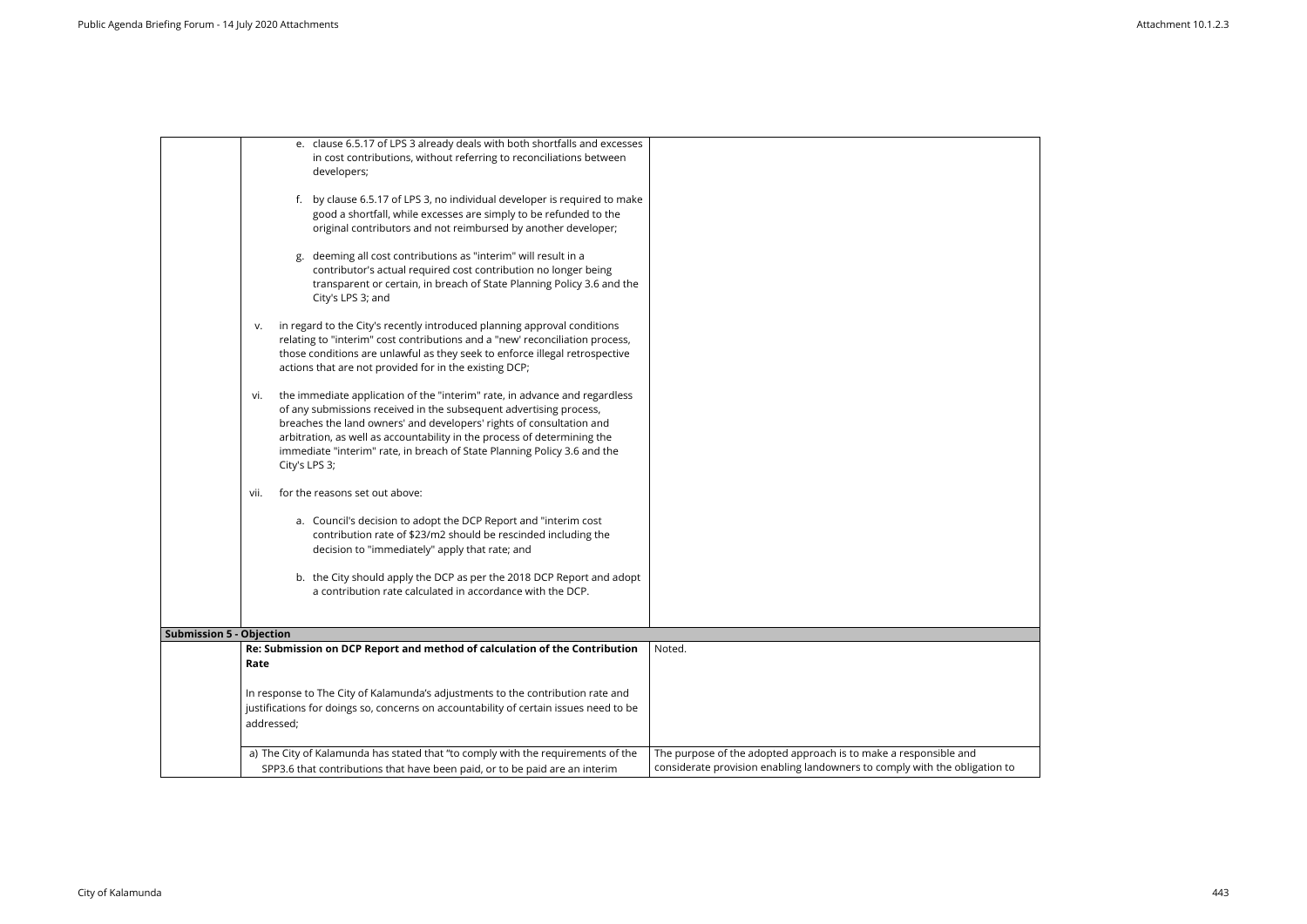| | | |
|---|---|---|
| | e. clause 6.5.17 of LPS 3 already deals with both shortfalls and excesses in cost contributions, without referring to reconciliations between developers;<br><br>f. by clause 6.5.17 of LPS 3, no individual developer is required to make good a shortfall, while excesses are simply to be refunded to the original contributors and not reimbursed by another developer;<br><br>g. deeming all cost contributions as "interim" will result in a contributor's actual required cost contribution no longer being transparent or certain, in breach of State Planning Policy 3.6 and the City's LPS 3; and<br><br>v. in regard to the City's recently introduced planning approval conditions relating to "interim" cost contributions and a "new' reconciliation process, those conditions are unlawful as they seek to enforce illegal retrospective actions that are not provided for in the existing DCP;<br><br>vi. the immediate application of the "interim" rate, in advance and regardless of any submissions received in the subsequent advertising process, breaches the land owners' and developers' rights of consultation and arbitration, as well as accountability in the process of determining the immediate "interim" rate, in breach of State Planning Policy 3.6 and the City's LPS 3;<br><br>vii. for the reasons set out above:<br><br>a. Council's decision to adopt the DCP Report and "interim cost contribution rate of $23/m2 should be rescinded including the decision to "immediately" apply that rate; and<br><br>b. the City should apply the DCP as per the 2018 DCP Report and adopt a contribution rate calculated in accordance with the DCP. | |
| **Submission 5 - Objection** | | |
| | **Re: Submission on DCP Report and method of calculation of the Contribution Rate**<br><br>In response to The City of Kalamunda's adjustments to the contribution rate and justifications for doings so, concerns on accountability of certain issues need to be addressed; | Noted. |
| | a) The City of Kalamunda has stated that "to comply with the requirements of the SPP3.6 that contributions that have been paid, or to be paid are an interim | The purpose of the adopted approach is to make a responsible and considerate provision enabling landowners to comply with the obligation to |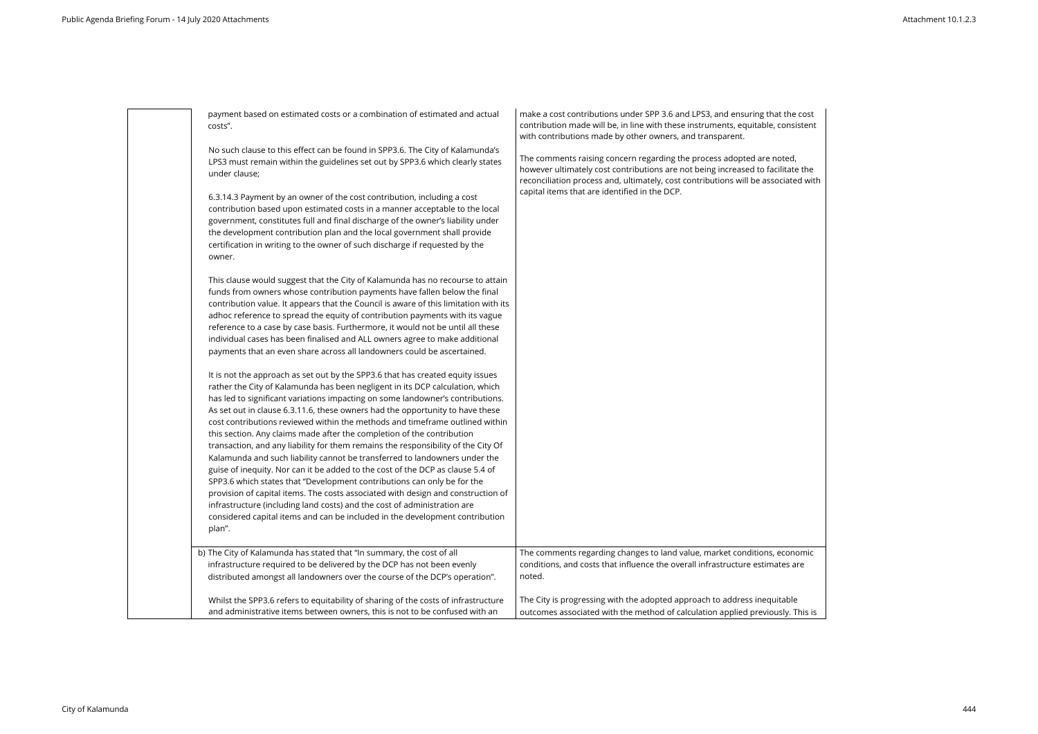| | Submission | Response |
|---|---|---|
| | payment based on estimated costs or a combination of estimated and actual costs".<br><br>No such clause to this effect can be found in SPP3.6. The City of Kalamunda's LPS3 must remain within the guidelines set out by SPP3.6 which clearly states under clause;<br><br>6.3.14.3 Payment by an owner of the cost contribution, including a cost contribution based upon estimated costs in a manner acceptable to the local government, constitutes full and final discharge of the owner's liability under the development contribution plan and the local government shall provide certification in writing to the owner of such discharge if requested by the owner.<br><br>This clause would suggest that the City of Kalamunda has no recourse to attain funds from owners whose contribution payments have fallen below the final contribution value. It appears that the Council is aware of this limitation with its adhoc reference to spread the equity of contribution payments with its vague reference to a case by case basis. Furthermore, it would not be until all these individual cases has been finalised and ALL owners agree to make additional payments that an even share across all landowners could be ascertained.<br><br>It is not the approach as set out by the SPP3.6 that has created equity issues rather the City of Kalamunda has been negligent in its DCP calculation, which has led to significant variations impacting on some landowner's contributions. As set out in clause 6.3.11.6, these owners had the opportunity to have these cost contributions reviewed within the methods and timeframe outlined within this section. Any claims made after the completion of the contribution transaction, and any liability for them remains the responsibility of the City Of Kalamunda and such liability cannot be transferred to landowners under the guise of inequity. Nor can it be added to the cost of the DCP as clause 5.4 of SPP3.6 which states that "Development contributions can only be for the provision of capital items. The costs associated with design and construction of infrastructure (including land costs) and the cost of administration are considered capital items and can be included in the development contribution plan". | make a cost contributions under SPP 3.6 and LPS3, and ensuring that the cost contribution made will be, in line with these instruments, equitable, consistent with contributions made by other owners, and transparent.<br><br>The comments raising concern regarding the process adopted are noted, however ultimately cost contributions are not being increased to facilitate the reconciliation process and, ultimately, cost contributions will be associated with capital items that are identified in the DCP. |
| | b) The City of Kalamunda has stated that "In summary, the cost of all infrastructure required to be delivered by the DCP has not been evenly distributed amongst all landowners over the course of the DCP's operation".<br><br>Whilst the SPP3.6 refers to equitability of sharing of the costs of infrastructure and administrative items between owners, this is not to be confused with an | The comments regarding changes to land value, market conditions, economic conditions, and costs that influence the overall infrastructure estimates are noted.<br><br>The City is progressing with the adopted approach to address inequitable outcomes associated with the method of calculation applied previously. This is |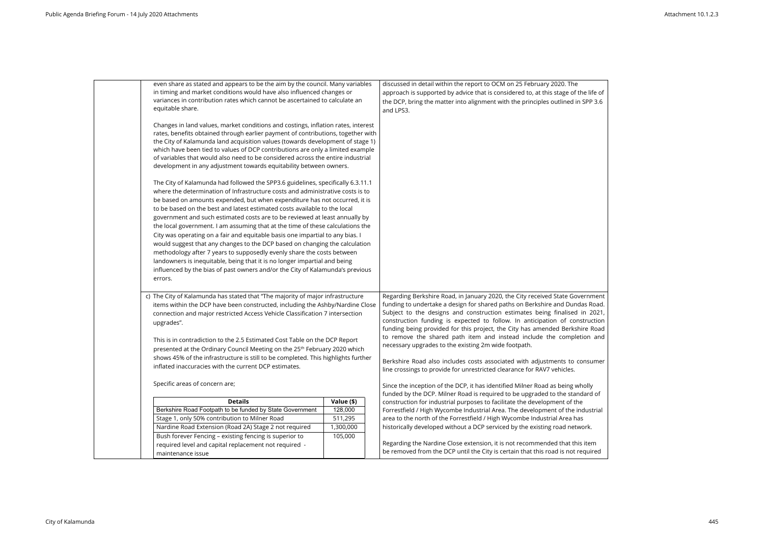| | Submission | Response |
|---|---|---|
| | even share as stated and appears to be the aim by the council. Many variables in timing and market conditions would have also influenced changes or variances in contribution rates which cannot be ascertained to calculate an equitable share.<br><br>Changes in land values, market conditions and costings, inflation rates, interest rates, benefits obtained through earlier payment of contributions, together with the City of Kalamunda land acquisition values (towards development of stage 1) which have been tied to values of DCP contributions are only a limited example of variables that would also need to be considered across the entire industrial development in any adjustment towards equitability between owners.<br><br>The City of Kalamunda had followed the SPP3.6 guidelines, specifically 6.3.11.1 where the determination of Infrastructure costs and administrative costs is to be based on amounts expended, but when expenditure has not occurred, it is to be based on the best and latest estimated costs available to the local government and such estimated costs are to be reviewed at least annually by the local government. I am assuming that at the time of these calculations the City was operating on a fair and equitable basis one impartial to any bias. I would suggest that any changes to the DCP based on changing the calculation methodology after 7 years to supposedly evenly share the costs between landowners is inequitable, being that it is no longer impartial and being influenced by the bias of past owners and/or the City of Kalamunda's previous errors. | discussed in detail within the report to OCM on 25 February 2020. The approach is supported by advice that is considered to, at this stage of the life of the DCP, bring the matter into alignment with the principles outlined in SPP 3.6 and LPS3. |
| | c) The City of Kalamunda has stated that "The majority of major infrastructure items within the DCP have been constructed, including the Ashby/Nardine Close connection and major restricted Access Vehicle Classification 7 intersection upgrades".<br><br>This is in contradiction to the 2.5 Estimated Cost Table on the DCP Report presented at the Ordinary Council Meeting on the 25th February 2020 which shows 45% of the infrastructure is still to be completed. This highlights further inflated inaccuracies with the current DCP estimates.<br><br>Specific areas of concern are;<br><br>**Details** — **Value ($)**<br>Berkshire Road Footpath to be funded by State Government — 128,000<br>Stage 1, only 50% contribution to Milner Road — 511,295<br>Nardine Road Extension (Road 2A) Stage 2 not required — 1,300,000<br>Bush forever Fencing – existing fencing is superior to required level and capital replacement not required - maintenance issue — 105,000 | Regarding Berkshire Road, in January 2020, the City received State Government funding to undertake a design for shared paths on Berkshire and Dundas Road. Subject to the designs and construction estimates being finalised in 2021, construction funding is expected to follow. In anticipation of construction funding being provided for this project, the City has amended Berkshire Road to remove the shared path item and instead include the completion and necessary upgrades to the existing 2m wide footpath.<br><br>Berkshire Road also includes costs associated with adjustments to consumer line crossings to provide for unrestricted clearance for RAV7 vehicles.<br><br>Since the inception of the DCP, it has identified Milner Road as being wholly funded by the DCP. Milner Road is required to be upgraded to the standard of construction for industrial purposes to facilitate the development of the Forrestfield / High Wycombe Industrial Area. The development of the industrial area to the north of the Forrestfield / High Wycombe Industrial Area has historically developed without a DCP serviced by the existing road network.<br><br>Regarding the Nardine Close extension, it is not recommended that this item be removed from the DCP until the City is certain that this road is not required |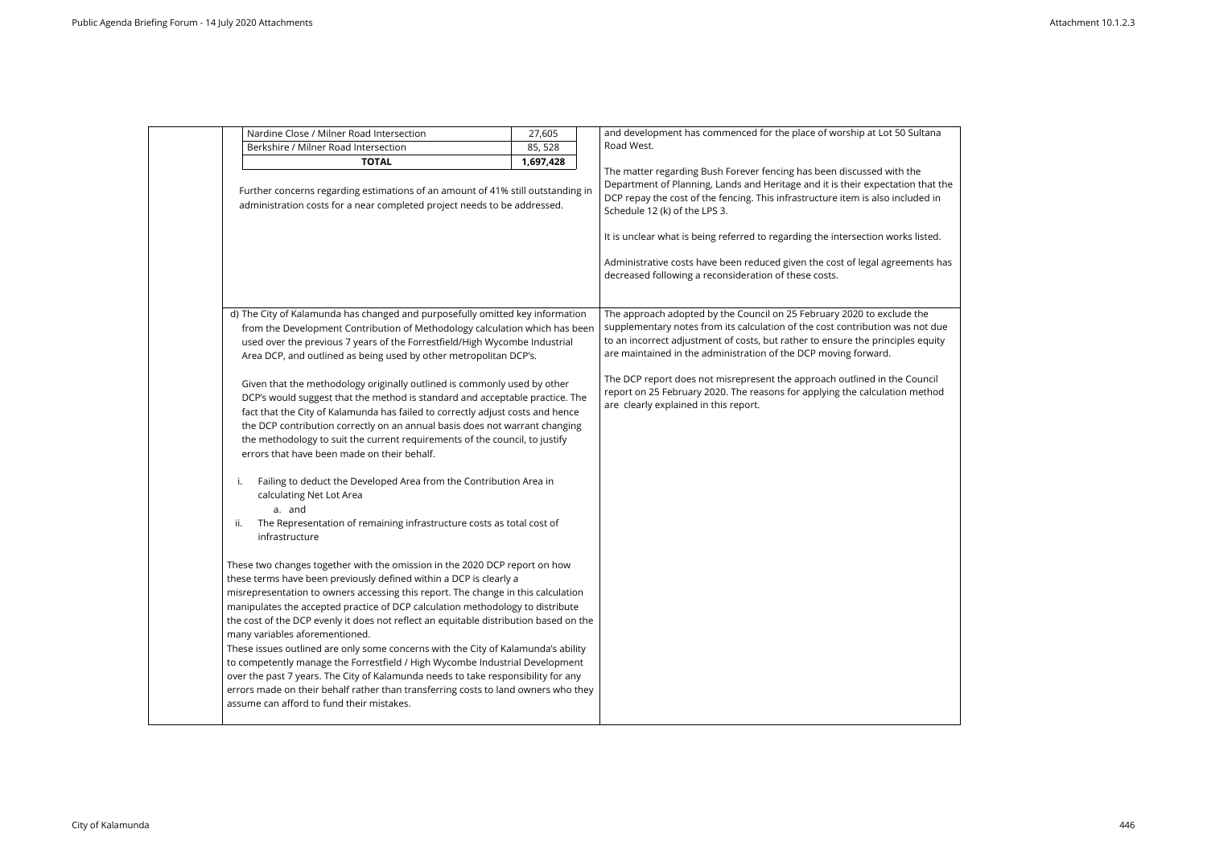| | Submission | Response |
|---|---|---|
| | Nardine Close / Milner Road Intersection — 27,605<br>Berkshire / Milner Road Intersection — 85, 528<br>**TOTAL** — **1,697,428**<br><br>Further concerns regarding estimations of an amount of 41% still outstanding in administration costs for a near completed project needs to be addressed. | and development has commenced for the place of worship at Lot 50 Sultana Road West.<br><br>The matter regarding Bush Forever fencing has been discussed with the Department of Planning, Lands and Heritage and it is their expectation that the DCP repay the cost of the fencing. This infrastructure item is also included in Schedule 12 (k) of the LPS 3.<br><br>It is unclear what is being referred to regarding the intersection works listed.<br><br>Administrative costs have been reduced given the cost of legal agreements has decreased following a reconsideration of these costs. |
| | d) The City of Kalamunda has changed and purposefully omitted key information from the Development Contribution of Methodology calculation which has been used over the previous 7 years of the Forrestfield/High Wycombe Industrial Area DCP, and outlined as being used by other metropolitan DCP's.<br><br>Given that the methodology originally outlined is commonly used by other DCP's would suggest that the method is standard and acceptable practice. The fact that the City of Kalamunda has failed to correctly adjust costs and hence the DCP contribution correctly on an annual basis does not warrant changing the methodology to suit the current requirements of the council, to justify errors that have been made on their behalf.<br><br>i. Failing to deduct the Developed Area from the Contribution Area in calculating Net Lot Area<br>a. and<br>ii. The Representation of remaining infrastructure costs as total cost of infrastructure<br><br>These two changes together with the omission in the 2020 DCP report on how these terms have been previously defined within a DCP is clearly a misrepresentation to owners accessing this report. The change in this calculation manipulates the accepted practice of DCP calculation methodology to distribute the cost of the DCP evenly it does not reflect an equitable distribution based on the many variables aforementioned.<br>These issues outlined are only some concerns with the City of Kalamunda's ability to competently manage the Forrestfield / High Wycombe Industrial Development over the past 7 years. The City of Kalamunda needs to take responsibility for any errors made on their behalf rather than transferring costs to land owners who they assume can afford to fund their mistakes. | The approach adopted by the Council on 25 February 2020 to exclude the supplementary notes from its calculation of the cost contribution was not due to an incorrect adjustment of costs, but rather to ensure the principles equity are maintained in the administration of the DCP moving forward.<br><br>The DCP report does not misrepresent the approach outlined in the Council report on 25 February 2020. The reasons for applying the calculation method are clearly explained in this report. |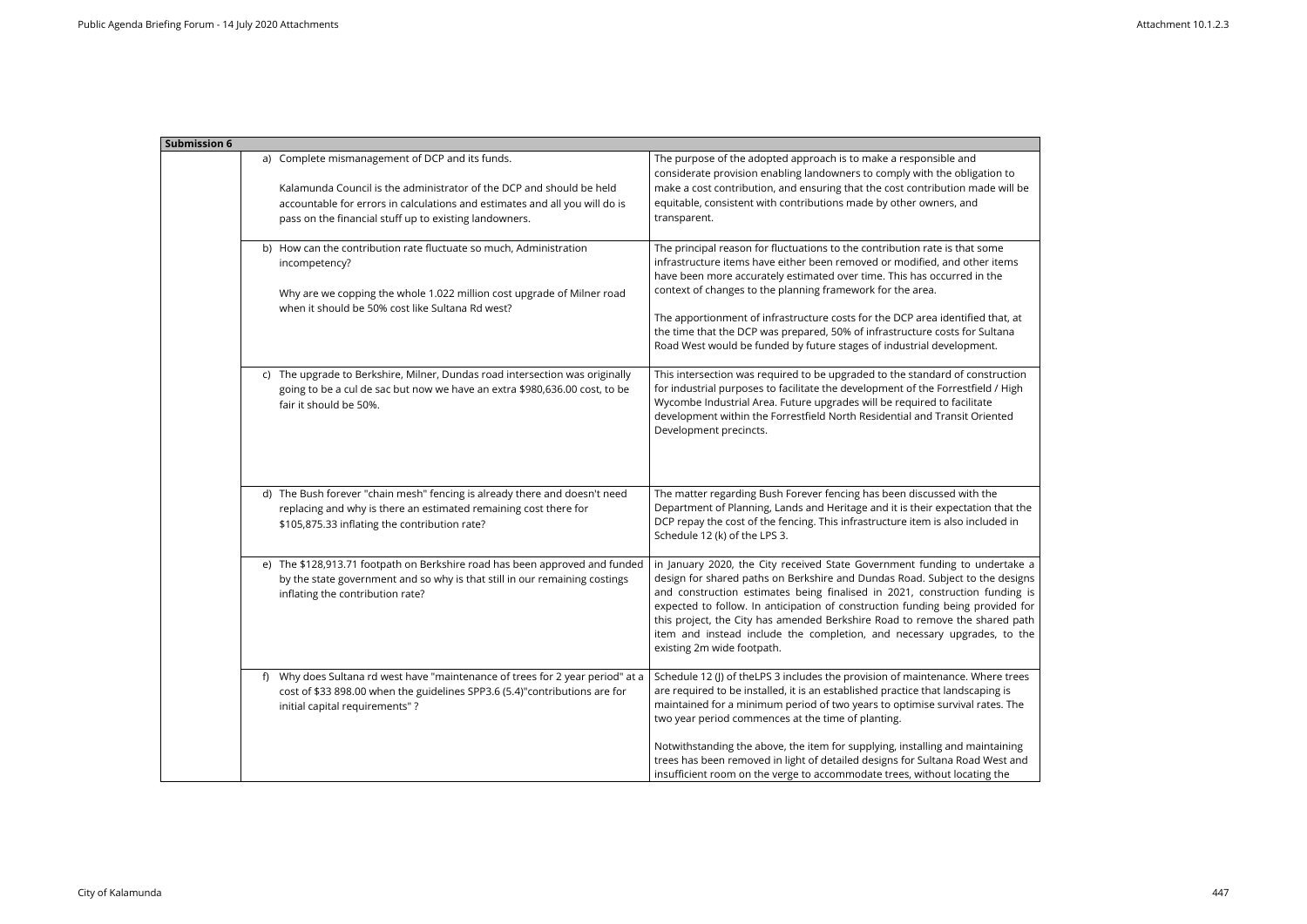| Submission 6 | | |
|---|---|---|
| | a) Complete mismanagement of DCP and its funds.<br><br>Kalamunda Council is the administrator of the DCP and should be held accountable for errors in calculations and estimates and all you will do is pass on the financial stuff up to existing landowners. | The purpose of the adopted approach is to make a responsible and considerate provision enabling landowners to comply with the obligation to make a cost contribution, and ensuring that the cost contribution made will be equitable, consistent with contributions made by other owners, and transparent. |
| | b) How can the contribution rate fluctuate so much, Administration incompetency?<br><br>Why are we copping the whole 1.022 million cost upgrade of Milner road when it should be 50% cost like Sultana Rd west? | The principal reason for fluctuations to the contribution rate is that some infrastructure items have either been removed or modified, and other items have been more accurately estimated over time. This has occurred in the context of changes to the planning framework for the area.<br><br>The apportionment of infrastructure costs for the DCP area identified that, at the time that the DCP was prepared, 50% of infrastructure costs for Sultana Road West would be funded by future stages of industrial development. |
| | c) The upgrade to Berkshire, Milner, Dundas road intersection was originally going to be a cul de sac but now we have an extra $980,636.00 cost, to be fair it should be 50%. | This intersection was required to be upgraded to the standard of construction for industrial purposes to facilitate the development of the Forrestfield / High Wycombe Industrial Area. Future upgrades will be required to facilitate development within the Forrestfield North Residential and Transit Oriented Development precincts. |
| | d) The Bush forever "chain mesh" fencing is already there and doesn't need replacing and why is there an estimated remaining cost there for $105,875.33 inflating the contribution rate? | The matter regarding Bush Forever fencing has been discussed with the Department of Planning, Lands and Heritage and it is their expectation that the DCP repay the cost of the fencing. This infrastructure item is also included in Schedule 12 (k) of the LPS 3. |
| | e) The $128,913.71 footpath on Berkshire road has been approved and funded by the state government and so why is that still in our remaining costings inflating the contribution rate? | in January 2020, the City received State Government funding to undertake a design for shared paths on Berkshire and Dundas Road. Subject to the designs and construction estimates being finalised in 2021, construction funding is expected to follow. In anticipation of construction funding being provided for this project, the City has amended Berkshire Road to remove the shared path item and instead include the completion, and necessary upgrades, to the existing 2m wide footpath. |
| | f) Why does Sultana rd west have "maintenance of trees for 2 year period" at a cost of $33 898.00 when the guidelines SPP3.6 (5.4)"contributions are for initial capital requirements" ? | Schedule 12 (J) of theLPS 3 includes the provision of maintenance. Where trees are required to be installed, it is an established practice that landscaping is maintained for a minimum period of two years to optimise survival rates. The two year period commences at the time of planting.<br><br>Notwithstanding the above, the item for supplying, installing and maintaining trees has been removed in light of detailed designs for Sultana Road West and insufficient room on the verge to accommodate trees, without locating the |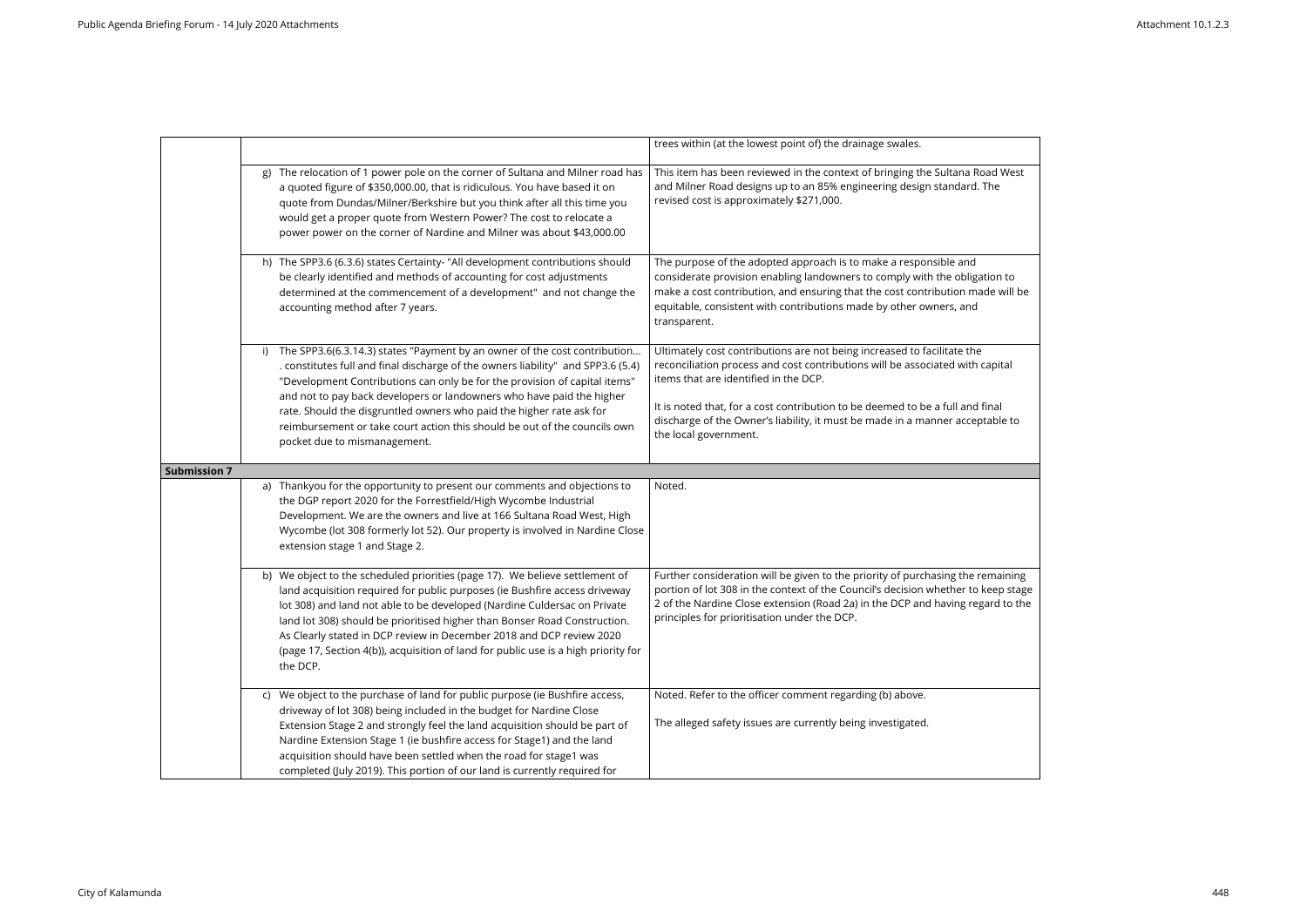| | | |
|---|---|---|
| | | trees within (at the lowest point of) the drainage swales. |
| | g) The relocation of 1 power pole on the corner of Sultana and Milner road has a quoted figure of $350,000.00, that is ridiculous. You have based it on quote from Dundas/Milner/Berkshire but you think after all this time you would get a proper quote from Western Power? The cost to relocate a power power on the corner of Nardine and Milner was about $43,000.00 | This item has been reviewed in the context of bringing the Sultana Road West and Milner Road designs up to an 85% engineering design standard. The revised cost is approximately $271,000. |
| | h) The SPP3.6 (6.3.6) states Certainty- "All development contributions should be clearly identified and methods of accounting for cost adjustments determined at the commencement of a development" and not change the accounting method after 7 years. | The purpose of the adopted approach is to make a responsible and considerate provision enabling landowners to comply with the obligation to make a cost contribution, and ensuring that the cost contribution made will be equitable, consistent with contributions made by other owners, and transparent. |
| | i) The SPP3.6(6.3.14.3) states "Payment by an owner of the cost contribution... . constitutes full and final discharge of the owners liability" and SPP3.6 (5.4) "Development Contributions can only be for the provision of capital items" and not to pay back developers or landowners who have paid the higher rate. Should the disgruntled owners who paid the higher rate ask for reimbursement or take court action this should be out of the councils own pocket due to mismanagement. | Ultimately cost contributions are not being increased to facilitate the reconciliation process and cost contributions will be associated with capital items that are identified in the DCP.<br><br>It is noted that, for a cost contribution to be deemed to be a full and final discharge of the Owner's liability, it must be made in a manner acceptable to the local government. |
| **Submission 7** | | |
| | a) Thankyou for the opportunity to present our comments and objections to the DGP report 2020 for the Forrestfield/High Wycombe Industrial Development. We are the owners and live at 166 Sultana Road West, High Wycombe (lot 308 formerly lot 52). Our property is involved in Nardine Close extension stage 1 and Stage 2. | Noted. |
| | b) We object to the scheduled priorities (page 17). We believe settlement of land acquisition required for public purposes (ie Bushfire access driveway lot 308) and land not able to be developed (Nardine Culdersac on Private land lot 308) should be prioritised higher than Bonser Road Construction. As Clearly stated in DCP review in December 2018 and DCP review 2020 (page 17, Section 4(b)), acquisition of land for public use is a high priority for the DCP. | Further consideration will be given to the priority of purchasing the remaining portion of lot 308 in the context of the Council's decision whether to keep stage 2 of the Nardine Close extension (Road 2a) in the DCP and having regard to the principles for prioritisation under the DCP. |
| | c) We object to the purchase of land for public purpose (ie Bushfire access, driveway of lot 308) being included in the budget for Nardine Close Extension Stage 2 and strongly feel the land acquisition should be part of Nardine Extension Stage 1 (ie bushfire access for Stage1) and the land acquisition should have been settled when the road for stage1 was completed (July 2019). This portion of our land is currently required for | Noted. Refer to the officer comment regarding (b) above.<br><br>The alleged safety issues are currently being investigated. |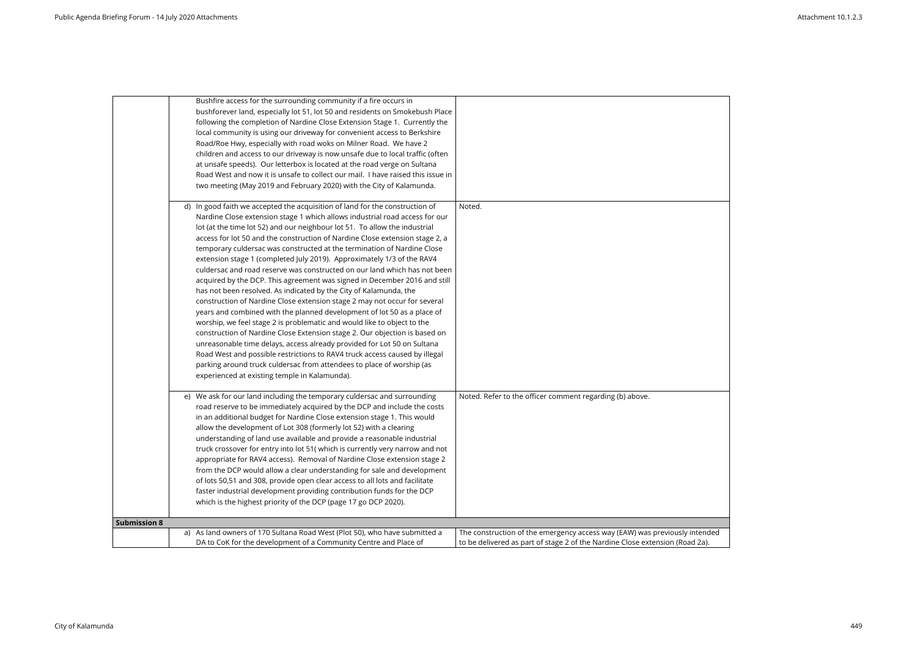| | | |
|---|---|---|
| | Bushfire access for the surrounding community if a fire occurs in bushforever land, especially lot 51, lot 50 and residents on Smokebush Place following the completion of Nardine Close Extension Stage 1. Currently the local community is using our driveway for convenient access to Berkshire Road/Roe Hwy, especially with road woks on Milner Road. We have 2 children and access to our driveway is now unsafe due to local traffic (often at unsafe speeds). Our letterbox is located at the road verge on Sultana Road West and now it is unsafe to collect our mail. I have raised this issue in two meeting (May 2019 and February 2020) with the City of Kalamunda. | |
| | d) In good faith we accepted the acquisition of land for the construction of Nardine Close extension stage 1 which allows industrial road access for our lot (at the time lot 52) and our neighbour lot 51. To allow the industrial access for lot 50 and the construction of Nardine Close extension stage 2, a temporary culdersac was constructed at the termination of Nardine Close extension stage 1 (completed July 2019). Approximately 1/3 of the RAV4 culdersac and road reserve was constructed on our land which has not been acquired by the DCP. This agreement was signed in December 2016 and still has not been resolved. As indicated by the City of Kalamunda, the construction of Nardine Close extension stage 2 may not occur for several years and combined with the planned development of lot 50 as a place of worship, we feel stage 2 is problematic and would like to object to the construction of Nardine Close Extension stage 2. Our objection is based on unreasonable time delays, access already provided for Lot 50 on Sultana Road West and possible restrictions to RAV4 truck access caused by illegal parking around truck culdersac from attendees to place of worship (as experienced at existing temple in Kalamunda). | Noted. |
| | e) We ask for our land including the temporary culdersac and surrounding road reserve to be immediately acquired by the DCP and include the costs in an additional budget for Nardine Close extension stage 1. This would allow the development of Lot 308 (formerly lot 52) with a clearing understanding of land use available and provide a reasonable industrial truck crossover for entry into lot 51( which is currently very narrow and not appropriate for RAV4 access). Removal of Nardine Close extension stage 2 from the DCP would allow a clear understanding for sale and development of lots 50,51 and 308, provide open clear access to all lots and facilitate faster industrial development providing contribution funds for the DCP which is the highest priority of the DCP (page 17 go DCP 2020). | Noted. Refer to the officer comment regarding (b) above. |
| **Submission 8** | | |
| | a) As land owners of 170 Sultana Road West (Plot 50), who have submitted a DA to CoK for the development of a Community Centre and Place of | The construction of the emergency access way (EAW) was previously intended to be delivered as part of stage 2 of the Nardine Close extension (Road 2a). |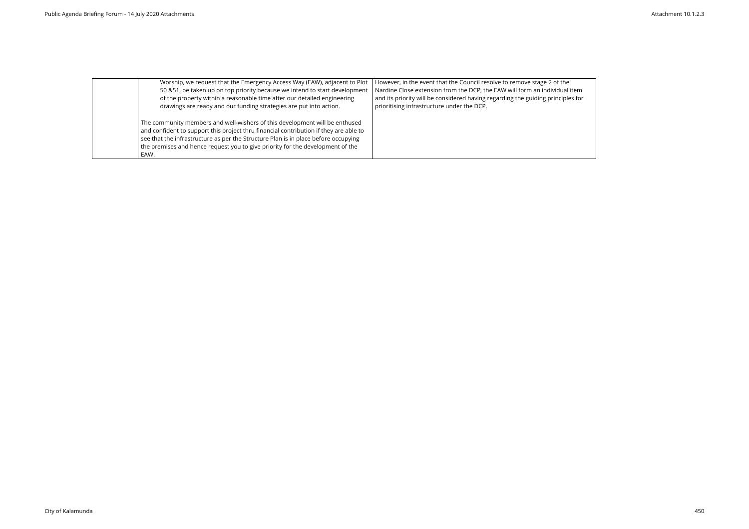| | | |
|---|---|---|
| | Worship, we request that the Emergency Access Way (EAW), adjacent to Plot 50 &51, be taken up on top priority because we intend to start development of the property within a reasonable time after our detailed engineering drawings are ready and our funding strategies are put into action.<br><br>The community members and well-wishers of this development will be enthused and confident to support this project thru financial contribution if they are able to see that the infrastructure as per the Structure Plan is in place before occupying the premises and hence request you to give priority for the development of the EAW. | However, in the event that the Council resolve to remove stage 2 of the Nardine Close extension from the DCP, the EAW will form an individual item and its priority will be considered having regarding the guiding principles for prioritising infrastructure under the DCP. |